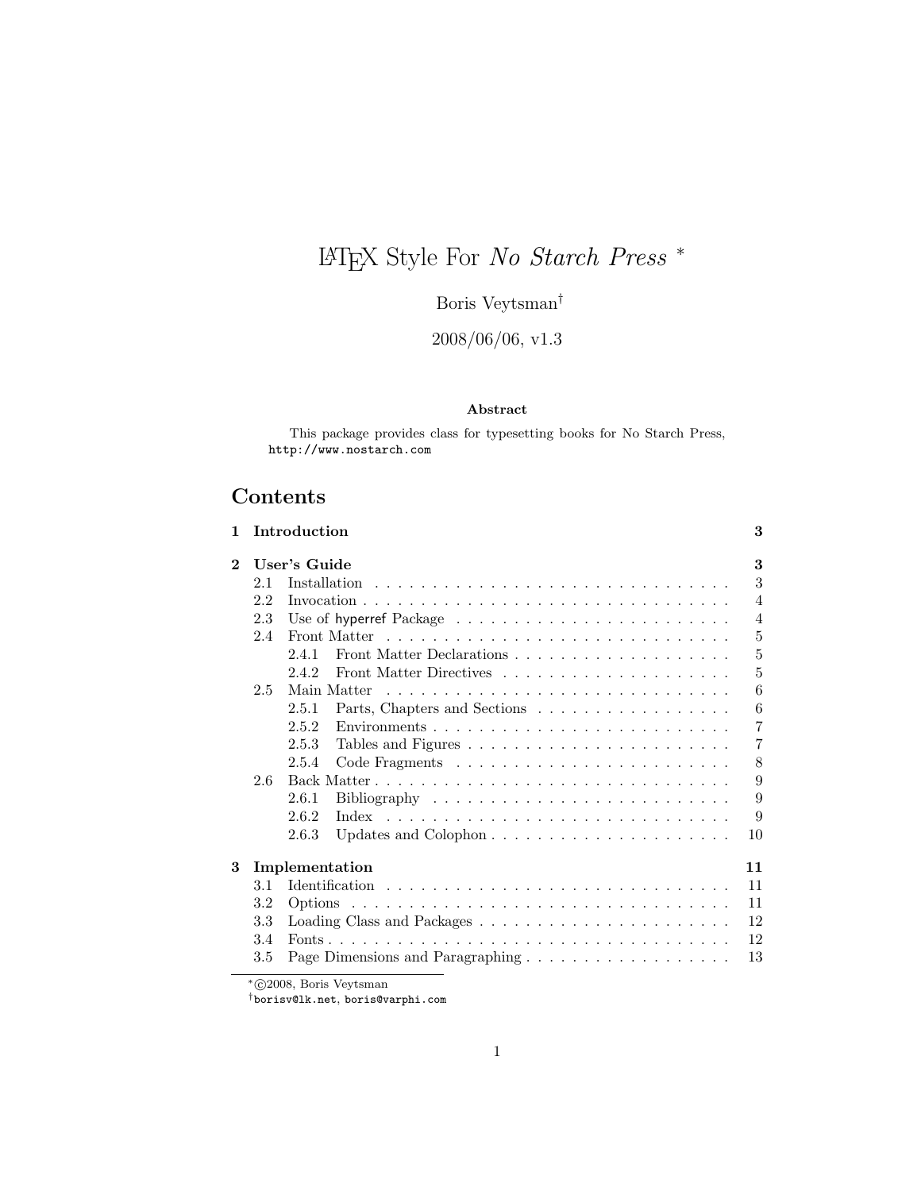# LaTeX Style For *No Starch Press* [*]

Boris Veytsman[†]

2008/06/06, v1.3

**Abstract**

This package provides class for typesetting books for No Starch Press, `http://www.nostarch.com`

## Contents

- **1 Introduction** — 3
- **2 User's Guide** — 3
  - 2.1 Installation — 3
  - 2.2 Invocation — 4
  - 2.3 Use of hyperref Package — 4
  - 2.4 Front Matter — 5
    - 2.4.1 Front Matter Declarations — 5
    - 2.4.2 Front Matter Directives — 5
  - 2.5 Main Matter — 6
    - 2.5.1 Parts, Chapters and Sections — 6
    - 2.5.2 Environments — 7
    - 2.5.3 Tables and Figures — 7
    - 2.5.4 Code Fragments — 8
  - 2.6 Back Matter — 9
    - 2.6.1 Bibliography — 9
    - 2.6.2 Index — 9
    - 2.6.3 Updates and Colophon — 10
- **3 Implementation** — 11
  - 3.1 Identification — 11
  - 3.2 Options — 11
  - 3.3 Loading Class and Packages — 12
  - 3.4 Fonts — 12
  - 3.5 Page Dimensions and Paragraphing — 13

[*] ©2008, Boris Veytsman

[†] `borisv@lk.net`, `boris@varphi.com`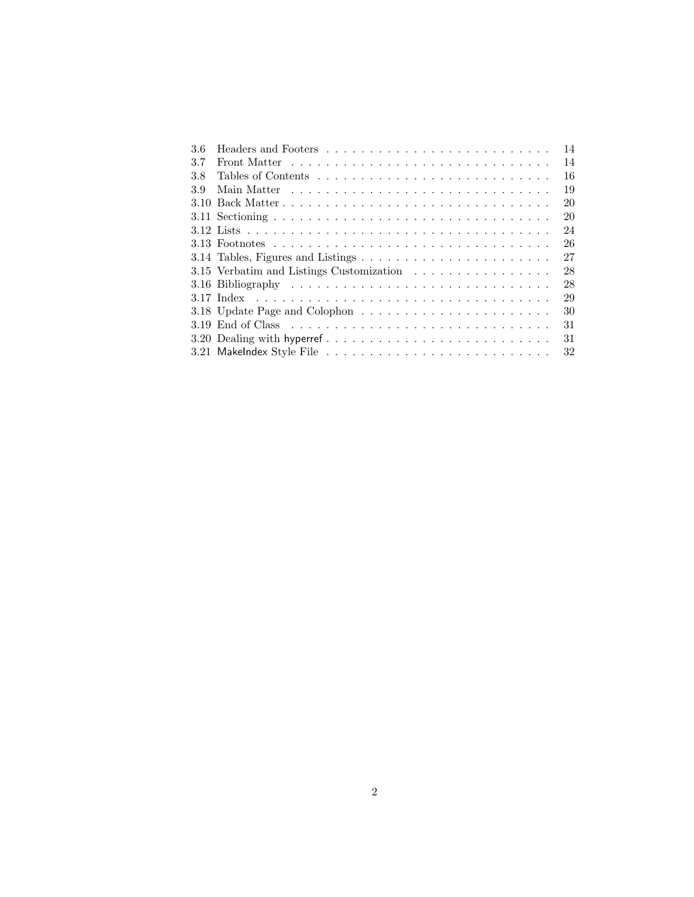3.6 Headers and Footers . . . . . . . . . . . . . . . . . . . . . . . . . 14
3.7 Front Matter . . . . . . . . . . . . . . . . . . . . . . . . . . . . . 14
3.8 Tables of Contents . . . . . . . . . . . . . . . . . . . . . . . . . . 16
3.9 Main Matter . . . . . . . . . . . . . . . . . . . . . . . . . . . . . 19
3.10 Back Matter . . . . . . . . . . . . . . . . . . . . . . . . . . . . . 20
3.11 Sectioning . . . . . . . . . . . . . . . . . . . . . . . . . . . . . . 20
3.12 Lists . . . . . . . . . . . . . . . . . . . . . . . . . . . . . . . . . 24
3.13 Footnotes . . . . . . . . . . . . . . . . . . . . . . . . . . . . . . 26
3.14 Tables, Figures and Listings . . . . . . . . . . . . . . . . . . . . . 27
3.15 Verbatim and Listings Customization . . . . . . . . . . . . . . . . 28
3.16 Bibliography . . . . . . . . . . . . . . . . . . . . . . . . . . . . . 28
3.17 Index . . . . . . . . . . . . . . . . . . . . . . . . . . . . . . . . . 29
3.18 Update Page and Colophon . . . . . . . . . . . . . . . . . . . . . . 30
3.19 End of Class . . . . . . . . . . . . . . . . . . . . . . . . . . . . . 31
3.20 Dealing with hyperref . . . . . . . . . . . . . . . . . . . . . . . . . 31
3.21 MakeIndex Style File . . . . . . . . . . . . . . . . . . . . . . . . . 32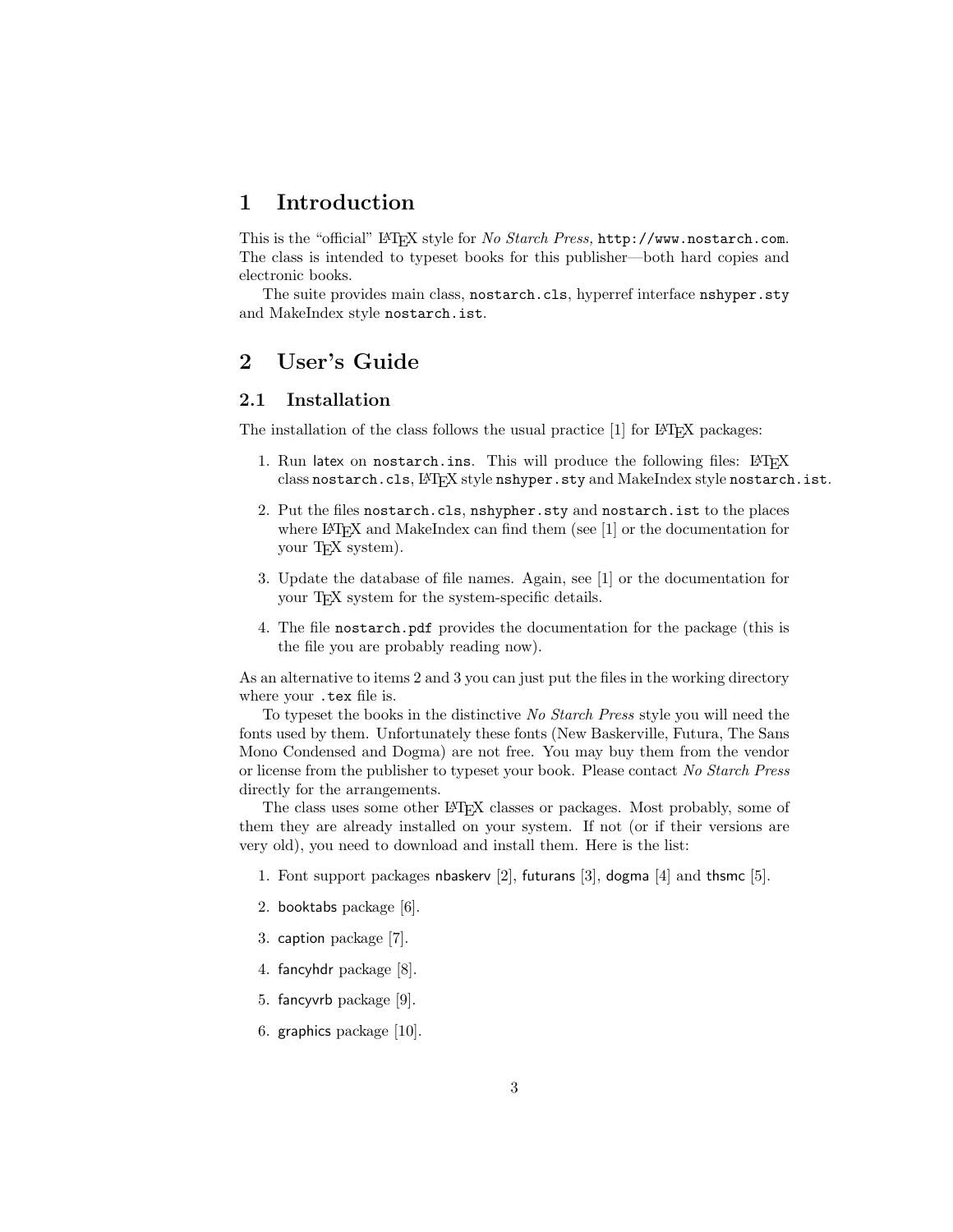# 1 Introduction

This is the "official" LaTeX style for *No Starch Press,* `http://www.nostarch.com`. The class is intended to typeset books for this publisher—both hard copies and electronic books.

The suite provides main class, `nostarch.cls`, hyperref interface `nshyper.sty` and MakeIndex style `nostarch.ist`.

# 2 User's Guide

## 2.1 Installation

The installation of the class follows the usual practice [1] for LaTeX packages:

1. Run latex on `nostarch.ins`. This will produce the following files: LaTeX class `nostarch.cls`, LaTeX style `nshyper.sty` and MakeIndex style `nostarch.ist`.
2. Put the files `nostarch.cls`, `nshypher.sty` and `nostarch.ist` to the places where LaTeX and MakeIndex can find them (see [1] or the documentation for your TeX system).
3. Update the database of file names. Again, see [1] or the documentation for your TeX system for the system-specific details.
4. The file `nostarch.pdf` provides the documentation for the package (this is the file you are probably reading now).

As an alternative to items 2 and 3 you can just put the files in the working directory where your `.tex` file is.

To typeset the books in the distinctive *No Starch Press* style you will need the fonts used by them. Unfortunately these fonts (New Baskerville, Futura, The Sans Mono Condensed and Dogma) are not free. You may buy them from the vendor or license from the publisher to typeset your book. Please contact *No Starch Press* directly for the arrangements.

The class uses some other LaTeX classes or packages. Most probably, some of them they are already installed on your system. If not (or if their versions are very old), you need to download and install them. Here is the list:

1. Font support packages nbaskerv [2], futurans [3], dogma [4] and thsmc [5].
2. booktabs package [6].
3. caption package [7].
4. fancyhdr package [8].
5. fancyvrb package [9].
6. graphics package [10].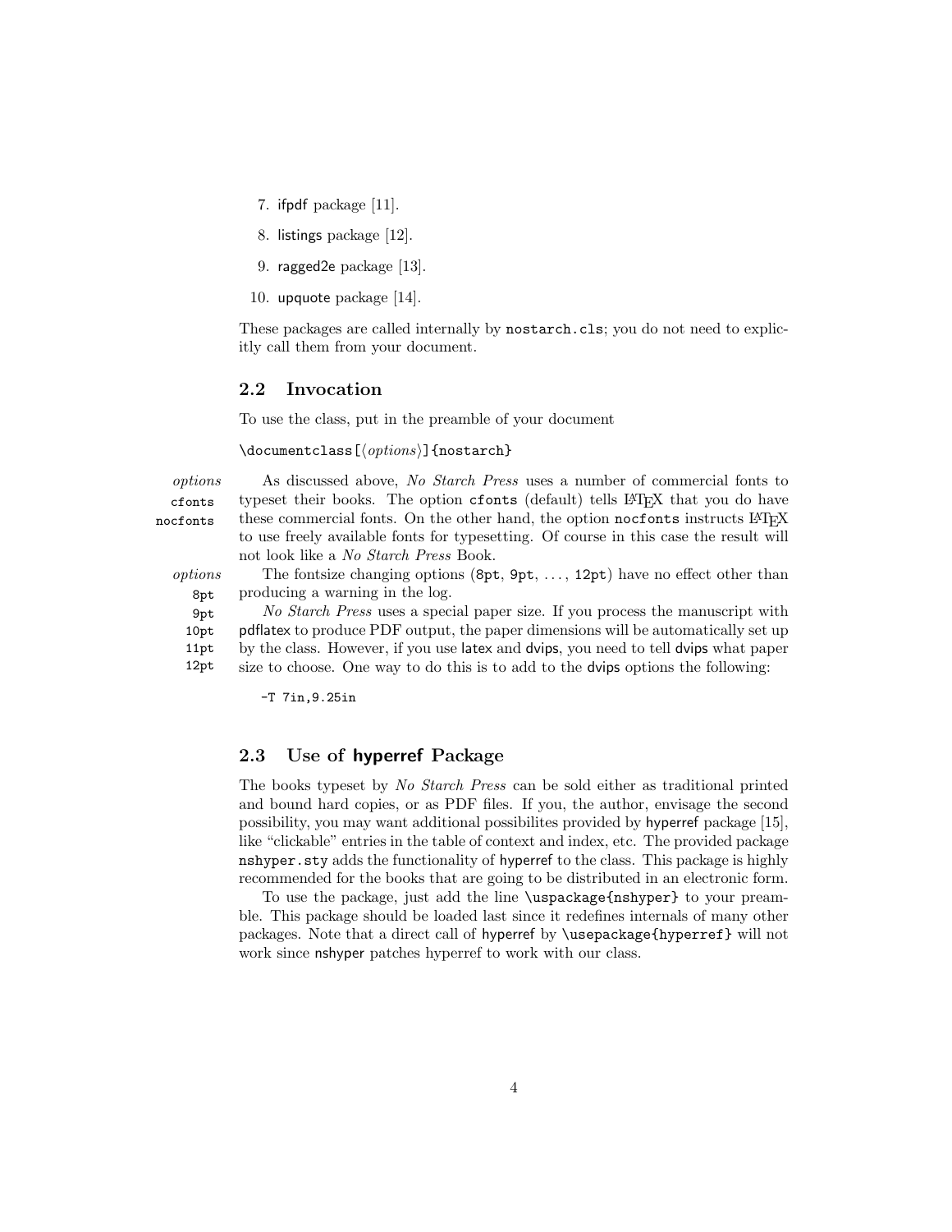7. ifpdf package [11].

8. listings package [12].

9. ragged2e package [13].

10. upquote package [14].

These packages are called internally by `nostarch.cls`; you do not need to explicitly call them from your document.

## 2.2 Invocation

To use the class, put in the preamble of your document

```
\documentclass[⟨options⟩]{nostarch}
```

*options* `cfonts` `nocfonts` As discussed above, *No Starch Press* uses a number of commercial fonts to typeset their books. The option `cfonts` (default) tells LaTeX that you do have these commercial fonts. On the other hand, the option `nocfonts` instructs LaTeX to use freely available fonts for typesetting. Of course in this case the result will not look like a *No Starch Press* Book.

*options* `8pt` `9pt` `10pt` `11pt` `12pt` The fontsize changing options (`8pt`, `9pt`, ..., `12pt`) have no effect other than producing a warning in the log.

*No Starch Press* uses a special paper size. If you process the manuscript with pdflatex to produce PDF output, the paper dimensions will be automatically set up by the class. However, if you use latex and dvips, you need to tell dvips what paper size to choose. One way to do this is to add to the dvips options the following:

```
-T 7in,9.25in
```

## 2.3 Use of hyperref Package

The books typeset by *No Starch Press* can be sold either as traditional printed and bound hard copies, or as PDF files. If you, the author, envisage the second possibility, you may want additional possibilites provided by hyperref package [15], like "clickable" entries in the table of context and index, etc. The provided package `nshyper.sty` adds the functionality of hyperref to the class. This package is highly recommended for the books that are going to be distributed in an electronic form.

To use the package, just add the line `\uspackage{nshyper}` to your preamble. This package should be loaded last since it redefines internals of many other packages. Note that a direct call of hyperref by `\usepackage{hyperref}` will not work since nshyper patches hyperref to work with our class.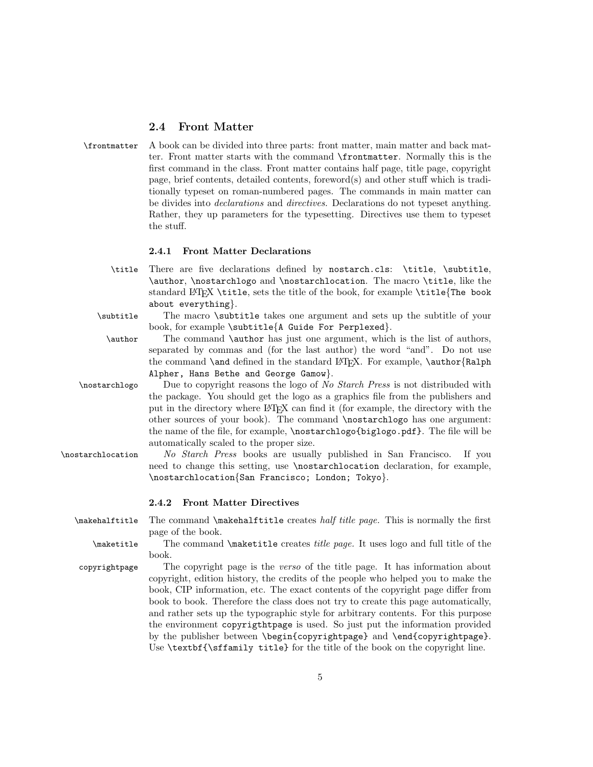## 2.4 Front Matter

`\frontmatter` A book can be divided into three parts: front matter, main matter and back matter. Front matter starts with the command `\frontmatter`. Normally this is the first command in the class. Front matter contains half page, title page, copyright page, brief contents, detailed contents, foreword(s) and other stuff which is traditionally typeset on roman-numbered pages. The commands in main matter can be divides into *declarations* and *directives*. Declarations do not typeset anything. Rather, they up parameters for the typesetting. Directives use them to typeset the stuff.

### 2.4.1 Front Matter Declarations

`\title` There are five declarations defined by `nostarch.cls`: `\title`, `\subtitle`, `\author`, `\nostarchlogo` and `\nostarchlocation`. The macro `\title`, like the standard LaTeX `\title`, sets the title of the book, for example `\title{The book about everything}`.

`\subtitle` The macro `\subtitle` takes one argument and sets up the subtitle of your book, for example `\subtitle{A Guide For Perplexed}`.

`\author` The command `\author` has just one argument, which is the list of authors, separated by commas and (for the last author) the word "and". Do not use the command `\and` defined in the standard LaTeX. For example, `\author{Ralph Alpher, Hans Bethe and George Gamow}`.

`\nostarchlogo` Due to copyright reasons the logo of *No Starch Press* is not distribuded with the package. You should get the logo as a graphics file from the publishers and put in the directory where LaTeX can find it (for example, the directory with the other sources of your book). The command `\nostarchlogo` has one argument: the name of the file, for example, `\nostarchlogo{biglogo.pdf}`. The file will be automatically scaled to the proper size.

`\nostarchlocation` *No Starch Press* books are usually published in San Francisco. If you need to change this setting, use `\nostarchlocation` declaration, for example, `\nostarchlocation{San Francisco; London; Tokyo}`.

### 2.4.2 Front Matter Directives

`\makehalftitle` The command `\makehalftitle` creates *half title page*. This is normally the first page of the book.

`\maketitle` The command `\maketitle` creates *title page*. It uses logo and full title of the book.

`copyrightpage` The copyright page is the *verso* of the title page. It has information about copyright, edition history, the credits of the people who helped you to make the book, CIP information, etc. The exact contents of the copyright page differ from book to book. Therefore the class does not try to create this page automatically, and rather sets up the typographic style for arbitrary contents. For this purpose the environment `copyrigthtpage` is used. So just put the information provided by the publisher between `\begin{copyrightpage}` and `\end{copyrightpage}`. Use `\textbf{\sffamily title}` for the title of the book on the copyright line.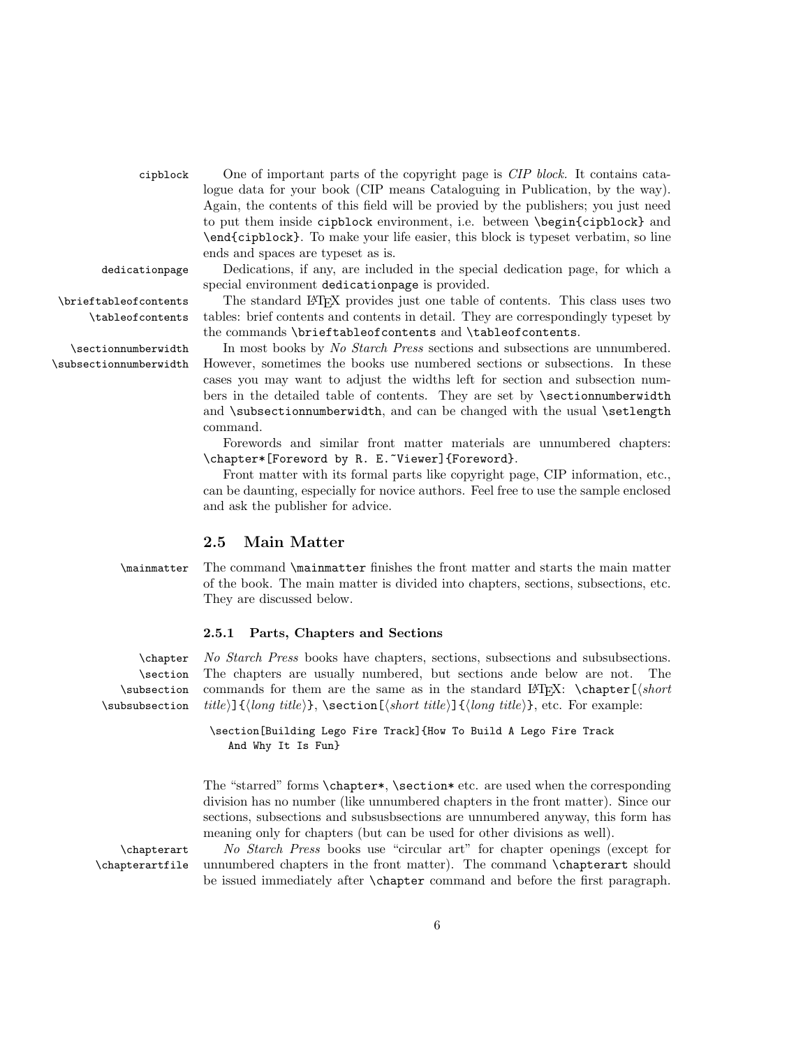`cipblock` One of important parts of the copyright page is *CIP block*. It contains catalogue data for your book (CIP means Cataloguing in Publication, by the way). Again, the contents of this field will be provied by the publishers; you just need to put them inside `cipblock` environment, i.e. between `\begin{cipblock}` and `\end{cipblock}`. To make your life easier, this block is typeset verbatim, so line ends and spaces are typeset as is.

`dedicationpage` Dedications, if any, are included in the special dedication page, for which a special environment `dedicationpage` is provided.

`\brieftableofcontents` `\tableofcontents` The standard LaTeX provides just one table of contents. This class uses two tables: brief contents and contents in detail. They are correspondingly typeset by the commands `\brieftableofcontents` and `\tableofcontents`.

`\sectionnumberwidth` `\subsectionnumberwidth` In most books by *No Starch Press* sections and subsections are unnumbered. However, sometimes the books use numbered sections or subsections. In these cases you may want to adjust the widths left for section and subsection numbers in the detailed table of contents. They are set by `\sectionnumberwidth` and `\subsectionnumberwidth`, and can be changed with the usual `\setlength` command.

Forewords and similar front matter materials are unnumbered chapters: `\chapter*[Foreword by R. E.~Viewer]{Foreword}`.

Front matter with its formal parts like copyright page, CIP information, etc., can be daunting, especially for novice authors. Feel free to use the sample enclosed and ask the publisher for advice.

## 2.5 Main Matter

`\mainmatter` The command `\mainmatter` finishes the front matter and starts the main matter of the book. The main matter is divided into chapters, sections, subsections, etc. They are discussed below.

### 2.5.1 Parts, Chapters and Sections

`\chapter` `\section` `\subsection` `\subsubsection` *No Starch Press* books have chapters, sections, subsections and subsubsections. The chapters are usually numbered, but sections ande below are not. The commands for them are the same as in the standard LaTeX: `\chapter[`⟨*short title*⟩`]{`⟨*long title*⟩`}`, `\section[`⟨*short title*⟩`]{`⟨*long title*⟩`}`, etc. For example:

```
\section[Building Lego Fire Track]{How To Build A Lego Fire Track
    And Why It Is Fun}
```

The "starred" forms `\chapter*`, `\section*` etc. are used when the corresponding division has no number (like unnumbered chapters in the front matter). Since our sections, subsections and subsusbsections are unnumbered anyway, this form has meaning only for chapters (but can be used for other divisions as well).

`\chapterart` `\chapterartfile` *No Starch Press* books use "circular art" for chapter openings (except for unnumbered chapters in the front matter). The command `\chapterart` should be issued immediately after `\chapter` command and before the first paragraph.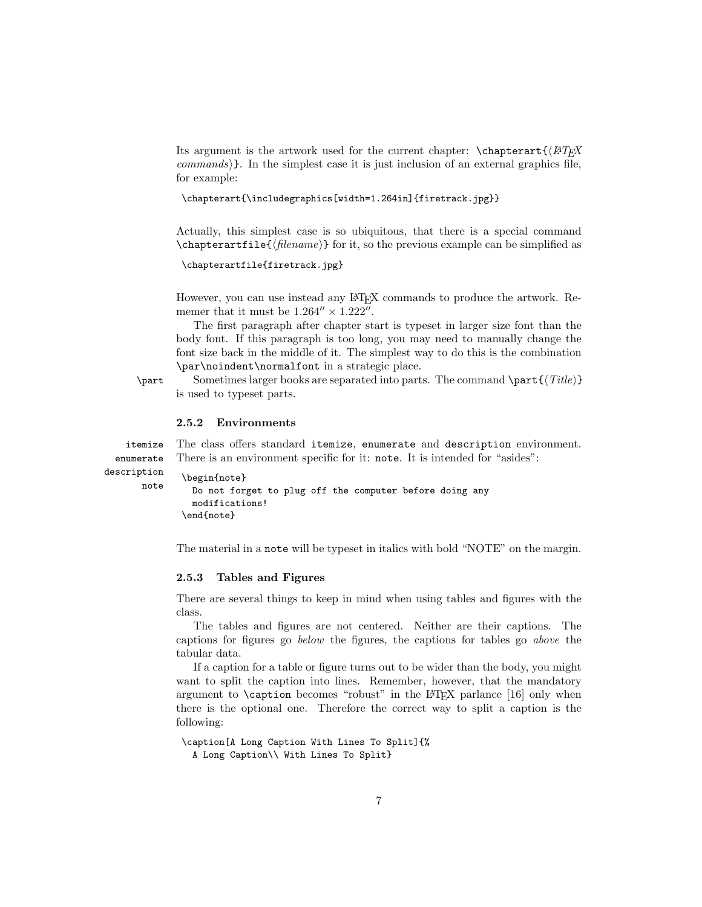Its argument is the artwork used for the current chapter: `\chapterart{`⟨*LaTeX commands*⟩`}`. In the simplest case it is just inclusion of an external graphics file, for example:

```
\chapterart{\includegraphics[width=1.264in]{firetrack.jpg}}
```

Actually, this simplest case is so ubiquitous, that there is a special command `\chapterartfile{`⟨*filename*⟩`}` for it, so the previous example can be simplified as

```
\chapterartfile{firetrack.jpg}
```

However, you can use instead any LaTeX commands to produce the artwork. Rememer that it must be $1.264'' \times 1.222''$.

The first paragraph after chapter start is typeset in larger size font than the body font. If this paragraph is too long, you may need to manually change the font size back in the middle of it. The simplest way to do this is the combination `\par\noindent\normalfont` in a strategic place.

`\part` Sometimes larger books are separated into parts. The command `\part{`⟨*Title*⟩`}` is used to typeset parts.

### 2.5.2 Environments

`itemize` `enumerate` `description` `note`

The class offers standard `itemize`, `enumerate` and `description` environment. There is an environment specific for it: `note`. It is intended for "asides":

```
\begin{note}
  Do not forget to plug off the computer before doing any
  modifications!
\end{note}
```

The material in a `note` will be typeset in italics with bold "NOTE" on the margin.

### 2.5.3 Tables and Figures

There are several things to keep in mind when using tables and figures with the class.

The tables and figures are not centered. Neither are their captions. The captions for figures go *below* the figures, the captions for tables go *above* the tabular data.

If a caption for a table or figure turns out to be wider than the body, you might want to split the caption into lines. Remember, however, that the mandatory argument to `\caption` becomes "robust" in the LaTeX parlance [16] only when there is the optional one. Therefore the correct way to split a caption is the following:

```
\caption[A Long Caption With Lines To Split]{%
  A Long Caption\\ With Lines To Split}
```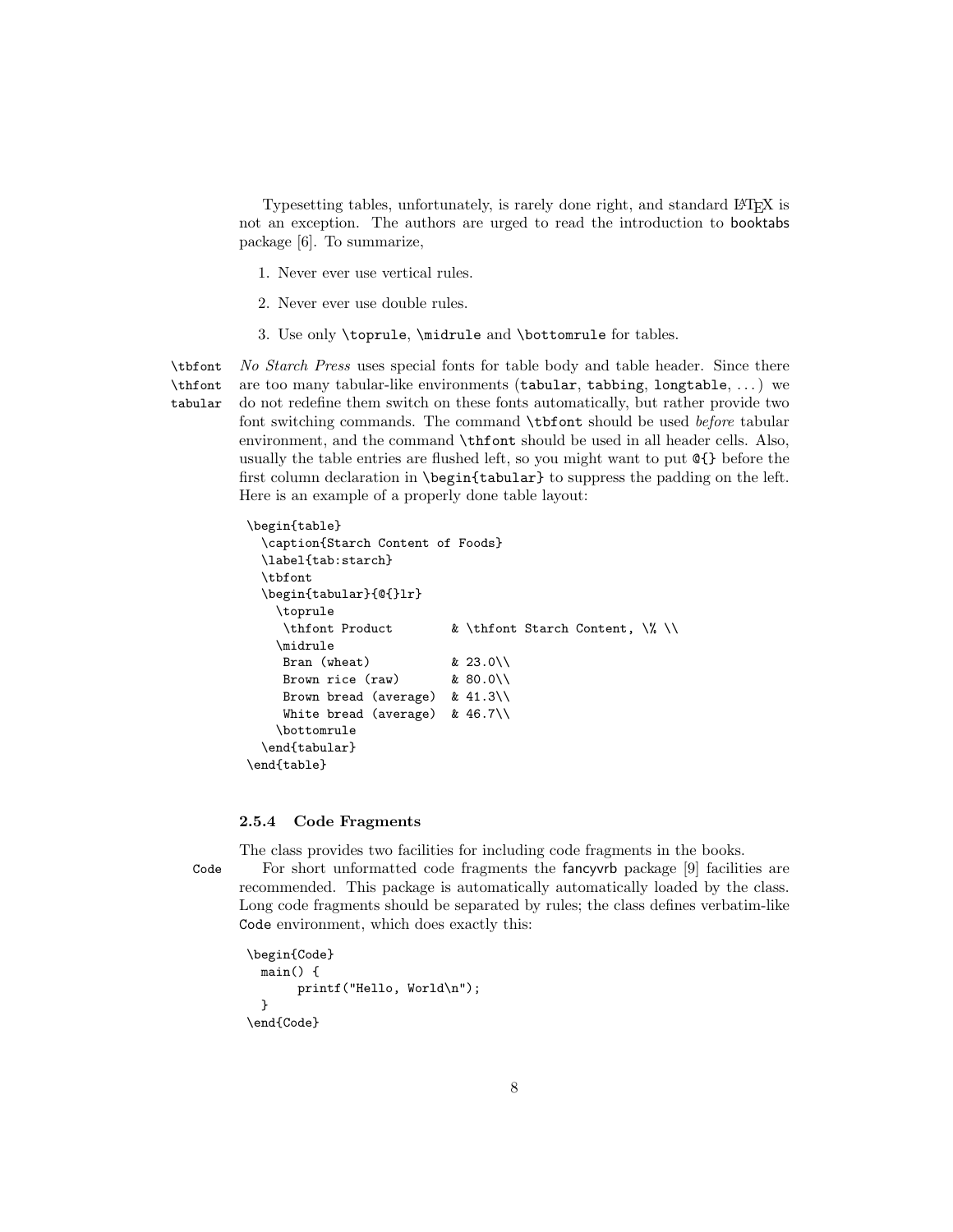Typesetting tables, unfortunately, is rarely done right, and standard LaTeX is not an exception. The authors are urged to read the introduction to booktabs package [6]. To summarize,

1. Never ever use vertical rules.
2. Never ever use double rules.
3. Use only `\toprule`, `\midrule` and `\bottomrule` for tables.

`\tbfont` `\thfont` `tabular` *No Starch Press* uses special fonts for table body and table header. Since there are too many tabular-like environments (`tabular`, `tabbing`, `longtable`, ...) we do not redefine them switch on these fonts automatically, but rather provide two font switching commands. The command `\tbfont` should be used *before* tabular environment, and the command `\thfont` should be used in all header cells. Also, usually the table entries are flushed left, so you might want to put `@{}` before the first column declaration in `\begin{tabular}` to suppress the padding on the left. Here is an example of a properly done table layout:

```
\begin{table}
  \caption{Starch Content of Foods}
  \label{tab:starch}
  \tbfont
  \begin{tabular}{@{}lr}
    \toprule
     \thfont Product        & \thfont Starch Content, \% \\
    \midrule
     Bran (wheat)           & 23.0\\
     Brown rice (raw)       & 80.0\\
     Brown bread (average)  & 41.3\\
     White bread (average)  & 46.7\\
    \bottomrule
  \end{tabular}
\end{table}
```

### 2.5.4 Code Fragments

The class provides two facilities for including code fragments in the books.

`Code` For short unformatted code fragments the fancyvrb package [9] facilities are recommended. This package is automatically automatically loaded by the class. Long code fragments should be separated by rules; the class defines verbatim-like `Code` environment, which does exactly this:

```
\begin{Code}
  main() {
       printf("Hello, World\n");
  }
\end{Code}
```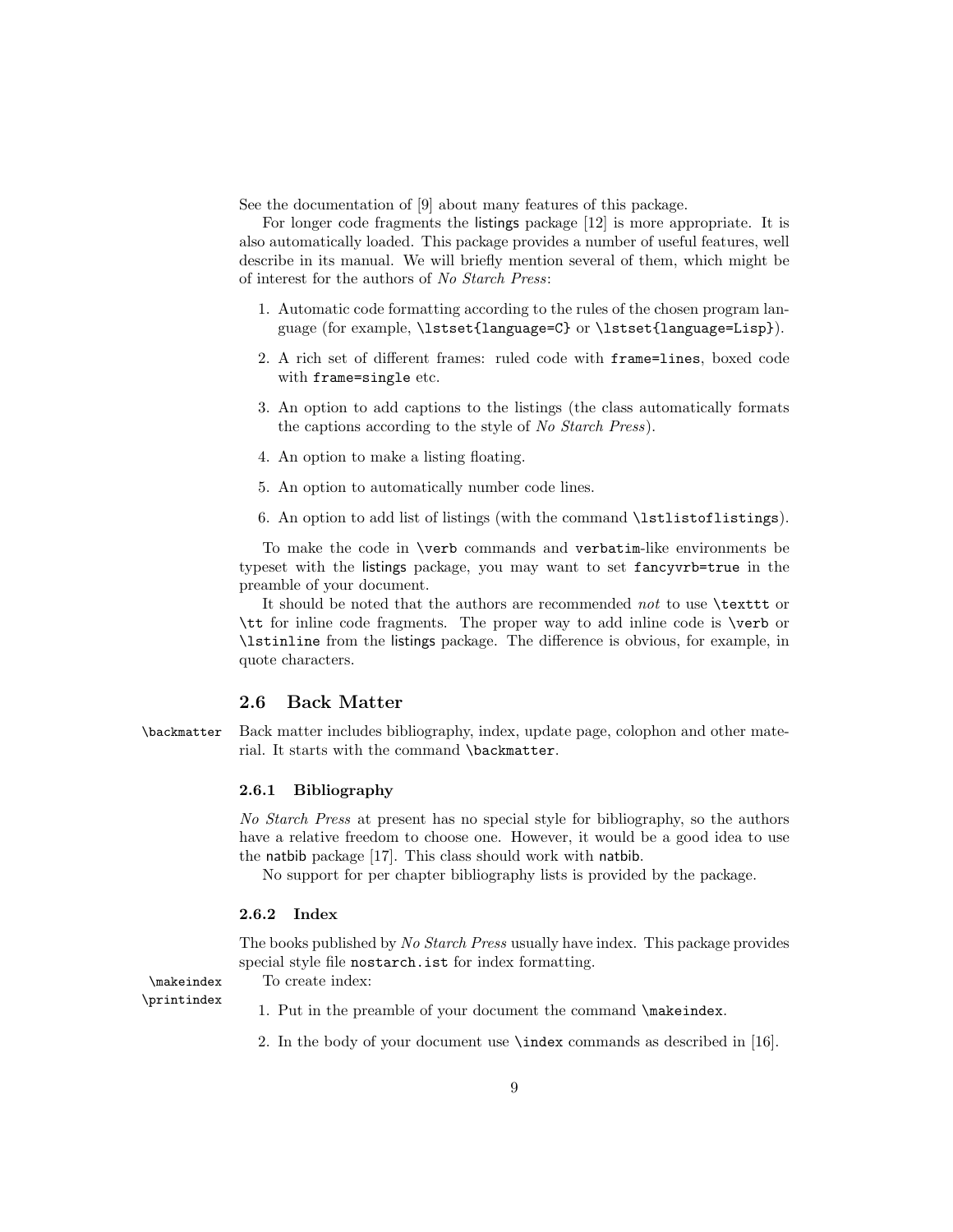See the documentation of [9] about many features of this package.

For longer code fragments the listings package [12] is more appropriate. It is also automatically loaded. This package provides a number of useful features, well describe in its manual. We will briefly mention several of them, which might be of interest for the authors of *No Starch Press*:

1. Automatic code formatting according to the rules of the chosen program language (for example, `\lstset{language=C}` or `\lstset{language=Lisp}`).
2. A rich set of different frames: ruled code with `frame=lines`, boxed code with `frame=single` etc.
3. An option to add captions to the listings (the class automatically formats the captions according to the style of *No Starch Press*).
4. An option to make a listing floating.
5. An option to automatically number code lines.
6. An option to add list of listings (with the command `\lstlistoflistings`).

To make the code in `\verb` commands and `verbatim`-like environments be typeset with the listings package, you may want to set `fancyvrb=true` in the preamble of your document.

It should be noted that the authors are recommended *not* to use `\texttt` or `\tt` for inline code fragments. The proper way to add inline code is `\verb` or `\lstinline` from the listings package. The difference is obvious, for example, in quote characters.

## 2.6 Back Matter

`\backmatter` Back matter includes bibliography, index, update page, colophon and other material. It starts with the command `\backmatter`.

### 2.6.1 Bibliography

*No Starch Press* at present has no special style for bibliography, so the authors have a relative freedom to choose one. However, it would be a good idea to use the natbib package [17]. This class should work with natbib.

No support for per chapter bibliography lists is provided by the package.

### 2.6.2 Index

The books published by *No Starch Press* usually have index. This package provides special style file `nostarch.ist` for index formatting.

`\makeindex` `\printindex` To create index:

1. Put in the preamble of your document the command `\makeindex`.
2. In the body of your document use `\index` commands as described in [16].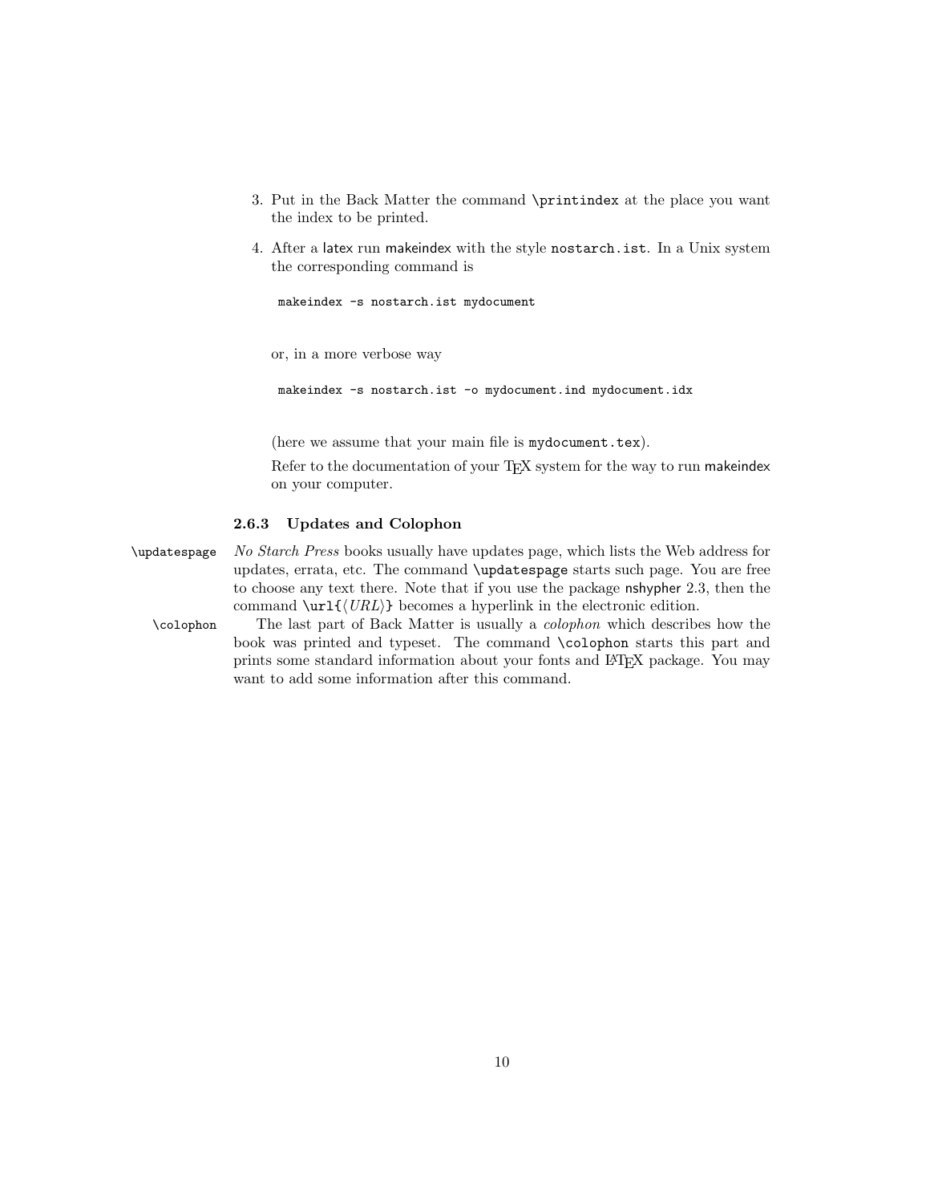3. Put in the Back Matter the command `\printindex` at the place you want the index to be printed.

4. After a latex run makeindex with the style `nostarch.ist`. In a Unix system the corresponding command is

   ```
   makeindex -s nostarch.ist mydocument
   ```

   or, in a more verbose way

   ```
   makeindex -s nostarch.ist -o mydocument.ind mydocument.idx
   ```

   (here we assume that your main file is `mydocument.tex`).

   Refer to the documentation of your TeX system for the way to run makeindex on your computer.

### 2.6.3 Updates and Colophon

`\updatespage` *No Starch Press* books usually have updates page, which lists the Web address for updates, errata, etc. The command `\updatespage` starts such page. You are free to choose any text there. Note that if you use the package nshypher 2.3, then the command `\url{⟨URL⟩}` becomes a hyperlink in the electronic edition.

`\colophon` The last part of Back Matter is usually a *colophon* which describes how the book was printed and typeset. The command `\colophon` starts this part and prints some standard information about your fonts and LaTeX package. You may want to add some information after this command.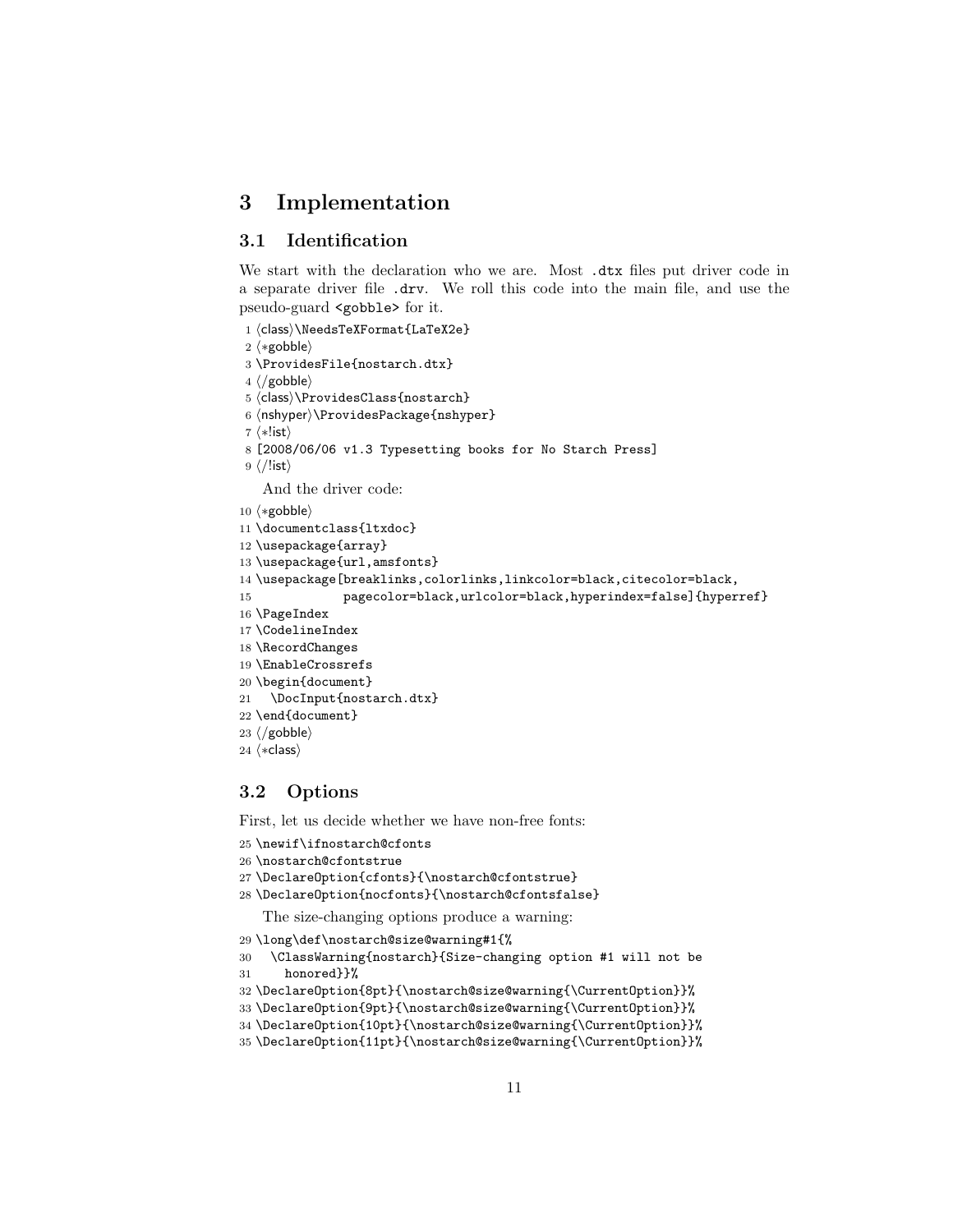# 3 Implementation

## 3.1 Identification

We start with the declaration who we are. Most `.dtx` files put driver code in a separate driver file `.drv`. We roll this code into the main file, and use the pseudo-guard `<gobble>` for it.

```
1 ⟨class⟩\NeedsTeXFormat{LaTeX2e}
2 ⟨*gobble⟩
3 \ProvidesFile{nostarch.dtx}
4 ⟨/gobble⟩
5 ⟨class⟩\ProvidesClass{nostarch}
6 ⟨nshyper⟩\ProvidesPackage{nshyper}
7 ⟨*!ist⟩
8 [2008/06/06 v1.3 Typesetting books for No Starch Press]
9 ⟨/!ist⟩
```

And the driver code:

```
10 ⟨*gobble⟩
11 \documentclass{ltxdoc}
12 \usepackage{array}
13 \usepackage{url,amsfonts}
14 \usepackage[breaklinks,colorlinks,linkcolor=black,citecolor=black,
15             pagecolor=black,urlcolor=black,hyperindex=false]{hyperref}
16 \PageIndex
17 \CodelineIndex
18 \RecordChanges
19 \EnableCrossrefs
20 \begin{document}
21   \DocInput{nostarch.dtx}
22 \end{document}
23 ⟨/gobble⟩
24 ⟨*class⟩
```

## 3.2 Options

First, let us decide whether we have non-free fonts:

```
25 \newif\ifnostarch@cfonts
26 \nostarch@cfontstrue
27 \DeclareOption{cfonts}{\nostarch@cfontstrue}
28 \DeclareOption{nocfonts}{\nostarch@cfontsfalse}
```

The size-changing options produce a warning:

```
29 \long\def\nostarch@size@warning#1{%
30   \ClassWarning{nostarch}{Size-changing option #1 will not be
31     honored}}%
32 \DeclareOption{8pt}{\nostarch@size@warning{\CurrentOption}}%
33 \DeclareOption{9pt}{\nostarch@size@warning{\CurrentOption}}%
34 \DeclareOption{10pt}{\nostarch@size@warning{\CurrentOption}}%
35 \DeclareOption{11pt}{\nostarch@size@warning{\CurrentOption}}%
```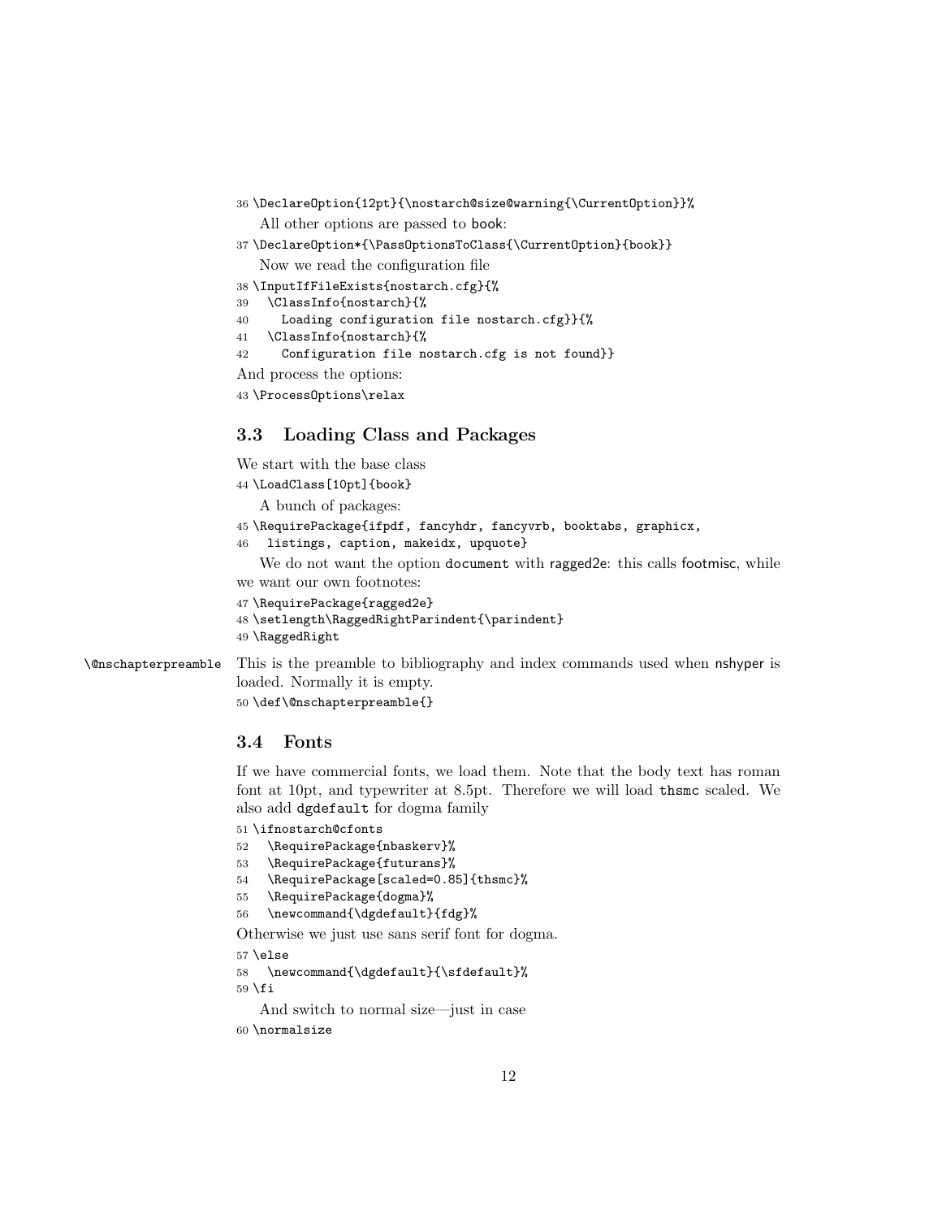```
36 \DeclareOption{12pt}{\nostarch@size@warning{\CurrentOption}}%
```

All other options are passed to book:

```
37 \DeclareOption*{\PassOptionsToClass{\CurrentOption}{book}}
```

Now we read the configuration file

```
38 \InputIfFileExists{nostarch.cfg}{%
39   \ClassInfo{nostarch}{%
40     Loading configuration file nostarch.cfg}}{%
41   \ClassInfo{nostarch}{%
42     Configuration file nostarch.cfg is not found}}
```

And process the options:

```
43 \ProcessOptions\relax
```

### 3.3 Loading Class and Packages

We start with the base class

```
44 \LoadClass[10pt]{book}
```

A bunch of packages:

```
45 \RequirePackage{ifpdf, fancyhdr, fancyvrb, booktabs, graphicx,
46   listings, caption, makeidx, upquote}
```

We do not want the option `document` with ragged2e: this calls footmisc, while we want our own footnotes:

```
47 \RequirePackage{ragged2e}
48 \setlength\RaggedRightParindent{\parindent}
49 \RaggedRight
```

`\@nschapterpreamble` This is the preamble to bibliography and index commands used when nshyper is loaded. Normally it is empty.

```
50 \def\@nschapterpreamble{}
```

### 3.4 Fonts

If we have commercial fonts, we load them. Note that the body text has roman font at 10pt, and typewriter at 8.5pt. Therefore we will load `thsmc` scaled. We also add `dgdefault` for dogma family

```
51 \ifnostarch@cfonts
52   \RequirePackage{nbaskerv}%
53   \RequirePackage{futurans}%
54   \RequirePackage[scaled=0.85]{thsmc}%
55   \RequirePackage{dogma}%
56   \newcommand{\dgdefault}{fdg}%
```

Otherwise we just use sans serif font for dogma.

```
57 \else
58   \newcommand{\dgdefault}{\sfdefault}%
59 \fi
```

And switch to normal size—just in case

```
60 \normalsize
```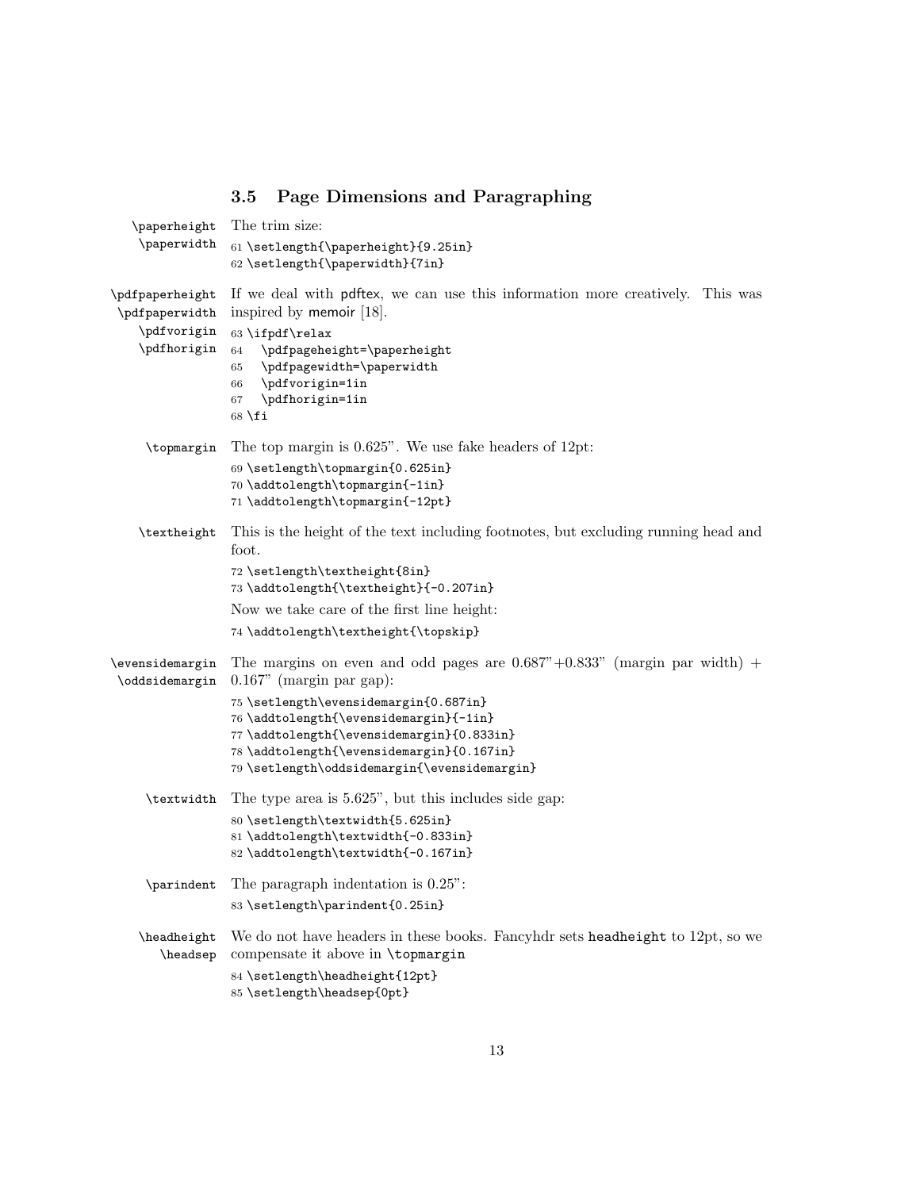### 3.5 Page Dimensions and Paragraphing

`\paperheight` `\paperwidth` The trim size:

```
61 \setlength{\paperheight}{9.25in}
62 \setlength{\paperwidth}{7in}
```

`\pdfpaperheight` `\pdfpaperwidth` `\pdfvorigin` `\pdfhorigin` If we deal with pdftex, we can use this information more creatively. This was inspired by memoir [18].

```
63 \ifpdf\relax
64   \pdfpageheight=\paperheight
65   \pdfpagewidth=\paperwidth
66   \pdfvorigin=1in
67   \pdfhorigin=1in
68 \fi
```

`\topmargin` The top margin is 0.625". We use fake headers of 12pt:

```
69 \setlength\topmargin{0.625in}
70 \addtolength\topmargin{-1in}
71 \addtolength\topmargin{-12pt}
```

`\textheight` This is the height of the text including footnotes, but excluding running head and foot.

```
72 \setlength\textheight{8in}
73 \addtolength{\textheight}{-0.207in}
```

Now we take care of the first line height:

```
74 \addtolength\textheight{\topskip}
```

`\evensidemargin` `\oddsidemargin` The margins on even and odd pages are 0.687"+0.833" (margin par width) + 0.167" (margin par gap):

```
75 \setlength\evensidemargin{0.687in}
76 \addtolength{\evensidemargin}{-1in}
77 \addtolength{\evensidemargin}{0.833in}
78 \addtolength{\evensidemargin}{0.167in}
79 \setlength\oddsidemargin{\evensidemargin}
```

`\textwidth` The type area is 5.625", but this includes side gap:

```
80 \setlength\textwidth{5.625in}
81 \addtolength\textwidth{-0.833in}
82 \addtolength\textwidth{-0.167in}
```

`\parindent` The paragraph indentation is 0.25":

```
83 \setlength\parindent{0.25in}
```

`\headheight` `\headsep` We do not have headers in these books. Fancyhdr sets `headheight` to 12pt, so we compensate it above in `\topmargin`

```
84 \setlength\headheight{12pt}
85 \setlength\headsep{0pt}
```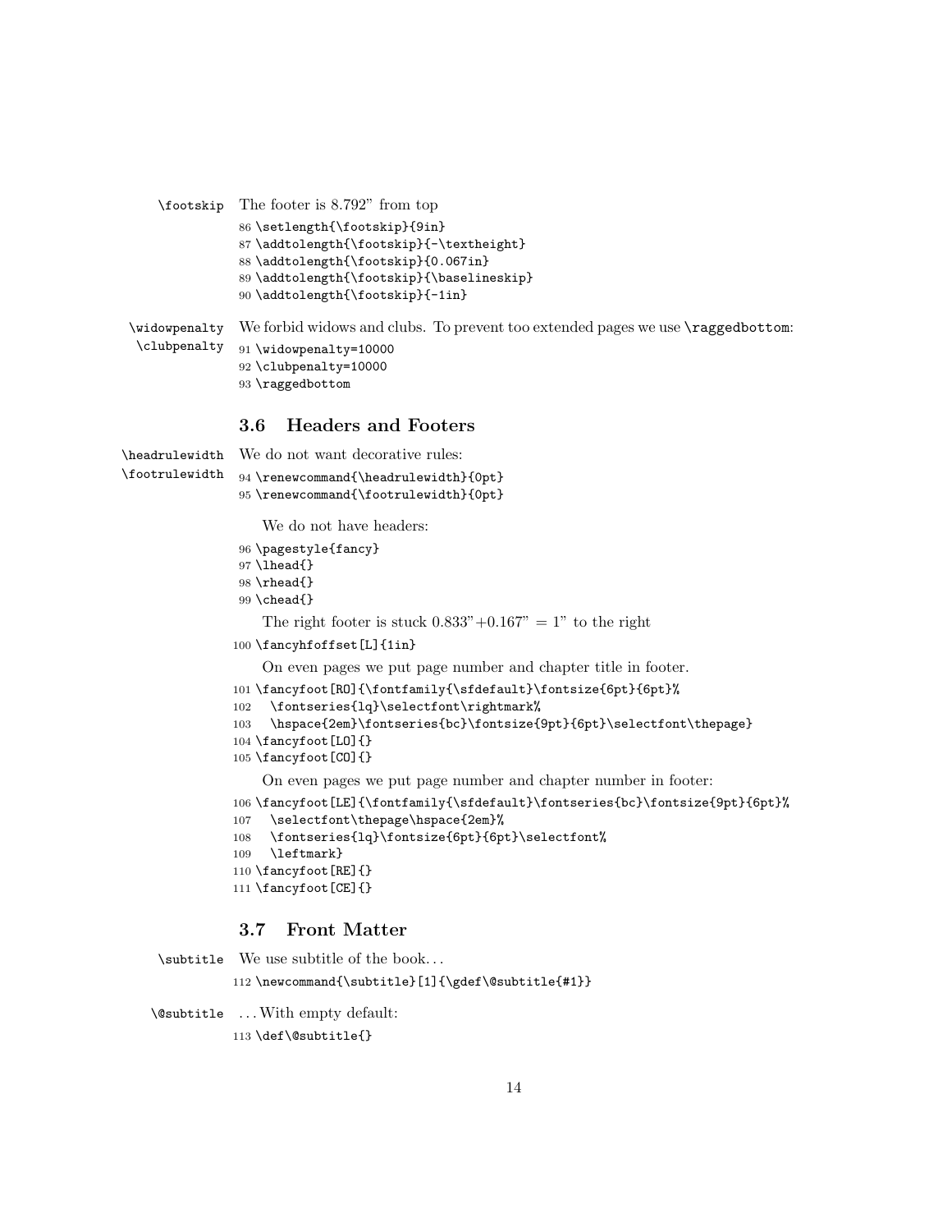`\footskip` The footer is 8.792" from top

```
86 \setlength{\footskip}{9in}
87 \addtolength{\footskip}{-\textheight}
88 \addtolength{\footskip}{0.067in}
89 \addtolength{\footskip}{\baselineskip}
90 \addtolength{\footskip}{-1in}
```

`\widowpenalty` `\clubpenalty` We forbid widows and clubs. To prevent too extended pages we use `\raggedbottom`:

```
91 \widowpenalty=10000
92 \clubpenalty=10000
93 \raggedbottom
```

### 3.6 Headers and Footers

`\headrulewidth` `\footrulewidth` We do not want decorative rules:

```
94 \renewcommand{\headrulewidth}{0pt}
95 \renewcommand{\footrulewidth}{0pt}
```

We do not have headers:

```
96 \pagestyle{fancy}
97 \lhead{}
98 \rhead{}
99 \chead{}
```

The right footer is stuck 0.833"+0.167" = 1" to the right

```
100 \fancyhfoffset[L]{1in}
```

On even pages we put page number and chapter title in footer.

```
101 \fancyfoot[RO]{\fontfamily{\sfdefault}\fontsize{6pt}{6pt}%
102   \fontseries{lq}\selectfont\rightmark%
103   \hspace{2em}\fontseries{bc}\fontsize{9pt}{6pt}\selectfont\thepage}
104 \fancyfoot[LO]{}
105 \fancyfoot[CO]{}
```

On even pages we put page number and chapter number in footer:

```
106 \fancyfoot[LE]{\fontfamily{\sfdefault}\fontseries{bc}\fontsize{9pt}{6pt}%
107   \selectfont\thepage\hspace{2em}%
108   \fontseries{lq}\fontsize{6pt}{6pt}\selectfont%
109   \leftmark}
110 \fancyfoot[RE]{}
111 \fancyfoot[CE]{}
```

### 3.7 Front Matter

`\subtitle` We use subtitle of the book...

```
112 \newcommand{\subtitle}[1]{\gdef\@subtitle{#1}}
```

`\@subtitle` ...With empty default:

```
113 \def\@subtitle{}
```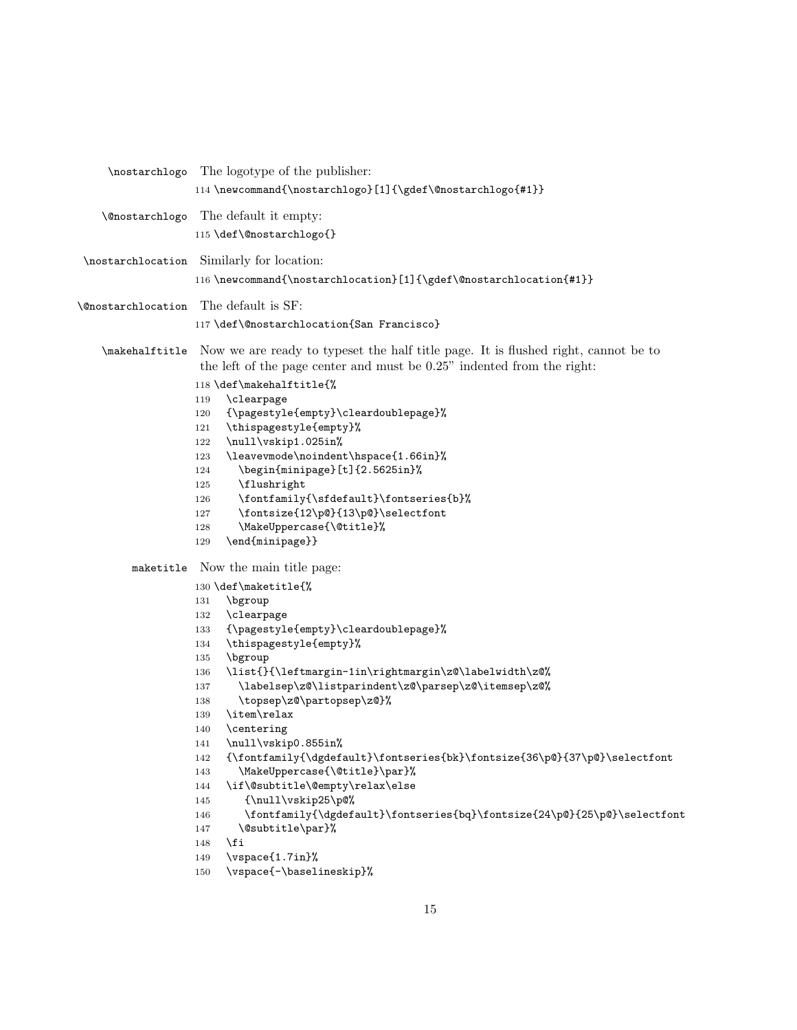`\nostarchlogo` The logotype of the publisher:

```
114 \newcommand{\nostarchlogo}[1]{\gdef\@nostarchlogo{#1}}
```

`\@nostarchlogo` The default it empty:

```
115 \def\@nostarchlogo{}
```

`\nostarchlocation` Similarly for location:

```
116 \newcommand{\nostarchlocation}[1]{\gdef\@nostarchlocation{#1}}
```

`\@nostarchlocation` The default is SF:

```
117 \def\@nostarchlocation{San Francisco}
```

`\makehalftitle` Now we are ready to typeset the half title page. It is flushed right, cannot be to the left of the page center and must be 0.25" indented from the right:

```
118 \def\makehalftitle{%
119   \clearpage
120   {\pagestyle{empty}\cleardoublepage}%
121   \thispagestyle{empty}%
122   \null\vskip1.025in%
123   \leavevmode\noindent\hspace{1.66in}%
124     \begin{minipage}[t]{2.5625in}%
125     \flushright
126     \fontfamily{\sfdefault}\fontseries{b}%
127     \fontsize{12\p@}{13\p@}\selectfont
128     \MakeUppercase{\@title}%
129   \end{minipage}}
```

`maketitle` Now the main title page:

```
130 \def\maketitle{%
131   \bgroup
132   \clearpage
133   {\pagestyle{empty}\cleardoublepage}%
134   \thispagestyle{empty}%
135   \bgroup
136   \list{}{\leftmargin-1in\rightmargin\z@\labelwidth\z@%
137     \labelsep\z@\listparindent\z@\parsep\z@\itemsep\z@%
138     \topsep\z@\partopsep\z@}%
139   \item\relax
140   \centering
141   \null\vskip0.855in%
142   {\fontfamily{\dgdefault}\fontseries{bk}\fontsize{36\p@}{37\p@}\selectfont
143     \MakeUppercase{\@title}\par}%
144   \if\@subtitle\@empty\relax\else
145      {\null\vskip25\p@%
146      \fontfamily{\dgdefault}\fontseries{bq}\fontsize{24\p@}{25\p@}\selectfont
147     \@subtitle\par}%
148   \fi
149   \vspace{1.7in}%
150   \vspace{-\baselineskip}%
```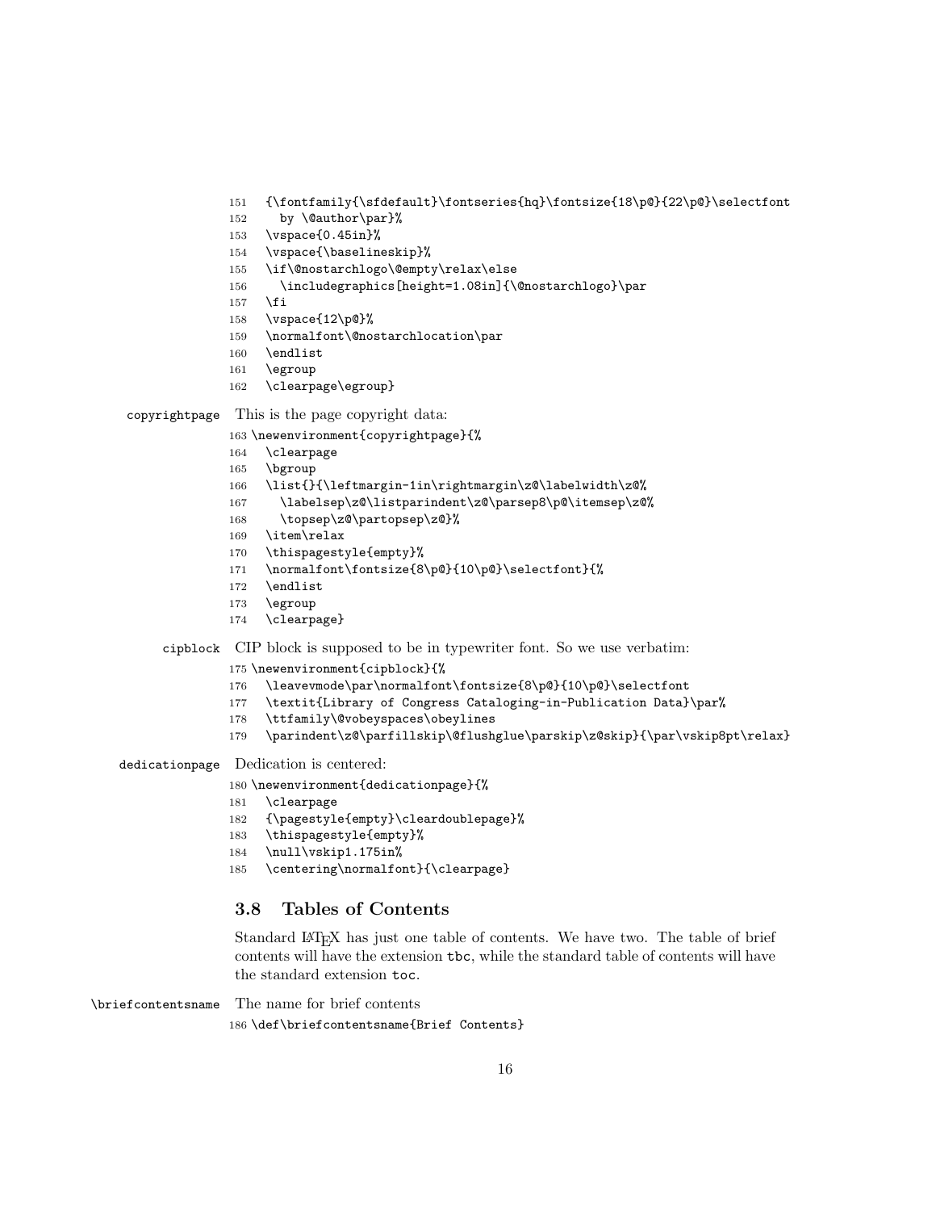```
151   {\fontfamily{\sfdefault}\fontseries{hq}\fontsize{18\p@}{22\p@}\selectfont
152     by \@author\par}%
153   \vspace{0.45in}%
154   \vspace{\baselineskip}%
155   \if\@nostarchlogo\@empty\relax\else
156     \includegraphics[height=1.08in]{\@nostarchlogo}\par
157   \fi
158   \vspace{12\p@}%
159   \normalfont\@nostarchlocation\par
160   \endlist
161   \egroup
162   \clearpage\egroup}
```

copyrightpage This is the page copyright data:

```
163 \newenvironment{copyrightpage}{%
164   \clearpage
165   \bgroup
166   \list{}{\leftmargin-1in\rightmargin\z@\labelwidth\z@%
167     \labelsep\z@\listparindent\z@\parsep8\p@\itemsep\z@%
168     \topsep\z@\partopsep\z@}%
169   \item\relax
170   \thispagestyle{empty}%
171   \normalfont\fontsize{8\p@}{10\p@}\selectfont}{%
172   \endlist
173   \egroup
174   \clearpage}
```

cipblock CIP block is supposed to be in typewriter font. So we use verbatim:

```
175 \newenvironment{cipblock}{%
176   \leavevmode\par\normalfont\fontsize{8\p@}{10\p@}\selectfont
177   \textit{Library of Congress Cataloging-in-Publication Data}\par%
178   \ttfamily\@vobeyspaces\obeylines
179   \parindent\z@\parfillskip\@flushglue\parskip\z@skip}{\par\vskip8pt\relax}
```

dedicationpage Dedication is centered:

```
180 \newenvironment{dedicationpage}{%
181   \clearpage
182   {\pagestyle{empty}\cleardoublepage}%
183   \thispagestyle{empty}%
184   \null\vskip1.175in%
185   \centering\normalfont}{\clearpage}
```

## 3.8 Tables of Contents

Standard LaTeX has just one table of contents. We have two. The table of brief contents will have the extension `tbc`, while the standard table of contents will have the standard extension `toc`.

\briefcontentsname The name for brief contents

```
186 \def\briefcontentsname{Brief Contents}
```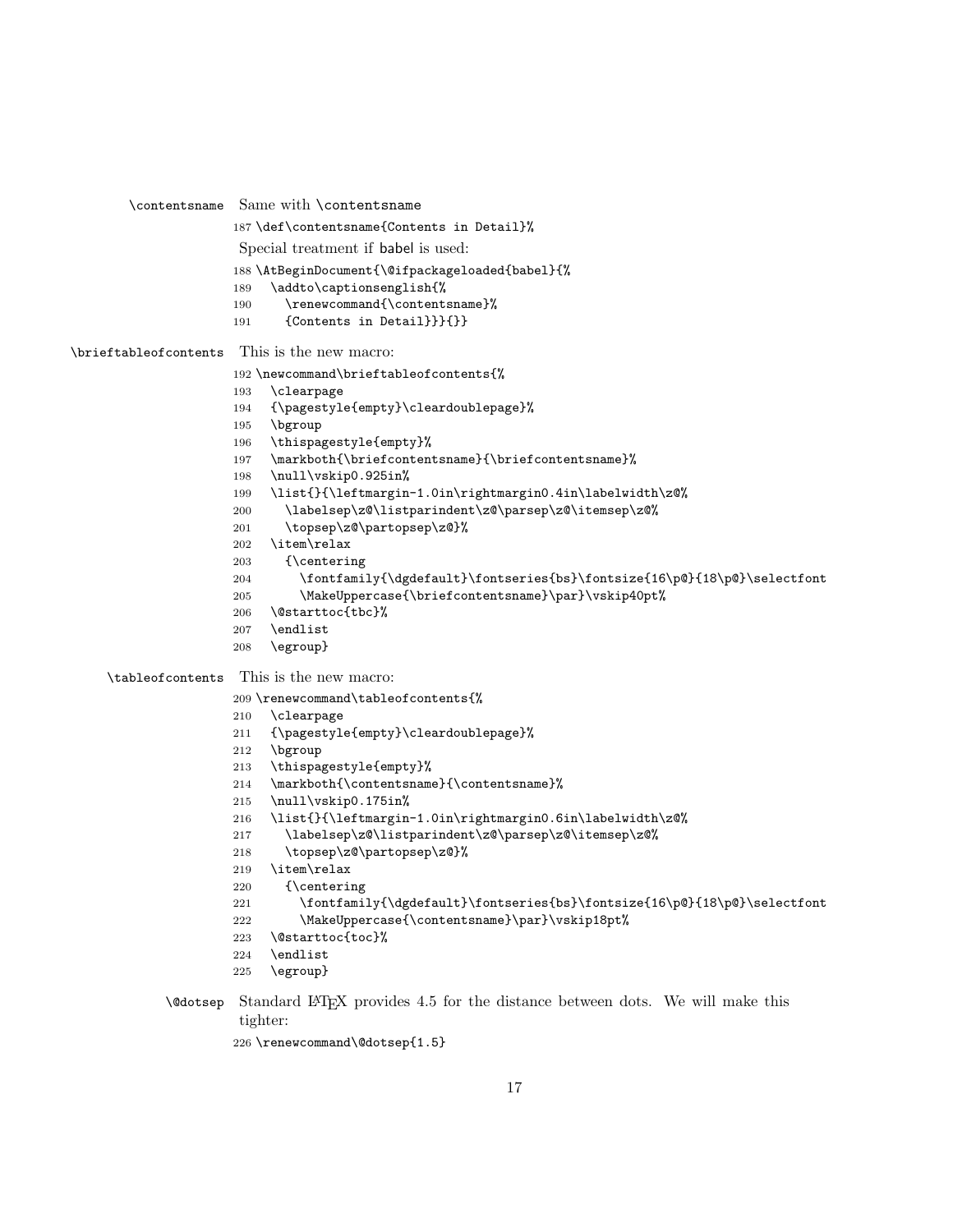`\contentsname` Same with `\contentsname`

```
187 \def\contentsname{Contents in Detail}%
```

Special treatment if babel is used:

```
188 \AtBeginDocument{\@ifpackageloaded{babel}{%
189   \addto\captionsenglish{%
190     \renewcommand{\contentsname}%
191     {Contents in Detail}}}{}}
```

`\brieftableofcontents` This is the new macro:

```
192 \newcommand\brieftableofcontents{%
193   \clearpage
194   {\pagestyle{empty}\cleardoublepage}%
195   \bgroup
196   \thispagestyle{empty}%
197   \markboth{\briefcontentsname}{\briefcontentsname}%
198   \null\vskip0.925in%
199   \list{}{\leftmargin-1.0in\rightmargin0.4in\labelwidth\z@%
200     \labelsep\z@\listparindent\z@\parsep\z@\itemsep\z@%
201     \topsep\z@\partopsep\z@}%
202   \item\relax
203     {\centering
204       \fontfamily{\dgdefault}\fontseries{bs}\fontsize{16\p@}{18\p@}\selectfont
205       \MakeUppercase{\briefcontentsname}\par}\vskip40pt%
206   \@starttoc{tbc}%
207   \endlist
208   \egroup}
```

`\tableofcontents` This is the new macro:

```
209 \renewcommand\tableofcontents{%
210   \clearpage
211   {\pagestyle{empty}\cleardoublepage}%
212   \bgroup
213   \thispagestyle{empty}%
214   \markboth{\contentsname}{\contentsname}%
215   \null\vskip0.175in%
216   \list{}{\leftmargin-1.0in\rightmargin0.6in\labelwidth\z@%
217     \labelsep\z@\listparindent\z@\parsep\z@\itemsep\z@%
218     \topsep\z@\partopsep\z@}%
219   \item\relax
220     {\centering
221       \fontfamily{\dgdefault}\fontseries{bs}\fontsize{16\p@}{18\p@}\selectfont
222       \MakeUppercase{\contentsname}\par}\vskip18pt%
223   \@starttoc{toc}%
224   \endlist
225   \egroup}
```

`\@dotsep` Standard LaTeX provides 4.5 for the distance between dots. We will make this tighter:

```
226 \renewcommand\@dotsep{1.5}
```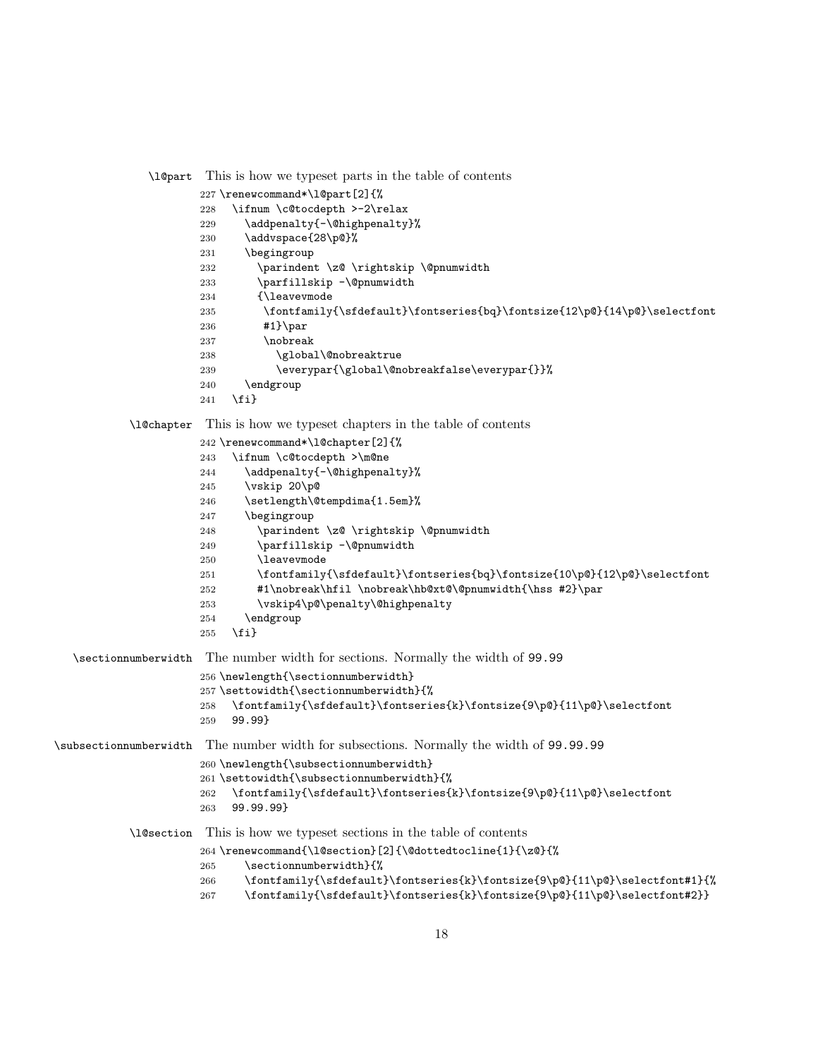\l@part This is how we typeset parts in the table of contents

```
227 \renewcommand*\l@part[2]{%
228   \ifnum \c@tocdepth >-2\relax
229     \addpenalty{-\@highpenalty}%
230     \addvspace{28\p@}%
231     \begingroup
232       \parindent \z@ \rightskip \@pnumwidth
233       \parfillskip -\@pnumwidth
234       {\leavevmode
235        \fontfamily{\sfdefault}\fontseries{bq}\fontsize{12\p@}{14\p@}\selectfont
236        #1}\par
237        \nobreak
238          \global\@nobreaktrue
239          \everypar{\global\@nobreakfalse\everypar{}}%
240     \endgroup
241   \fi}
```

\l@chapter This is how we typeset chapters in the table of contents

```
242 \renewcommand*\l@chapter[2]{%
243   \ifnum \c@tocdepth >\m@ne
244     \addpenalty{-\@highpenalty}%
245     \vskip 20\p@
246     \setlength\@tempdima{1.5em}%
247     \begingroup
248       \parindent \z@ \rightskip \@pnumwidth
249       \parfillskip -\@pnumwidth
250       \leavevmode
251       \fontfamily{\sfdefault}\fontseries{bq}\fontsize{10\p@}{12\p@}\selectfont
252       #1\nobreak\hfil \nobreak\hb@xt@\@pnumwidth{\hss #2}\par
253       \vskip4\p@\penalty\@highpenalty
254     \endgroup
255   \fi}
```

\sectionnumberwidth The number width for sections. Normally the width of 99.99

```
256 \newlength{\sectionnumberwidth}
257 \settowidth{\sectionnumberwidth}{%
258   \fontfamily{\sfdefault}\fontseries{k}\fontsize{9\p@}{11\p@}\selectfont
259   99.99}
```

\subsectionnumberwidth The number width for subsections. Normally the width of 99.99.99

```
260 \newlength{\subsectionnumberwidth}
261 \settowidth{\subsectionnumberwidth}{%
262   \fontfamily{\sfdefault}\fontseries{k}\fontsize{9\p@}{11\p@}\selectfont
263   99.99.99}
```

\l@section This is how we typeset sections in the table of contents

```
264 \renewcommand{\l@section}[2]{\@dottedtocline{1}{\z@}{%
265     \sectionnumberwidth}{%
266     \fontfamily{\sfdefault}\fontseries{k}\fontsize{9\p@}{11\p@}\selectfont#1}{%
267     \fontfamily{\sfdefault}\fontseries{k}\fontsize{9\p@}{11\p@}\selectfont#2}}
```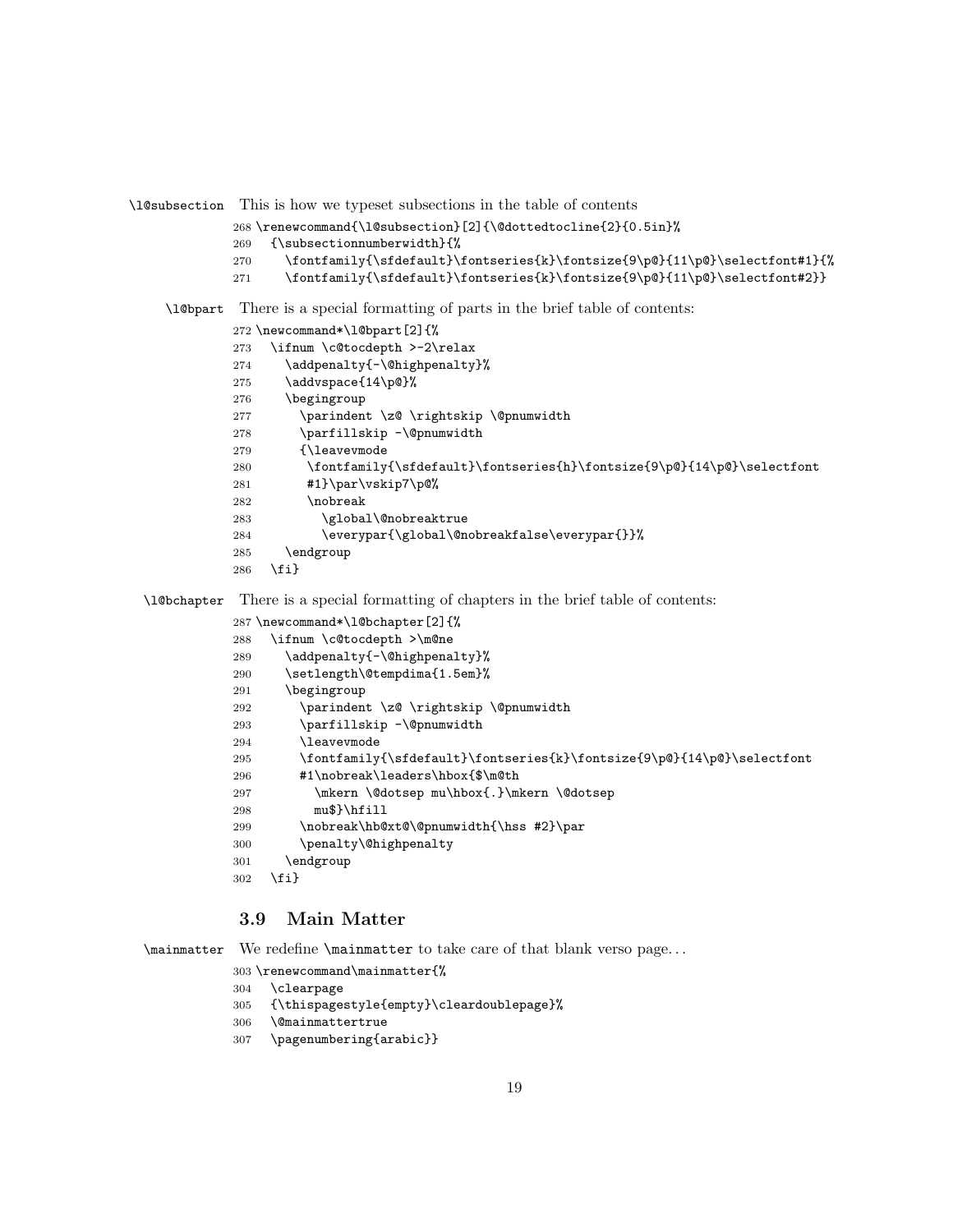\l@subsection This is how we typeset subsections in the table of contents

```
268 \renewcommand{\l@subsection}[2]{\@dottedtocline{2}{0.5in}%
269   {\subsectionnumberwidth}{%
270     \fontfamily{\sfdefault}\fontseries{k}\fontsize{9\p@}{11\p@}\selectfont#1}{%
271     \fontfamily{\sfdefault}\fontseries{k}\fontsize{9\p@}{11\p@}\selectfont#2}}
```

\l@bpart There is a special formatting of parts in the brief table of contents:

```
272 \newcommand*\l@bpart[2]{%
273   \ifnum \c@tocdepth >-2\relax
274     \addpenalty{-\@highpenalty}%
275     \addvspace{14\p@}%
276     \begingroup
277       \parindent \z@ \rightskip \@pnumwidth
278       \parfillskip -\@pnumwidth
279       {\leavevmode
280        \fontfamily{\sfdefault}\fontseries{h}\fontsize{9\p@}{14\p@}\selectfont
281        #1}\par\vskip7\p@%
282        \nobreak
283          \global\@nobreaktrue
284          \everypar{\global\@nobreakfalse\everypar{}}%
285     \endgroup
286   \fi}
```

\l@bchapter There is a special formatting of chapters in the brief table of contents:

```
287 \newcommand*\l@bchapter[2]{%
288   \ifnum \c@tocdepth >\m@ne
289     \addpenalty{-\@highpenalty}%
290     \setlength\@tempdima{1.5em}%
291     \begingroup
292       \parindent \z@ \rightskip \@pnumwidth
293       \parfillskip -\@pnumwidth
294       \leavevmode
295       \fontfamily{\sfdefault}\fontseries{k}\fontsize{9\p@}{14\p@}\selectfont
296       #1\nobreak\leaders\hbox{$\m@th
297         \mkern \@dotsep mu\hbox{.}\mkern \@dotsep
298         mu$}\hfill
299       \nobreak\hb@xt@\@pnumwidth{\hss #2}\par
300       \penalty\@highpenalty
301     \endgroup
302   \fi}
```

## 3.9 Main Matter

\mainmatter We redefine \mainmatter to take care of that blank verso page...

```
303 \renewcommand\mainmatter{%
304   \clearpage
305   {\thispagestyle{empty}\cleardoublepage}%
306   \@mainmattertrue
307   \pagenumbering{arabic}}
```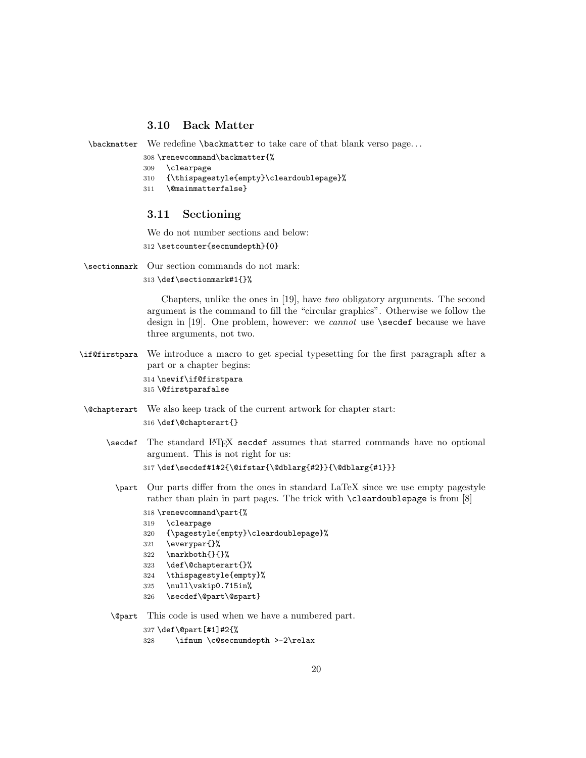### 3.10 Back Matter

\backmatter We redefine `\backmatter` to take care of that blank verso page...

```
308 \renewcommand\backmatter{%
309   \clearpage
310   {\thispagestyle{empty}\cleardoublepage}%
311   \@mainmatterfalse}
```

### 3.11 Sectioning

We do not number sections and below:

```
312 \setcounter{secnumdepth}{0}
```

\sectionmark Our section commands do not mark:

```
313 \def\sectionmark#1{}%
```

Chapters, unlike the ones in [19], have *two* obligatory arguments. The second argument is the command to fill the "circular graphics". Otherwise we follow the design in [19]. One problem, however: we *cannot* use `\secdef` because we have three arguments, not two.

\if@firstpara We introduce a macro to get special typesetting for the first paragraph after a part or a chapter begins:

```
314 \newif\if@firstpara
315 \@firstparafalse
```

\@chapterart We also keep track of the current artwork for chapter start:

```
316 \def\@chapterart{}
```

\secdef The standard LaTeX `secdef` assumes that starred commands have no optional argument. This is not right for us:

```
317 \def\secdef#1#2{\@ifstar{\@dblarg{#2}}{\@dblarg{#1}}}
```

\part Our parts differ from the ones in standard LaTeX since we use empty pagestyle rather than plain in part pages. The trick with `\cleardoublepage` is from [8]

```
318 \renewcommand\part{%
319   \clearpage
320   {\pagestyle{empty}\cleardoublepage}%
321   \everypar{}%
322   \markboth{}{}%
323   \def\@chapterart{}%
324   \thispagestyle{empty}%
325   \null\vskip0.715in%
326   \secdef\@part\@spart}
```

\@part This code is used when we have a numbered part.

```
327 \def\@part[#1]#2{%
328     \ifnum \c@secnumdepth >-2\relax
```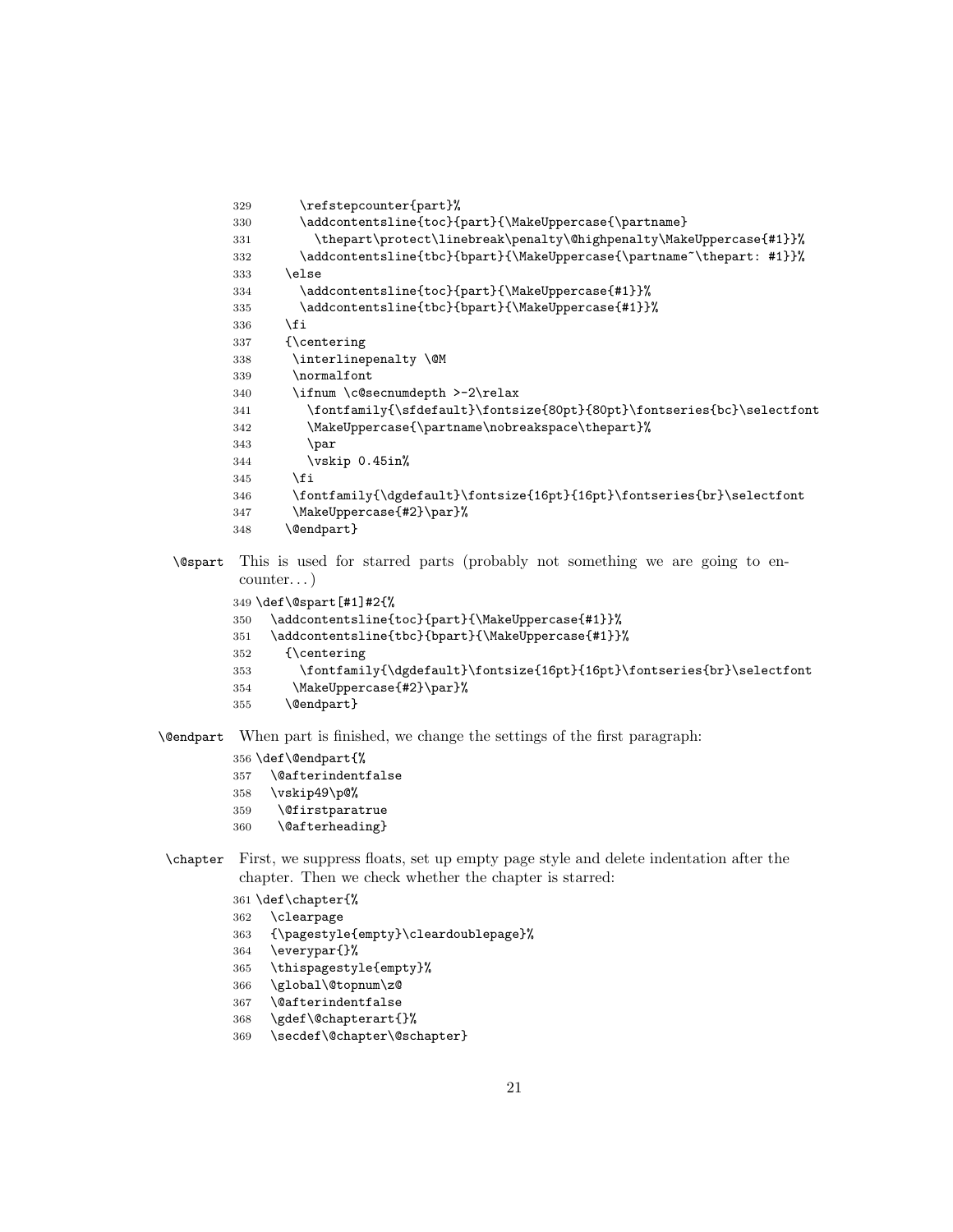```
329     \refstepcounter{part}%
330     \addcontentsline{toc}{part}{\MakeUppercase{\partname}
331       \thepart\protect\linebreak\penalty\@highpenalty\MakeUppercase{#1}}%
332     \addcontentsline{tbc}{bpart}{\MakeUppercase{\partname~\thepart: #1}}%
333   \else
334     \addcontentsline{toc}{part}{\MakeUppercase{#1}}%
335     \addcontentsline{tbc}{bpart}{\MakeUppercase{#1}}%
336   \fi
337   {\centering
338    \interlinepenalty \@M
339    \normalfont
340    \ifnum \c@secnumdepth >-2\relax
341      \fontfamily{\sfdefault}\fontsize{80pt}{80pt}\fontseries{bc}\selectfont
342      \MakeUppercase{\partname\nobreakspace\thepart}%
343      \par
344      \vskip 0.45in%
345    \fi
346    \fontfamily{\dgdefault}\fontsize{16pt}{16pt}\fontseries{br}\selectfont
347    \MakeUppercase{#2}\par}%
348   \@endpart}
```

**\@spart** This is used for starred parts (probably not something we are going to encounter. . . )

```
349 \def\@spart[#1]#2{%
350   \addcontentsline{toc}{part}{\MakeUppercase{#1}}%
351   \addcontentsline{tbc}{bpart}{\MakeUppercase{#1}}%
352     {\centering
353       \fontfamily{\dgdefault}\fontsize{16pt}{16pt}\fontseries{br}\selectfont
354      \MakeUppercase{#2}\par}%
355     \@endpart}
```

**\@endpart** When part is finished, we change the settings of the first paragraph:

```
356 \def\@endpart{%
357   \@afterindentfalse
358   \vskip49\p@%
359    \@firstparatrue
360    \@afterheading}
```

**\chapter** First, we suppress floats, set up empty page style and delete indentation after the chapter. Then we check whether the chapter is starred:

```
361 \def\chapter{%
362   \clearpage
363   {\pagestyle{empty}\cleardoublepage}%
364   \everypar{}%
365   \thispagestyle{empty}%
366   \global\@topnum\z@
367   \@afterindentfalse
368   \gdef\@chapterart{}%
369   \secdef\@chapter\@schapter}
```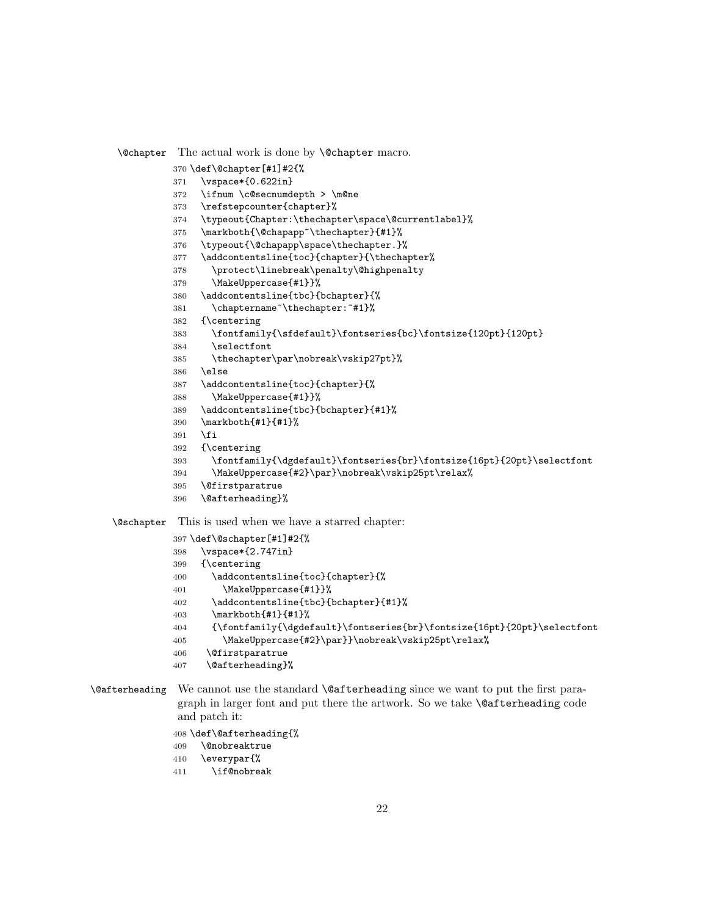`\@chapter` The actual work is done by `\@chapter` macro.

```
370 \def\@chapter[#1]#2{%
371   \vspace*{0.622in}
372   \ifnum \c@secnumdepth > \m@ne
373   \refstepcounter{chapter}%
374   \typeout{Chapter:\thechapter\space\@currentlabel}%
375   \markboth{\@chapapp~\thechapter}{#1}%
376   \typeout{\@chapapp\space\thechapter.}%
377   \addcontentsline{toc}{chapter}{\thechapter%
378     \protect\linebreak\penalty\@highpenalty
379     \MakeUppercase{#1}}%
380   \addcontentsline{tbc}{bchapter}{%
381     \chaptername~\thechapter:~#1}%
382   {\centering
383     \fontfamily{\sfdefault}\fontseries{bc}\fontsize{120pt}{120pt}
384     \selectfont
385     \thechapter\par\nobreak\vskip27pt}%
386   \else
387   \addcontentsline{toc}{chapter}{%
388     \MakeUppercase{#1}}%
389   \addcontentsline{tbc}{bchapter}{#1}%
390   \markboth{#1}{#1}%
391   \fi
392   {\centering
393     \fontfamily{\dgdefault}\fontseries{br}\fontsize{16pt}{20pt}\selectfont
394     \MakeUppercase{#2}\par}\nobreak\vskip25pt\relax%
395   \@firstparatrue
396   \@afterheading}%
```

`\@schapter` This is used when we have a starred chapter:

```
397 \def\@schapter[#1]#2{%
398   \vspace*{2.747in}
399   {\centering
400     \addcontentsline{toc}{chapter}{%
401       \MakeUppercase{#1}}%
402     \addcontentsline{tbc}{bchapter}{#1}%
403     \markboth{#1}{#1}%
404     {\fontfamily{\dgdefault}\fontseries{br}\fontsize{16pt}{20pt}\selectfont
405       \MakeUppercase{#2}\par}}\nobreak\vskip25pt\relax%
406    \@firstparatrue
407    \@afterheading}%
```

`\@afterheading` We cannot use the standard `\@afterheading` since we want to put the first paragraph in larger font and put there the artwork. So we take `\@afterheading` code and patch it:

```
408 \def\@afterheading{%
409   \@nobreaktrue
410   \everypar{%
411     \if@nobreak
```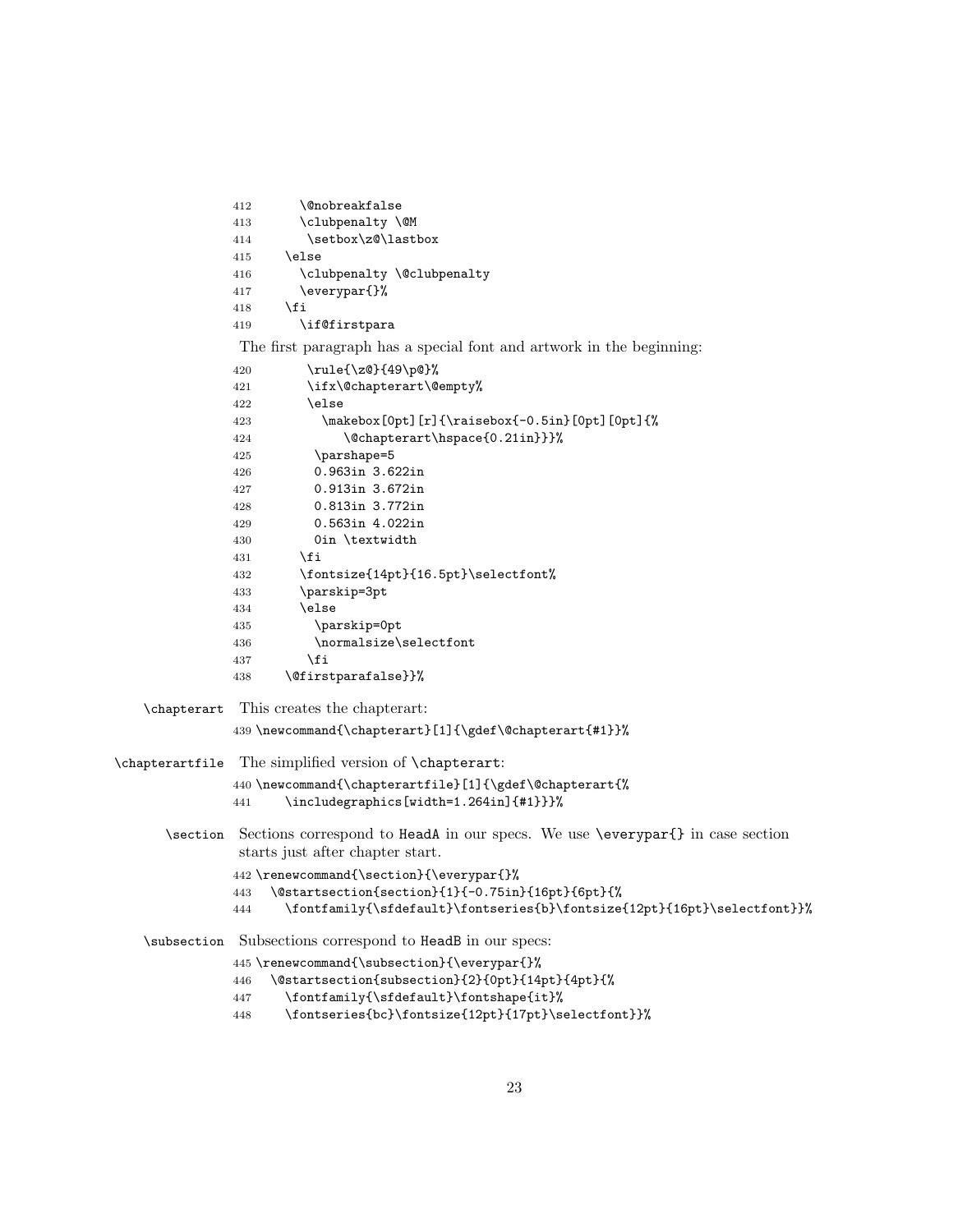```
412       \@nobreakfalse
413       \clubpenalty \@M
414        \setbox\z@\lastbox
415     \else
416       \clubpenalty \@clubpenalty
417       \everypar{}%
418     \fi
419       \if@firstpara
```

The first paragraph has a special font and artwork in the beginning:

```
420         \rule{\z@}{49\p@}%
421         \ifx\@chapterart\@empty%
422         \else
423           \makebox[0pt][r]{\raisebox{-0.5in}[0pt][0pt]{%
424               \@chapterart\hspace{0.21in}}}%
425          \parshape=5
426          0.963in 3.622in
427          0.913in 3.672in
428          0.813in 3.772in
429          0.563in 4.022in
430          0in \textwidth
431        \fi
432        \fontsize{14pt}{16.5pt}\selectfont%
433        \parskip=3pt
434        \else
435          \parskip=0pt
436          \normalsize\selectfont
437         \fi
438     \@firstparafalse}}%
```

**\chapterart** This creates the chapterart:

```
439 \newcommand{\chapterart}[1]{\gdef\@chapterart{#1}}%
```

**\chapterartfile** The simplified version of `\chapterart`:

```
440 \newcommand{\chapterartfile}[1]{\gdef\@chapterart{%
441     \includegraphics[width=1.264in]{#1}}}%
```

**\section** Sections correspond to `HeadA` in our specs. We use `\everypar{}` in case section starts just after chapter start.

```
442 \renewcommand{\section}{\everypar{}%
443   \@startsection{section}{1}{-0.75in}{16pt}{6pt}{%
444     \fontfamily{\sfdefault}\fontseries{b}\fontsize{12pt}{16pt}\selectfont}}%
```

**\subsection** Subsections correspond to `HeadB` in our specs:

```
445 \renewcommand{\subsection}{\everypar{}%
446   \@startsection{subsection}{2}{0pt}{14pt}{4pt}{%
447     \fontfamily{\sfdefault}\fontshape{it}%
448     \fontseries{bc}\fontsize{12pt}{17pt}\selectfont}}%
```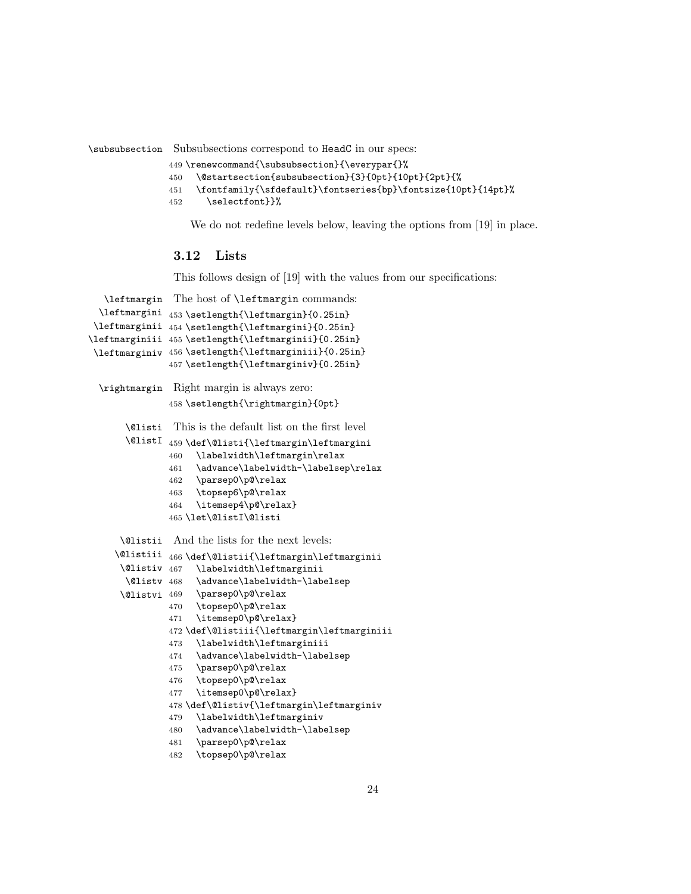\subsubsection Subsubsections correspond to HeadC in our specs:

```
449 \renewcommand{\subsubsection}{\everypar{}%
450   \@startsection{subsubsection}{3}{0pt}{10pt}{2pt}{%
451   \fontfamily{\sfdefault}\fontseries{bp}\fontsize{10pt}{14pt}%
452     \selectfont}}%
```

We do not redefine levels below, leaving the options from [19] in place.

### 3.12 Lists

This follows design of [19] with the values from our specifications:

\leftmargin \leftmargini \leftmarginii \leftmarginiii \leftmarginiv The host of \leftmargin commands:

```
453 \setlength{\leftmargin}{0.25in}
454 \setlength{\leftmargini}{0.25in}
455 \setlength{\leftmarginii}{0.25in}
456 \setlength{\leftmarginiii}{0.25in}
457 \setlength{\leftmarginiv}{0.25in}
```

\rightmargin Right margin is always zero:

```
458 \setlength{\rightmargin}{0pt}
```

\@listi \@listI This is the default list on the first level

```
459 \def\@listi{\leftmargin\leftmargini
460   \labelwidth\leftmargin\relax
461   \advance\labelwidth-\labelsep\relax
462   \parsep0\p@\relax
463   \topsep6\p@\relax
464   \itemsep4\p@\relax}
465 \let\@listI\@listi
```

\@listii \@listiii \@listiv \@listv \@listvi And the lists for the next levels:

```
466 \def\@listii{\leftmargin\leftmarginii
467   \labelwidth\leftmarginii
468   \advance\labelwidth-\labelsep
469   \parsep0\p@\relax
470   \topsep0\p@\relax
471   \itemsep0\p@\relax}
472 \def\@listiii{\leftmargin\leftmarginiii
473   \labelwidth\leftmarginiii
474   \advance\labelwidth-\labelsep
475   \parsep0\p@\relax
476   \topsep0\p@\relax
477   \itemsep0\p@\relax}
478 \def\@listiv{\leftmargin\leftmarginiv
479   \labelwidth\leftmarginiv
480   \advance\labelwidth-\labelsep
481   \parsep0\p@\relax
482   \topsep0\p@\relax
```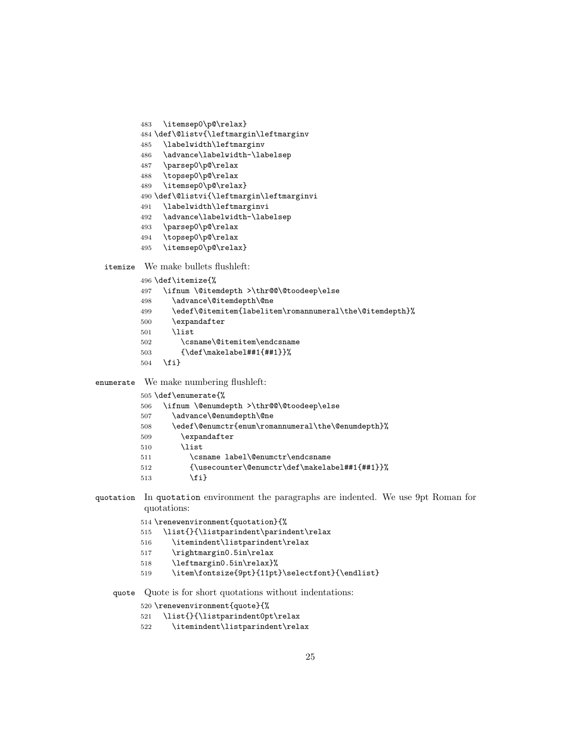```
483   \itemsep0\p@\relax}
484 \def\@listv{\leftmargin\leftmarginv
485   \labelwidth\leftmarginv
486   \advance\labelwidth-\labelsep
487   \parsep0\p@\relax
488   \topsep0\p@\relax
489   \itemsep0\p@\relax}
490 \def\@listvi{\leftmargin\leftmarginvi
491   \labelwidth\leftmarginvi
492   \advance\labelwidth-\labelsep
493   \parsep0\p@\relax
494   \topsep0\p@\relax
495   \itemsep0\p@\relax}
```

`itemize` We make bullets flushleft:

```
496 \def\itemize{%
497   \ifnum \@itemdepth >\thr@@\@toodeep\else
498     \advance\@itemdepth\@ne
499     \edef\@itemitem{labelitem\romannumeral\the\@itemdepth}%
500     \expandafter
501     \list
502       \csname\@itemitem\endcsname
503       {\def\makelabel##1{##1}}%
504   \fi}
```

`enumerate` We make numbering flushleft:

```
505 \def\enumerate{%
506   \ifnum \@enumdepth >\thr@@\@toodeep\else
507     \advance\@enumdepth\@ne
508     \edef\@enumctr{enum\romannumeral\the\@enumdepth}%
509       \expandafter
510       \list
511         \csname label\@enumctr\endcsname
512         {\usecounter\@enumctr\def\makelabel##1{##1}}%
513         \fi}
```

`quotation` In `quotation` environment the paragraphs are indented. We use 9pt Roman for quotations:

```
514 \renewenvironment{quotation}{%
515   \list{}{\listparindent\parindent\relax
516     \itemindent\listparindent\relax
517     \rightmargin0.5in\relax
518     \leftmargin0.5in\relax}%
519     \item\fontsize{9pt}{11pt}\selectfont}{\endlist}
```

`quote` Quote is for short quotations without indentations:

```
520 \renewenvironment{quote}{%
521   \list{}{\listparindent0pt\relax
522     \itemindent\listparindent\relax
```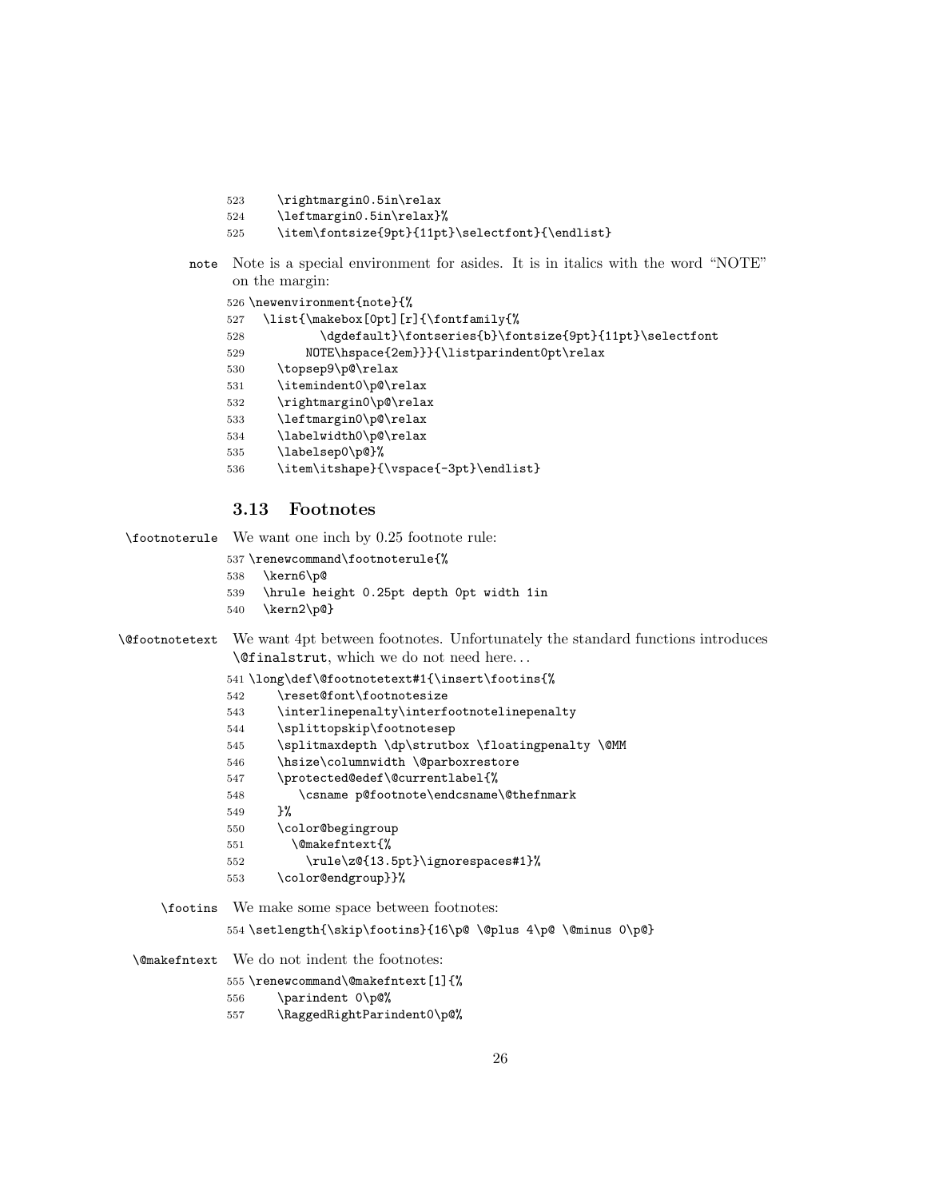```
523     \rightmargin0.5in\relax
524     \leftmargin0.5in\relax}%
525     \item\fontsize{9pt}{11pt}\selectfont}{\endlist}
```

`note` Note is a special environment for asides. It is in italics with the word "NOTE" on the margin:

```
526 \newenvironment{note}{%
527   \list{\makebox[0pt][r]{\fontfamily{%
528         \dgdefault}\fontseries{b}\fontsize{9pt}{11pt}\selectfont
529       NOTE\hspace{2em}}}{\listparindent0pt\relax
530     \topsep9\p@\relax
531     \itemindent0\p@\relax
532     \rightmargin0\p@\relax
533     \leftmargin0\p@\relax
534     \labelwidth0\p@\relax
535     \labelsep0\p@}%
536     \item\itshape}{\vspace{-3pt}\endlist}
```

### 3.13 Footnotes

`\footnoterule` We want one inch by 0.25 footnote rule:

```
537 \renewcommand\footnoterule{%
538   \kern6\p@
539   \hrule height 0.25pt depth 0pt width 1in
540   \kern2\p@}
```

`\@footnotetext` We want 4pt between footnotes. Unfortunately the standard functions introduces `\@finalstrut`, which we do not need here...

```
541 \long\def\@footnotetext#1{\insert\footins{%
542     \reset@font\footnotesize
543     \interlinepenalty\interfootnotelinepenalty
544     \splittopskip\footnotesep
545     \splitmaxdepth \dp\strutbox \floatingpenalty \@MM
546     \hsize\columnwidth \@parboxrestore
547     \protected@edef\@currentlabel{%
548        \csname p@footnote\endcsname\@thefnmark
549     }%
550     \color@begingroup
551       \@makefntext{%
552         \rule\z@{13.5pt}\ignorespaces#1}%
553     \color@endgroup}}%
```

`\footins` We make some space between footnotes:

```
554 \setlength{\skip\footins}{16\p@ \@plus 4\p@ \@minus 0\p@}
```

`\@makefntext` We do not indent the footnotes:

```
555 \renewcommand\@makefntext[1]{%
556     \parindent 0\p@%
557     \RaggedRightParindent0\p@%
```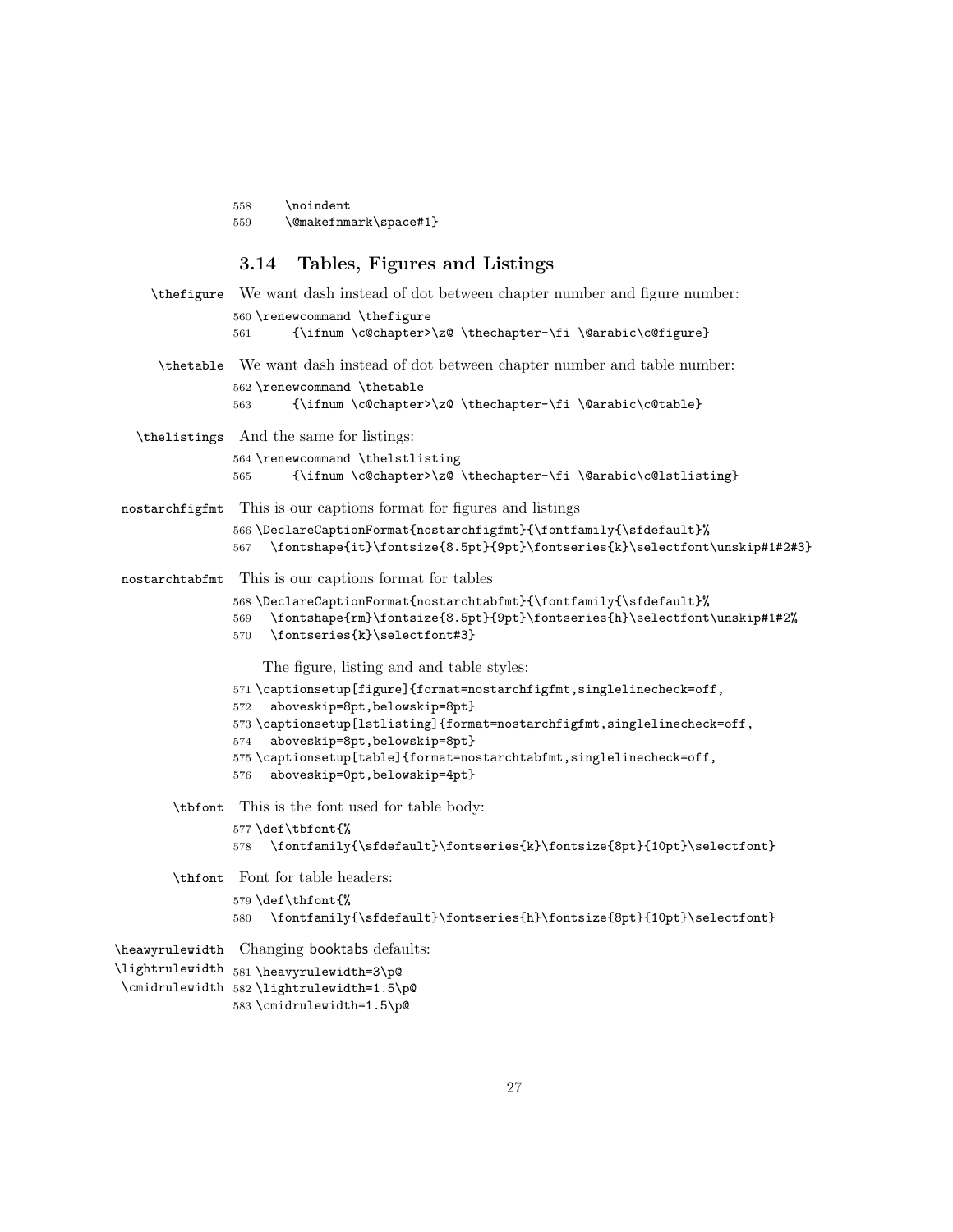```
558     \noindent
559     \@makefnmark\space#1}
```

### 3.14 Tables, Figures and Listings

\thefigure We want dash instead of dot between chapter number and figure number:

```
560 \renewcommand \thefigure
561     {\ifnum \c@chapter>\z@ \thechapter-\fi \@arabic\c@figure}
```

\thetable We want dash instead of dot between chapter number and table number:

```
562 \renewcommand \thetable
563     {\ifnum \c@chapter>\z@ \thechapter-\fi \@arabic\c@table}
```

\thelistings And the same for listings:

```
564 \renewcommand \thelstlisting
565     {\ifnum \c@chapter>\z@ \thechapter-\fi \@arabic\c@lstlisting}
```

nostarchfigfmt This is our captions format for figures and listings

```
566 \DeclareCaptionFormat{nostarchfigfmt}{\fontfamily{\sfdefault}%
567   \fontshape{it}\fontsize{8.5pt}{9pt}\fontseries{k}\selectfont\unskip#1#2#3}
```

nostarchtabfmt This is our captions format for tables

```
568 \DeclareCaptionFormat{nostarchtabfmt}{\fontfamily{\sfdefault}%
569   \fontshape{rm}\fontsize{8.5pt}{9pt}\fontseries{h}\selectfont\unskip#1#2%
570   \fontseries{k}\selectfont#3}
```

The figure, listing and and table styles:

```
571 \captionsetup[figure]{format=nostarchfigfmt,singlelinecheck=off,
572   aboveskip=8pt,belowskip=8pt}
573 \captionsetup[lstlisting]{format=nostarchfigfmt,singlelinecheck=off,
574   aboveskip=8pt,belowskip=8pt}
575 \captionsetup[table]{format=nostarchtabfmt,singlelinecheck=off,
576   aboveskip=0pt,belowskip=4pt}
```

\tbfont This is the font used for table body:

```
577 \def\tbfont{%
578   \fontfamily{\sfdefault}\fontseries{k}\fontsize{8pt}{10pt}\selectfont}
```

\thfont Font for table headers:

```
579 \def\thfont{%
580   \fontfamily{\sfdefault}\fontseries{h}\fontsize{8pt}{10pt}\selectfont}
```

\heavyrulewidth \lightrulewidth \cmidrulewidth Changing booktabs defaults:

```
581 \heavyrulewidth=3\p@
582 \lightrulewidth=1.5\p@
583 \cmidrulewidth=1.5\p@
```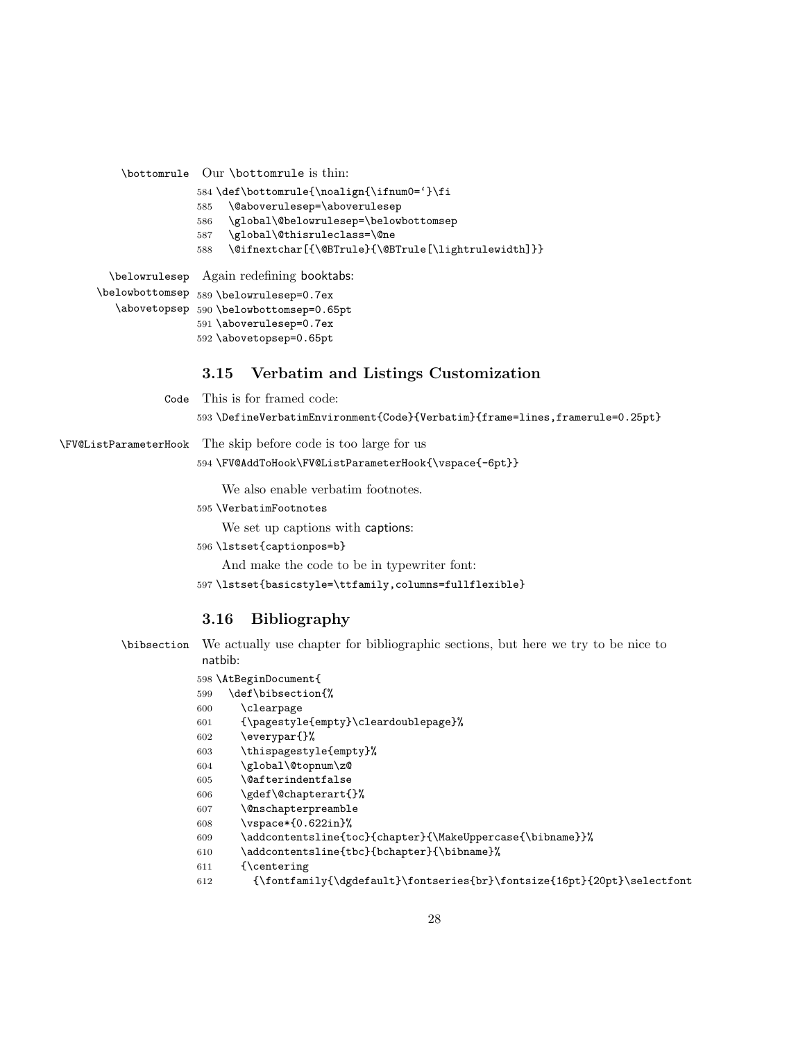\bottomrule Our \bottomrule is thin:

```
584 \def\bottomrule{\noalign{\ifnum0=`}\fi
585   \@aboverulesep=\aboverulesep
586   \global\@belowrulesep=\belowbottomsep
587   \global\@thisruleclass=\@ne
588   \@ifnextchar[{\@BTrule}{\@BTrule[\lightrulewidth]}}
```

\belowrulesep \belowbottomsep \abovetopsep Again redefining booktabs:

```
589 \belowrulesep=0.7ex
590 \belowbottomsep=0.65pt
591 \aboverulesep=0.7ex
592 \abovetopsep=0.65pt
```

### 3.15 Verbatim and Listings Customization

Code This is for framed code:

```
593 \DefineVerbatimEnvironment{Code}{Verbatim}{frame=lines,framerule=0.25pt}
```

\FV@ListParameterHook The skip before code is too large for us

```
594 \FV@AddToHook\FV@ListParameterHook{\vspace{-6pt}}
```

We also enable verbatim footnotes.

```
595 \VerbatimFootnotes
```

We set up captions with captions:

```
596 \lstset{captionpos=b}
```

And make the code to be in typewriter font:

```
597 \lstset{basicstyle=\ttfamily,columns=fullflexible}
```

### 3.16 Bibliography

\bibsection We actually use chapter for bibliographic sections, but here we try to be nice to natbib:

```
598 \AtBeginDocument{
599   \def\bibsection{%
600     \clearpage
601     {\pagestyle{empty}\cleardoublepage}%
602     \everypar{}%
603     \thispagestyle{empty}%
604     \global\@topnum\z@
605     \@afterindentfalse
606     \gdef\@chapterart{}%
607     \@nschapterpreamble
608     \vspace*{0.622in}%
609     \addcontentsline{toc}{chapter}{\MakeUppercase{\bibname}}%
610     \addcontentsline{tbc}{bchapter}{\bibname}%
611     {\centering
612       {\fontfamily{\dgdefault}\fontseries{br}\fontsize{16pt}{20pt}\selectfont
```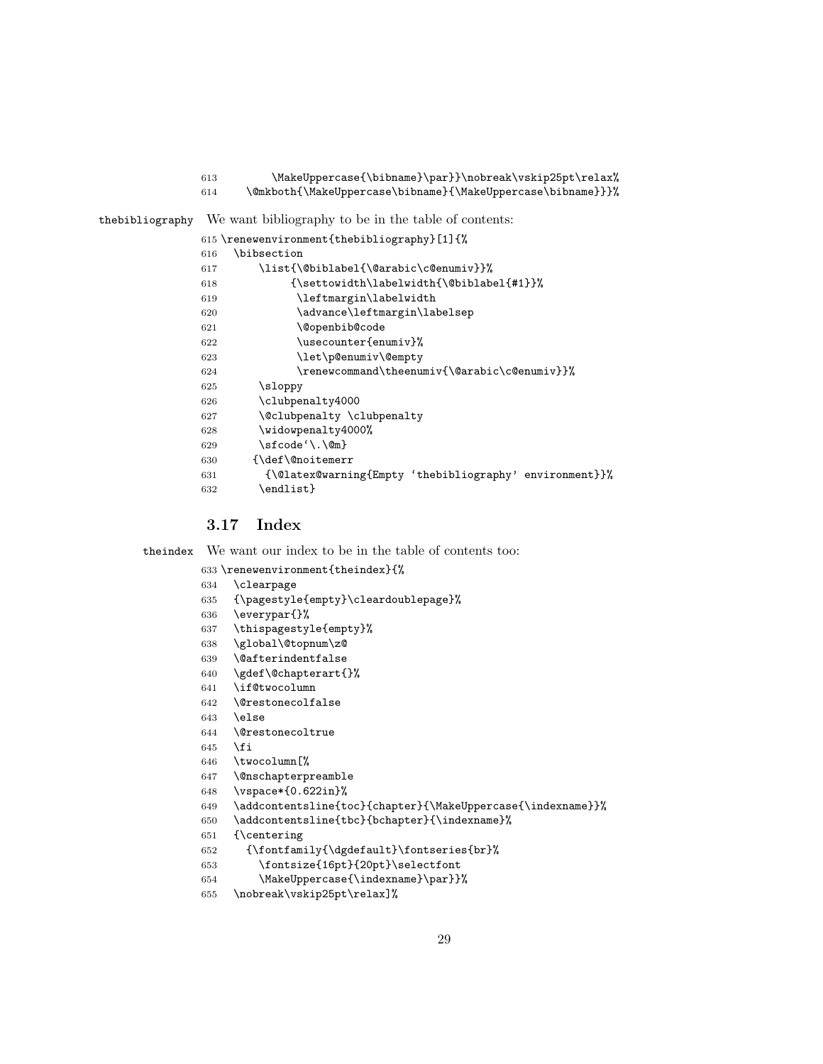```
613         \MakeUppercase{\bibname}\par}}\nobreak\vskip25pt\relax%
614     \@mkboth{\MakeUppercase\bibname}{\MakeUppercase\bibname}}}%
```

thebibliography We want bibliography to be in the table of contents:

```
615 \renewenvironment{thebibliography}[1]{%
616   \bibsection
617       \list{\@biblabel{\@arabic\c@enumiv}}%
618            {\settowidth\labelwidth{\@biblabel{#1}}%
619             \leftmargin\labelwidth
620             \advance\leftmargin\labelsep
621             \@openbib@code
622             \usecounter{enumiv}%
623             \let\p@enumiv\@empty
624             \renewcommand\theenumiv{\@arabic\c@enumiv}}%
625       \sloppy
626       \clubpenalty4000
627       \@clubpenalty \clubpenalty
628       \widowpenalty4000%
629       \sfcode`\.\@m}
630      {\def\@noitemerr
631        {\@latex@warning{Empty `thebibliography' environment}}%
632       \endlist}
```

### 3.17 Index

theindex We want our index to be in the table of contents too:

```
633 \renewenvironment{theindex}{%
634   \clearpage
635   {\pagestyle{empty}\cleardoublepage}%
636   \everypar{}%
637   \thispagestyle{empty}%
638   \global\@topnum\z@
639   \@afterindentfalse
640   \gdef\@chapterart{}%
641   \if@twocolumn
642   \@restonecolfalse
643   \else
644   \@restonecoltrue
645   \fi
646   \twocolumn[%
647   \@nschapterpreamble
648   \vspace*{0.622in}%
649   \addcontentsline{toc}{chapter}{\MakeUppercase{\indexname}}%
650   \addcontentsline{tbc}{bchapter}{\indexname}%
651   {\centering
652     {\fontfamily{\dgdefault}\fontseries{br}%
653       \fontsize{16pt}{20pt}\selectfont
654       \MakeUppercase{\indexname}\par}}%
655   \nobreak\vskip25pt\relax]%
```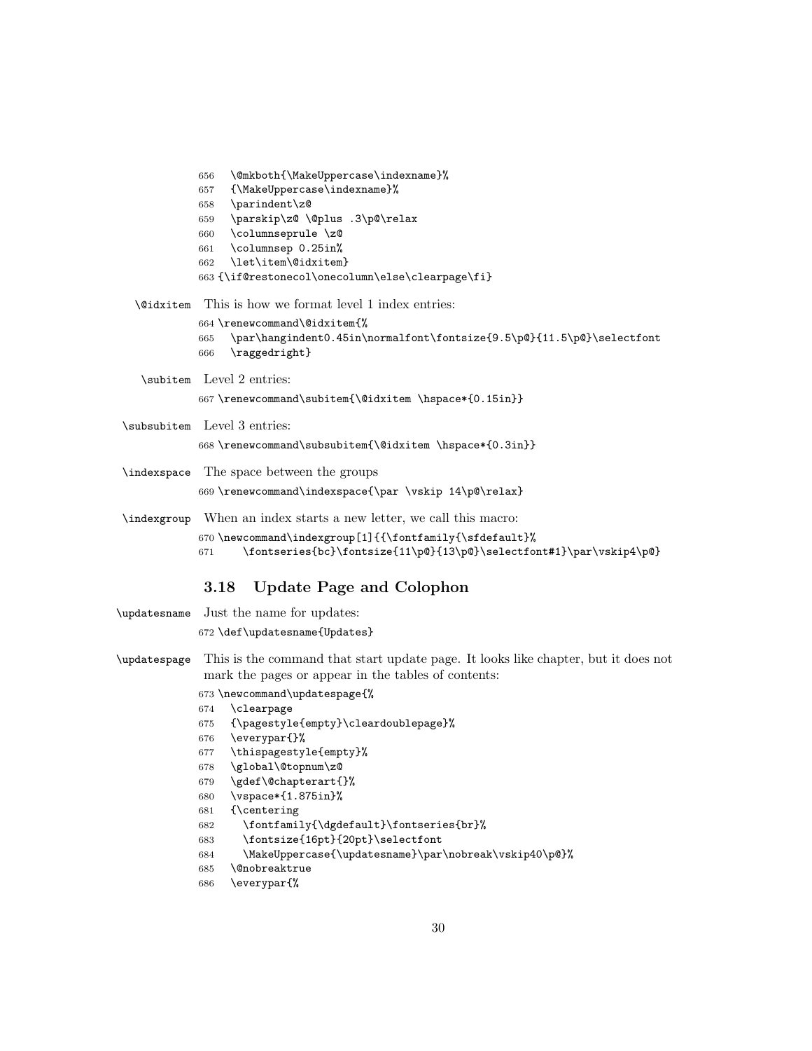```
656   \@mkboth{\MakeUppercase\indexname}%
657   {\MakeUppercase\indexname}%
658   \parindent\z@
659   \parskip\z@ \@plus .3\p@\relax
660   \columnseprule \z@
661   \columnsep 0.25in%
662   \let\item\@idxitem}
663 {\if@restonecol\onecolumn\else\clearpage\fi}
```

`\@idxitem` This is how we format level 1 index entries:

```
664 \renewcommand\@idxitem{%
665   \par\hangindent0.45in\normalfont\fontsize{9.5\p@}{11.5\p@}\selectfont
666   \raggedright}
```

`\subitem` Level 2 entries:

```
667 \renewcommand\subitem{\@idxitem \hspace*{0.15in}}
```

`\subsubitem` Level 3 entries:

```
668 \renewcommand\subsubitem{\@idxitem \hspace*{0.3in}}
```

`\indexspace` The space between the groups

```
669 \renewcommand\indexspace{\par \vskip 14\p@\relax}
```

`\indexgroup` When an index starts a new letter, we call this macro:

```
670 \newcommand\indexgroup[1]{{\fontfamily{\sfdefault}%
671     \fontseries{bc}\fontsize{11\p@}{13\p@}\selectfont#1}\par\vskip4\p@}
```

### 3.18 Update Page and Colophon

`\updatesname` Just the name for updates:

```
672 \def\updatesname{Updates}
```

`\updatespage` This is the command that start update page. It looks like chapter, but it does not mark the pages or appear in the tables of contents:

```
673 \newcommand\updatespage{%
674   \clearpage
675   {\pagestyle{empty}\cleardoublepage}%
676   \everypar{}%
677   \thispagestyle{empty}%
678   \global\@topnum\z@
679   \gdef\@chapterart{}%
680   \vspace*{1.875in}%
681   {\centering
682     \fontfamily{\dgdefault}\fontseries{br}%
683     \fontsize{16pt}{20pt}\selectfont
684     \MakeUppercase{\updatesname}\par\nobreak\vskip40\p@}%
685   \@nobreaktrue
686   \everypar{%
```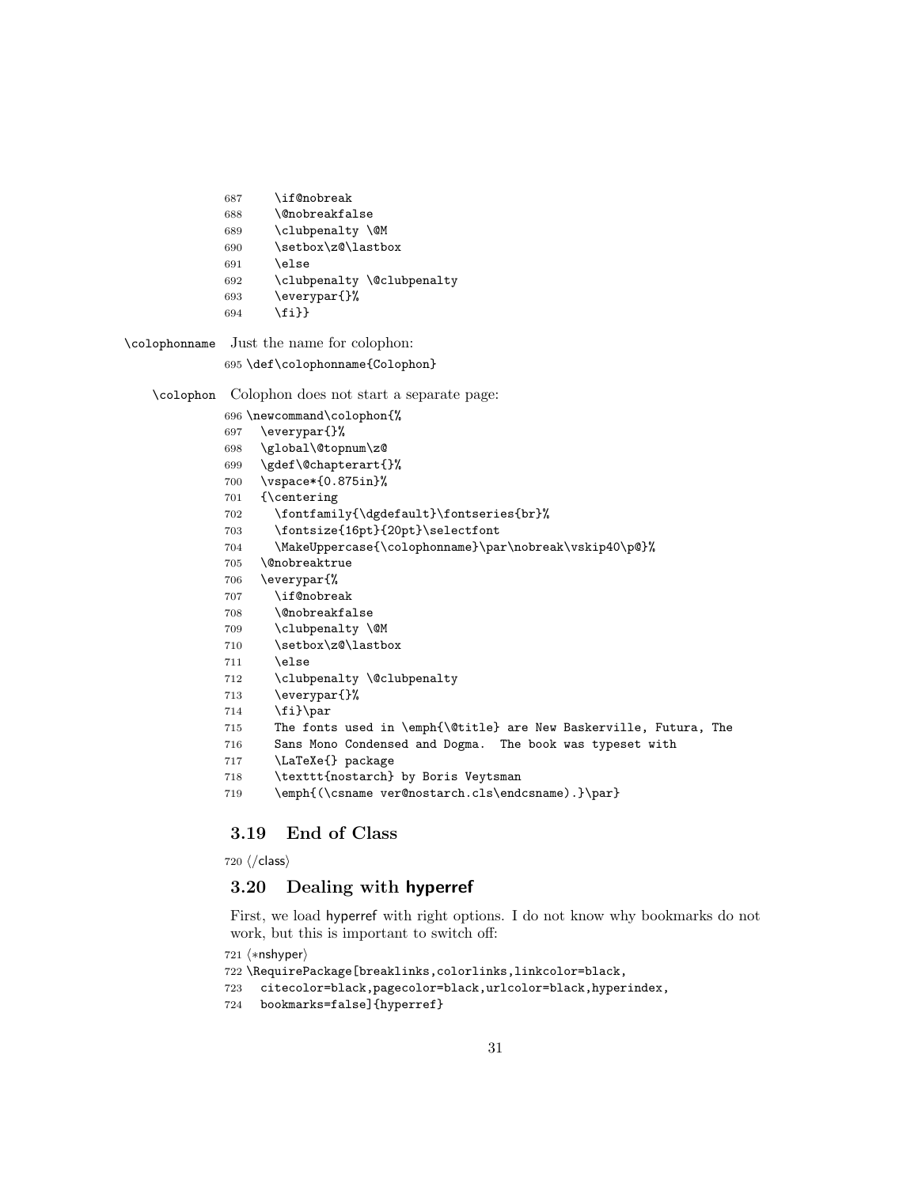```
687      \if@nobreak
688      \@nobreakfalse
689      \clubpenalty \@M
690      \setbox\z@\lastbox
691      \else
692      \clubpenalty \@clubpenalty
693      \everypar{}%
694      \fi}}
```

\colophonname Just the name for colophon:

```
695 \def\colophonname{Colophon}
```

\colophon Colophon does not start a separate page:

```
696 \newcommand\colophon{%
697   \everypar{}%
698   \global\@topnum\z@
699   \gdef\@chapterart{}%
700   \vspace*{0.875in}%
701   {\centering
702     \fontfamily{\dgdefault}\fontseries{br}%
703     \fontsize{16pt}{20pt}\selectfont
704     \MakeUppercase{\colophonname}\par\nobreak\vskip40\p@}%
705   \@nobreaktrue
706   \everypar{%
707     \if@nobreak
708     \@nobreakfalse
709     \clubpenalty \@M
710     \setbox\z@\lastbox
711     \else
712     \clubpenalty \@clubpenalty
713     \everypar{}%
714     \fi}\par
715     The fonts used in \emph{\@title} are New Baskerville, Futura, The
716     Sans Mono Condensed and Dogma.  The book was typeset with
717     \LaTeXe{} package
718     \texttt{nostarch} by Boris Veytsman
719     \emph{(\csname ver@nostarch.cls\endcsname).}\par}
```

### 3.19 End of Class

```
720 ⟨/class⟩
```

### 3.20 Dealing with hyperref

First, we load hyperref with right options. I do not know why bookmarks do not work, but this is important to switch off:

```
721 ⟨*nshyper⟩
722 \RequirePackage[breaklinks,colorlinks,linkcolor=black,
723   citecolor=black,pagecolor=black,urlcolor=black,hyperindex,
724   bookmarks=false]{hyperref}
```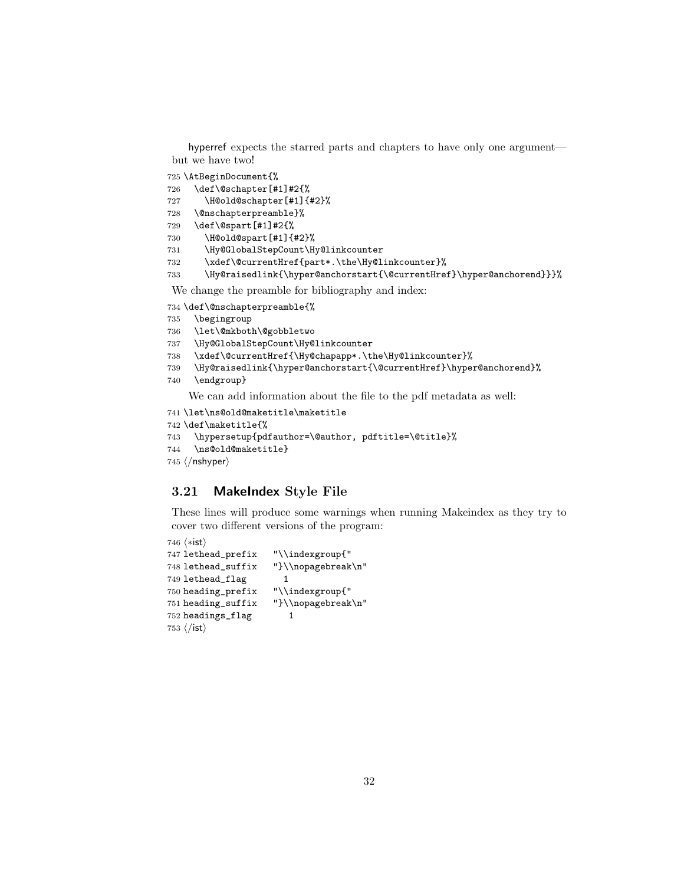hyperref expects the starred parts and chapters to have only one argument—but we have two!

```
725 \AtBeginDocument{%
726   \def\@schapter[#1]#2{%
727     \H@old@schapter[#1]{#2}%
728   \@nschapterpreamble}%
729   \def\@spart[#1]#2{%
730     \H@old@spart[#1]{#2}%
731     \Hy@GlobalStepCount\Hy@linkcounter
732     \xdef\@currentHref{part*.\the\Hy@linkcounter}%
733     \Hy@raisedlink{\hyper@anchorstart{\@currentHref}\hyper@anchorend}}}%
```

We change the preamble for bibliography and index:

```
734 \def\@nschapterpreamble{%
735   \begingroup
736   \let\@mkboth\@gobbletwo
737   \Hy@GlobalStepCount\Hy@linkcounter
738   \xdef\@currentHref{\Hy@chapapp*.\the\Hy@linkcounter}%
739   \Hy@raisedlink{\hyper@anchorstart{\@currentHref}\hyper@anchorend}%
740   \endgroup}
```

We can add information about the file to the pdf metadata as well:

```
741 \let\ns@old@maketitle\maketitle
742 \def\maketitle{%
743   \hypersetup{pdfauthor=\@author, pdftitle=\@title}%
744   \ns@old@maketitle}
745 </nshyper>
```

### 3.21 MakeIndex Style File

These lines will produce some warnings when running Makeindex as they try to cover two different versions of the program:

```
746 <*ist>
747 lethead_prefix    "\\indexgroup{"
748 lethead_suffix    "}\\nopagebreak\n"
749 lethead_flag       1
750 heading_prefix    "\\indexgroup{"
751 heading_suffix    "}\\nopagebreak\n"
752 headings_flag       1
753 </ist>
```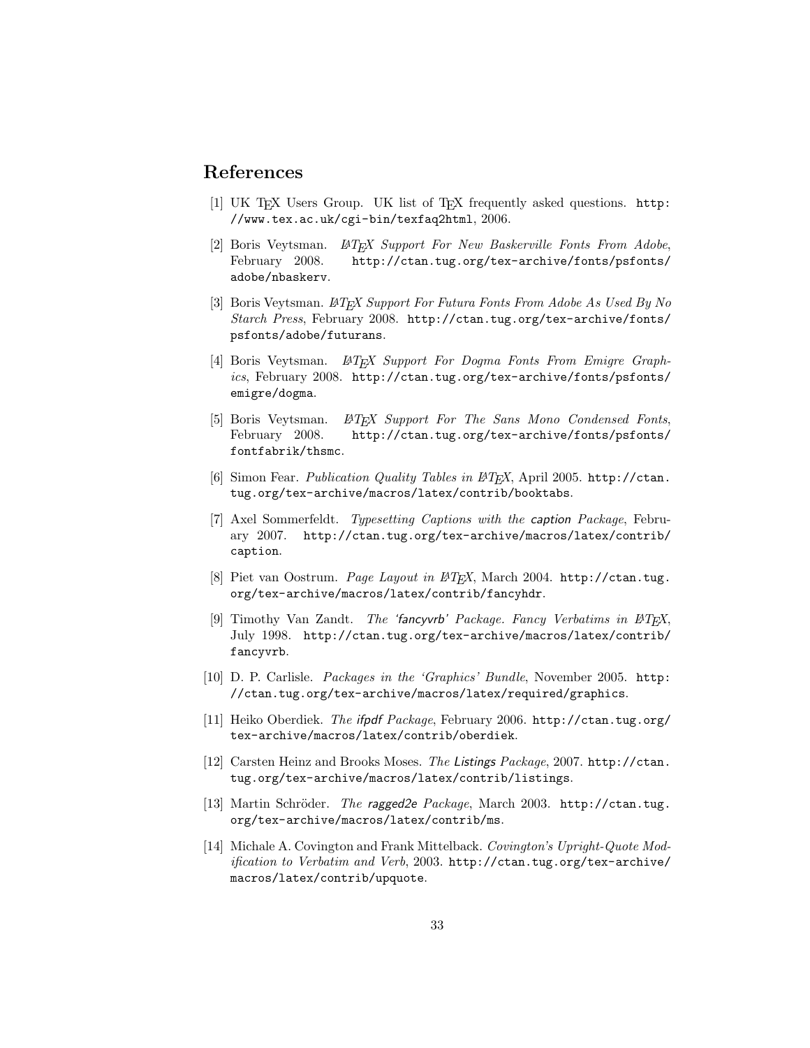## References

[1] UK TeX Users Group. UK list of TeX frequently asked questions. `http://www.tex.ac.uk/cgi-bin/texfaq2html`, 2006.

[2] Boris Veytsman. *LaTeX Support For New Baskerville Fonts From Adobe*, February 2008. `http://ctan.tug.org/tex-archive/fonts/psfonts/adobe/nbaskerv`.

[3] Boris Veytsman. *LaTeX Support For Futura Fonts From Adobe As Used By No Starch Press*, February 2008. `http://ctan.tug.org/tex-archive/fonts/psfonts/adobe/futurans`.

[4] Boris Veytsman. *LaTeX Support For Dogma Fonts From Emigre Graphics*, February 2008. `http://ctan.tug.org/tex-archive/fonts/psfonts/emigre/dogma`.

[5] Boris Veytsman. *LaTeX Support For The Sans Mono Condensed Fonts*, February 2008. `http://ctan.tug.org/tex-archive/fonts/psfonts/fontfabrik/thsmc`.

[6] Simon Fear. *Publication Quality Tables in LaTeX*, April 2005. `http://ctan.tug.org/tex-archive/macros/latex/contrib/booktabs`.

[7] Axel Sommerfeldt. *Typesetting Captions with the caption Package*, February 2007. `http://ctan.tug.org/tex-archive/macros/latex/contrib/caption`.

[8] Piet van Oostrum. *Page Layout in LaTeX*, March 2004. `http://ctan.tug.org/tex-archive/macros/latex/contrib/fancyhdr`.

[9] Timothy Van Zandt. *The 'fancyvrb' Package. Fancy Verbatims in LaTeX*, July 1998. `http://ctan.tug.org/tex-archive/macros/latex/contrib/fancyvrb`.

[10] D. P. Carlisle. *Packages in the 'Graphics' Bundle*, November 2005. `http://ctan.tug.org/tex-archive/macros/latex/required/graphics`.

[11] Heiko Oberdiek. *The ifpdf Package*, February 2006. `http://ctan.tug.org/tex-archive/macros/latex/contrib/oberdiek`.

[12] Carsten Heinz and Brooks Moses. *The Listings Package*, 2007. `http://ctan.tug.org/tex-archive/macros/latex/contrib/listings`.

[13] Martin Schröder. *The ragged2e Package*, March 2003. `http://ctan.tug.org/tex-archive/macros/latex/contrib/ms`.

[14] Michale A. Covington and Frank Mittelback. *Covington's Upright-Quote Modification to Verbatim and Verb*, 2003. `http://ctan.tug.org/tex-archive/macros/latex/contrib/upquote`.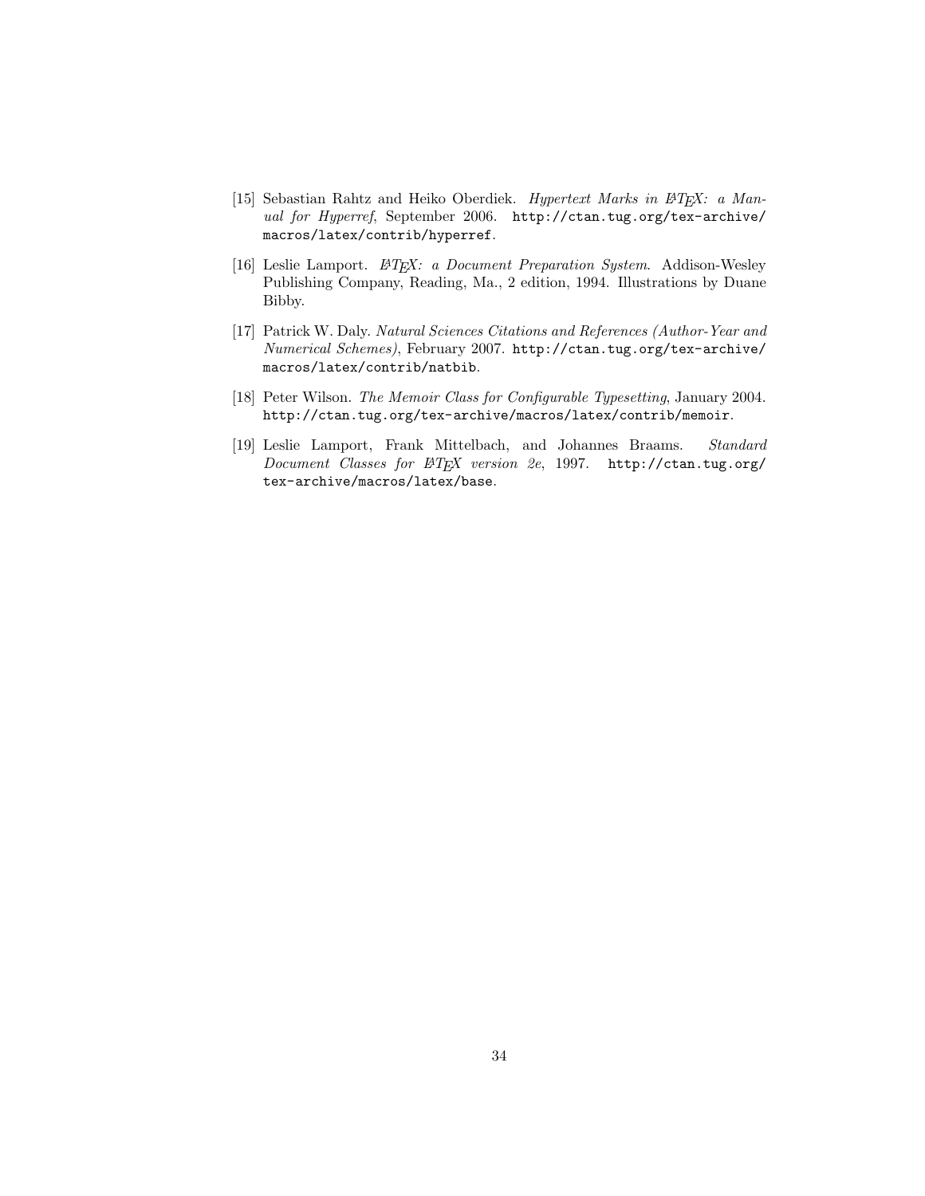[15] Sebastian Rahtz and Heiko Oberdiek. *Hypertext Marks in LaTeX: a Manual for Hyperref*, September 2006. `http://ctan.tug.org/tex-archive/macros/latex/contrib/hyperref`.

[16] Leslie Lamport. *LaTeX: a Document Preparation System*. Addison-Wesley Publishing Company, Reading, Ma., 2 edition, 1994. Illustrations by Duane Bibby.

[17] Patrick W. Daly. *Natural Sciences Citations and References (Author-Year and Numerical Schemes)*, February 2007. `http://ctan.tug.org/tex-archive/macros/latex/contrib/natbib`.

[18] Peter Wilson. *The Memoir Class for Configurable Typesetting*, January 2004. `http://ctan.tug.org/tex-archive/macros/latex/contrib/memoir`.

[19] Leslie Lamport, Frank Mittelbach, and Johannes Braams. *Standard Document Classes for LaTeX version 2e*, 1997. `http://ctan.tug.org/tex-archive/macros/latex/base`.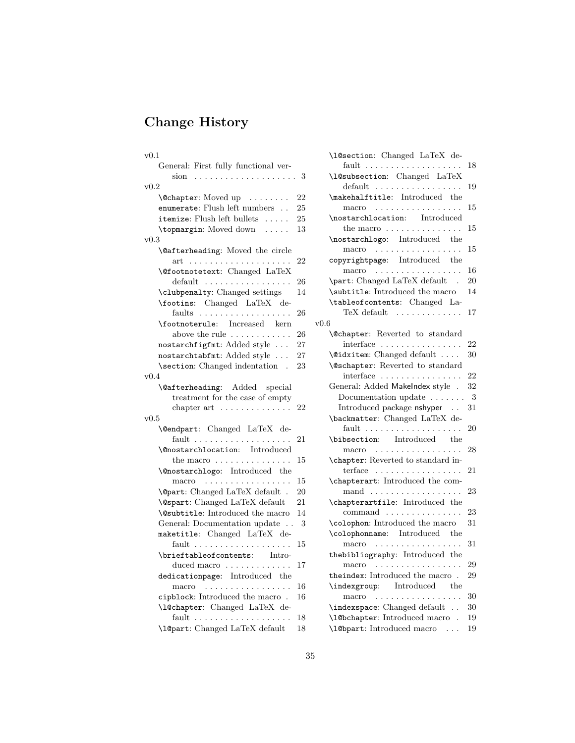# Change History

v0.1

- General: First fully functional version . . . 3

v0.2

- `\@chapter`: Moved up . . . 22
- `enumerate`: Flush left numbers . . 25
- `itemize`: Flush left bullets . . . 25
- `\topmargin`: Moved down . . . 13

v0.3

- `\@afterheading`: Moved the circle art . . . 22
- `\@footnotetext`: Changed LaTeX default . . . 26
- `\clubpenalty`: Changed settings 14
- `\footins`: Changed LaTeX defaults . . . 26
- `\footnoterule`: Increased kern above the rule . . . 26
- `nostarchfigfmt`: Added style . . . 27
- `nostarchtabfmt`: Added style . . . 27
- `\section`: Changed indentation . 23

v0.4

- `\@afterheading`: Added special treatment for the case of empty chapter art . . . 22

v0.5

- `\@endpart`: Changed LaTeX default . . . 21
- `\@nostarchlocation`: Introduced the macro . . . 15
- `\@nostarchlogo`: Introduced the macro . . . 15
- `\@part`: Changed LaTeX default . 20
- `\@spart`: Changed LaTeX default 21
- `\@subtitle`: Introduced the macro 14
- General: Documentation update . . 3
- `maketitle`: Changed LaTeX default . . . 15
- `\brieftableofcontents`: Introduced macro . . . 17
- `dedicationpage`: Introduced the macro . . . 16
- `cipblock`: Introduced the macro . 16
- `\l@chapter`: Changed LaTeX default . . . 18
- `\l@part`: Changed LaTeX default 18
- `\l@section`: Changed LaTeX default . . . 18
- `\l@subsection`: Changed LaTeX default . . . 19
- `\makehalftitle`: Introduced the macro . . . 15
- `\nostarchlocation`: Introduced the macro . . . 15
- `\nostarchlogo`: Introduced the macro . . . 15
- `copyrightpage`: Introduced the macro . . . 16
- `\part`: Changed LaTeX default . 20
- `\subtitle`: Introduced the macro 14
- `\tableofcontents`: Changed LaTeX default . . . 17

v0.6

- `\@chapter`: Reverted to standard interface . . . 22
- `\@idxitem`: Changed default . . . 30
- `\@schapter`: Reverted to standard interface . . . 22
- General: Added MakeIndex style . 32
  - Documentation update . . . 3
  - Introduced package nshyper . . 31
- `\backmatter`: Changed LaTeX default . . . 20
- `\bibsection`: Introduced the macro . . . 28
- `\chapter`: Reverted to standard interface . . . 21
- `\chapterart`: Introduced the command . . . 23
- `\chapterartfile`: Introduced the command . . . 23
- `\colophon`: Introduced the macro 31
- `\colophonname`: Introduced the macro . . . 31
- `thebibliography`: Introduced the macro . . . 29
- `theindex`: Introduced the macro . 29
- `\indexgroup`: Introduced the macro . . . 30
- `\indexspace`: Changed default . . 30
- `\l@bchapter`: Introduced macro . 19
- `\l@bpart`: Introduced macro . . . 19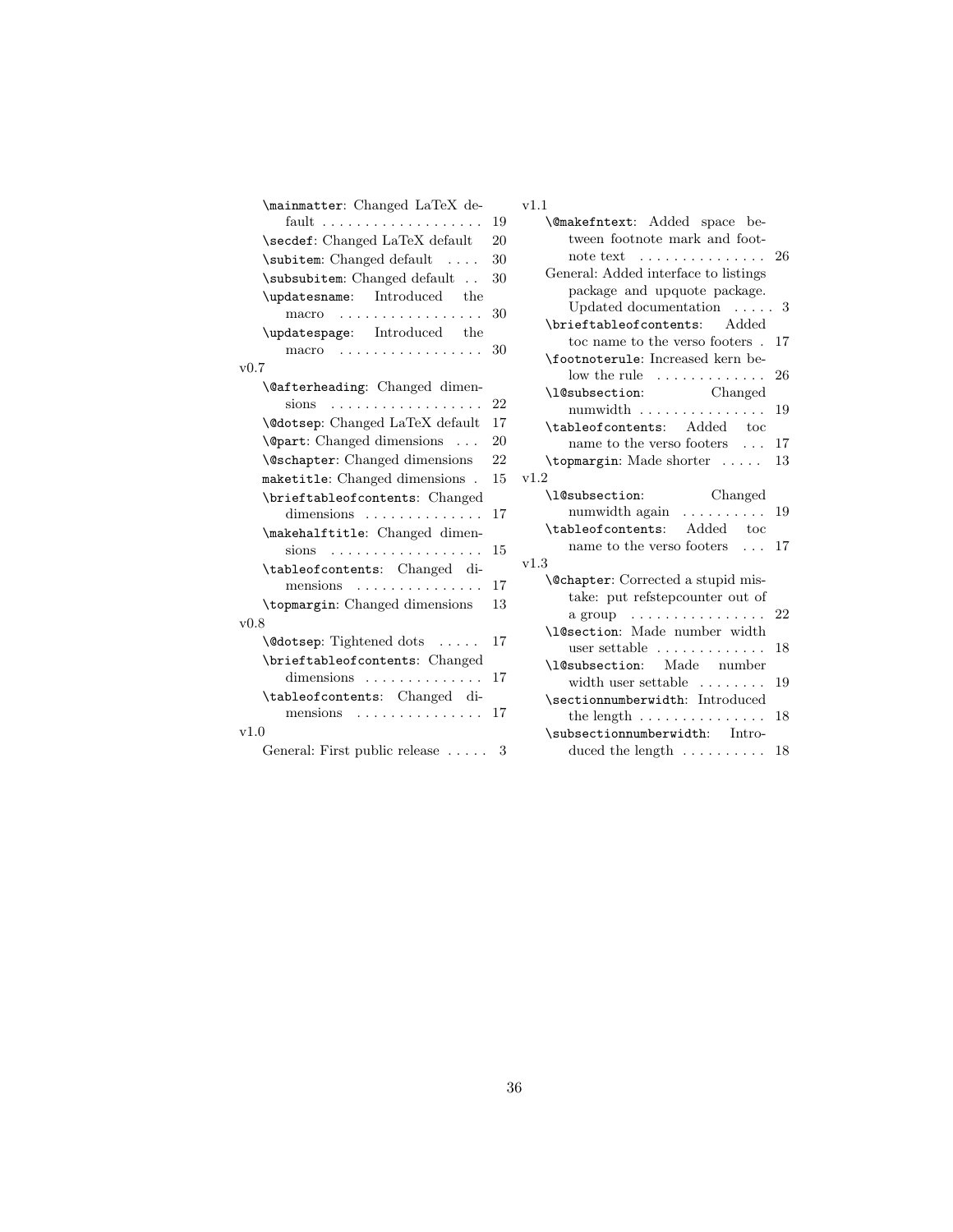- `\mainmatter`: Changed LaTeX default . . . 19
- `\secdef`: Changed LaTeX default 20
- `\subitem`: Changed default . . . . 30
- `\subsubitem`: Changed default . . 30
- `\updatesname`: Introduced the macro . . . 30
- `\updatespage`: Introduced the macro . . . 30

v0.7

- `\@afterheading`: Changed dimensions . . . 22
- `\@dotsep`: Changed LaTeX default 17
- `\@part`: Changed dimensions . . . 20
- `\@schapter`: Changed dimensions 22
- `maketitle`: Changed dimensions . 15
- `\brieftableofcontents`: Changed dimensions . . . 17
- `\makehalftitle`: Changed dimensions . . . 15
- `\tableofcontents`: Changed dimensions . . . 17
- `\topmargin`: Changed dimensions 13

v0.8

- `\@dotsep`: Tightened dots . . . . . 17
- `\brieftableofcontents`: Changed dimensions . . . 17
- `\tableofcontents`: Changed dimensions . . . 17

v1.0

- General: First public release . . . . . 3

v1.1

- `\@makefntext`: Added space between footnote mark and footnote text . . . 26
- General: Added interface to listings package and upquote package. Updated documentation . . . . . 3
- `\brieftableofcontents`: Added toc name to the verso footers . 17
- `\footnoterule`: Increased kern below the rule . . . 26
- `\l@subsection`: Changed numwidth . . . 19
- `\tableofcontents`: Added toc name to the verso footers . . . 17
- `\topmargin`: Made shorter . . . . . 13

v1.2

- `\l@subsection`: Changed numwidth again . . . 19
- `\tableofcontents`: Added toc name to the verso footers . . . 17

v1.3

- `\@chapter`: Corrected a stupid mistake: put refstepcounter out of a group . . . 22
- `\l@section`: Made number width user settable . . . 18
- `\l@subsection`: Made number width user settable . . . 19
- `\sectionnumberwidth`: Introduced the length . . . 18
- `\subsectionnumberwidth`: Introduced the length . . . 18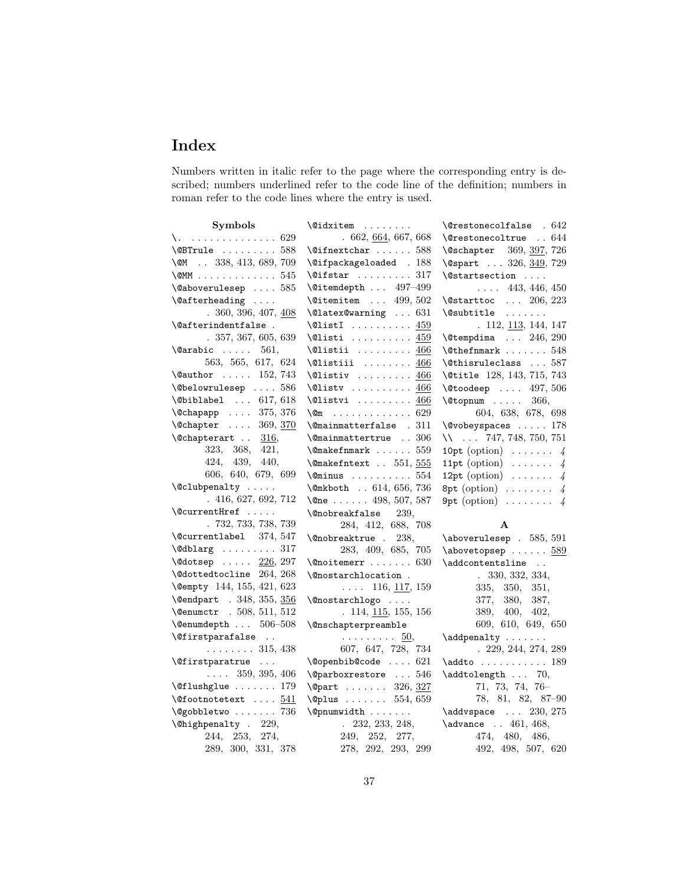# Index

Numbers written in italic refer to the page where the corresponding entry is described; numbers underlined refer to the code line of the definition; numbers in roman refer to the code lines where the entry is used.

**Symbols**

`\.` . . . 629
`\@BTrule` . . . 588
`\@M` . . 338, 413, 689, 709
`\@MM` . . . 545
`\@aboverulesep` . . . 585
`\@afterheading` . . . 360, 396, 407, 408
`\@afterindentfalse` . 357, 367, 605, 639
`\@arabic` . . . 561, 563, 565, 617, 624
`\@author` . . . 152, 743
`\@belowrulesep` . . . 586
`\@biblabel` . . . 617, 618
`\@chapapp` . . . 375, 376
`\@chapter` . . . 369, 370
`\@chapterart` . . 316, 323, 368, 421, 424, 439, 440, 606, 640, 679, 699
`\@clubpenalty` . . . 416, 627, 692, 712
`\@currentHref` . . . 732, 733, 738, 739
`\@currentlabel` 374, 547
`\@dblarg` . . . 317
`\@dotsep` . . . 226, 297
`\@dottedtocline` 264, 268
`\@empty` 144, 155, 421, 623
`\@endpart` . 348, 355, 356
`\@enumctr` . 508, 511, 512
`\@enumdepth` . . . 506–508
`\@firstparafalse` . . . 315, 438
`\@firstparatrue` . . . 359, 395, 406
`\@flushglue` . . . 179
`\@footnotetext` . . . 541
`\@gobbletwo` . . . 736
`\@highpenalty` . 229, 244, 253, 274, 289, 300, 331, 378
`\@idxitem` . . . 662, 664, 667, 668
`\@ifnextchar` . . . 588
`\@ifpackageloaded` . 188
`\@ifstar` . . . 317
`\@itemdepth` . . . 497–499
`\@itemitem` . . . 499, 502
`\@latex@warning` . . . 631
`\@listI` . . . 459
`\@listi` . . . 459
`\@listii` . . . 466
`\@listiii` . . . 466
`\@listiv` . . . 466
`\@listv` . . . 466
`\@listvi` . . . 466
`\@m` . . . 629
`\@mainmatterfalse` . 311
`\@mainmattertrue` . . 306
`\@makefnmark` . . . 559
`\@makefntext` . . 551, 555
`\@minus` . . . 554
`\@mkboth` . . 614, 656, 736
`\@ne` . . . 498, 507, 587
`\@nobreakfalse` 239, 284, 412, 688, 708
`\@nobreaktrue` . 238, 283, 409, 685, 705
`\@noitemerr` . . . 630
`\@nostarchlocation` . . . . 116, 117, 159
`\@nostarchlogo` . . . 114, 115, 155, 156
`\@nschapterpreamble` . . . 50, 607, 647, 728, 734
`\@openbib@code` . . . 621
`\@parboxrestore` . . . 546
`\@part` . . . 326, 327
`\@plus` . . . 554, 659
`\@pnumwidth` . . . 232, 233, 248, 249, 252, 277, 278, 292, 293, 299
`\@restonecolfalse` . 642
`\@restonecoltrue` . . 644
`\@schapter` 369, 397, 726
`\@spart` . . . 326, 349, 729
`\@startsection` . . . 443, 446, 450
`\@starttoc` . . . 206, 223
`\@subtitle` . . . 112, 113, 144, 147
`\@tempdima` . . . 246, 290
`\@thefnmark` . . . 548
`\@thisruleclass` . . . 587
`\@title` 128, 143, 715, 743
`\@toodeep` . . . 497, 506
`\@topnum` . . . 366, 604, 638, 678, 698
`\@vobeyspaces` . . . 178
`\\` . . . 747, 748, 750, 751
`10pt` (option) . . . *4*
`11pt` (option) . . . *4*
`12pt` (option) . . . *4*
`8pt` (option) . . . *4*
`9pt` (option) . . . *4*

**A**

`\aboverulesep` . 585, 591
`\abovetopsep` . . . 589
`\addcontentsline` . . 330, 332, 334, 335, 350, 351, 377, 380, 387, 389, 400, 402, 609, 610, 649, 650
`\addpenalty` . . . 229, 244, 274, 289
`\addto` . . . 189
`\addtolength` . . . 70, 71, 73, 74, 76–78, 81, 82, 87–90
`\addvspace` . . . 230, 275
`\advance` . . 461, 468, 474, 480, 486, 492, 498, 507, 620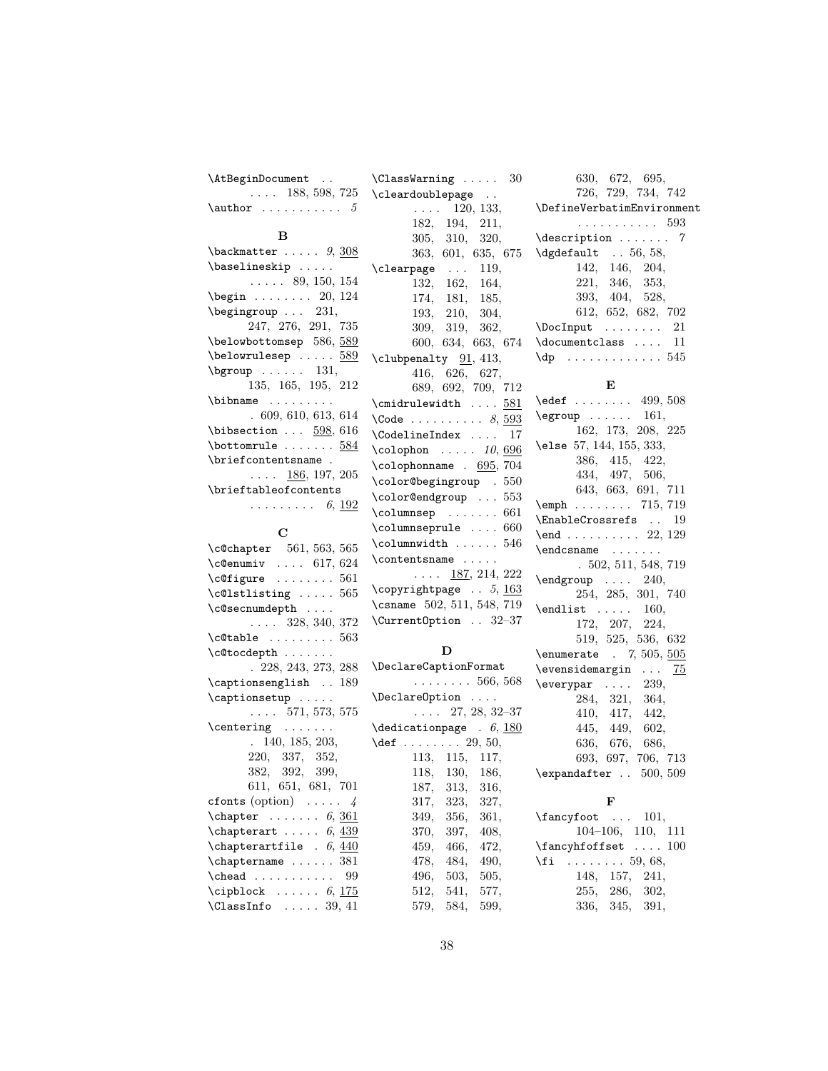\AtBeginDocument . . . . . . 188, 598, 725
\author . . . . . . . . . . . *5*

**B**

\backmatter . . . . . *9*, <u>308</u>
\baselineskip . . . . . . . . . . 89, 150, 154
\begin . . . . . . . . 20, 124
\begingroup . . . 231, 247, 276, 291, 735
\belowbottomsep 586, <u>589</u>
\belowrulesep . . . . . <u>589</u>
\bgroup . . . . . . 131, 135, 165, 195, 212
\bibname . . . . . . . . . 609, 610, 613, 614
\bibsection . . . <u>598</u>, 616
\bottomrule . . . . . . . <u>584</u>
\briefcontentsname . . . . . <u>186</u>, 197, 205
\brieftableofcontents . . . . . . . . . *6*, <u>192</u>

**C**

\c@chapter 561, 563, 565
\c@enumiv . . . . 617, 624
\c@figure . . . . . . . . 561
\c@lstlisting . . . . . 565
\c@secnumdepth . . . . . . . . 328, 340, 372
\c@table . . . . . . . . . 563
\c@tocdepth . . . . . . . . 228, 243, 273, 288
\captionsenglish . . 189
\captionsetup . . . . . . . . . 571, 573, 575
\centering . . . . . . . . 140, 185, 203, 220, 337, 352, 382, 392, 399, 611, 651, 681, 701
cfonts (option) . . . . . *4*
\chapter . . . . . . . *6*, <u>361</u>
\chapterart . . . . . *6*, <u>439</u>
\chapterartfile . *6*, <u>440</u>
\chaptername . . . . . . 381
\chead . . . . . . . . . . . 99
\cipblock . . . . . . *6*, <u>175</u>
\ClassInfo . . . . . 39, 41
\ClassWarning . . . . . 30
\cleardoublepage . . . . . . 120, 133, 182, 194, 211, 305, 310, 320, 363, 601, 635, 675
\clearpage . . . 119, 132, 162, 164, 174, 181, 185, 193, 210, 304, 309, 319, 362, 600, 634, 663, 674
\clubpenalty <u>91</u>, 413, 416, 626, 627, 689, 692, 709, 712
\cmidrulewidth . . . . <u>581</u>
\Code . . . . . . . . . . *8*, <u>593</u>
\CodelineIndex . . . . 17
\colophon . . . . . *10*, <u>696</u>
\colophonname . <u>695</u>, 704
\color@begingroup . 550
\color@endgroup . . . 553
\columnsep . . . . . . . 661
\columnseprule . . . . 660
\columnwidth . . . . . . 546
\contentsname . . . . . . . . . <u>187</u>, 214, 222
\copyrightpage . . *5*, <u>163</u>
\csname 502, 511, 548, 719
\CurrentOption . . 32–37

**D**

\DeclareCaptionFormat . . . . . . . . 566, 568
\DeclareOption . . . . . . . . 27, 28, 32–37
\dedicationpage . *6*, <u>180</u>
\def . . . . . . . . 29, 50, 113, 115, 117, 118, 130, 186, 187, 313, 316, 317, 323, 327, 349, 356, 361, 370, 397, 408, 459, 466, 472, 478, 484, 490, 496, 503, 505, 512, 541, 577, 579, 584, 599, 630, 672, 695, 726, 729, 734, 742
\DefineVerbatimEnvironment . . . . . . . . . . . 593
\description . . . . . . . *7*
\dgdefault . . 56, 58, 142, 146, 204, 221, 346, 353, 393, 404, 528, 612, 652, 682, 702
\DocInput . . . . . . . . 21
\documentclass . . . . 11
\dp . . . . . . . . . . . . . 545

**E**

\edef . . . . . . . . 499, 508
\egroup . . . . . . 161, 162, 173, 208, 225
\else 57, 144, 155, 333, 386, 415, 422, 434, 497, 506, 643, 663, 691, 711
\emph . . . . . . . . 715, 719
\EnableCrossrefs . . 19
\end . . . . . . . . . . 22, 129
\endcsname . . . . . . . . 502, 511, 548, 719
\endgroup . . . . 240, 254, 285, 301, 740
\endlist . . . . . 160, 172, 207, 224, 519, 525, 536, 632
\enumerate . *7*, 505, <u>505</u>
\evensidemargin . . . <u>75</u>
\everypar . . . . 239, 284, 321, 364, 410, 417, 442, 445, 449, 602, 636, 676, 686, 693, 697, 706, 713
\expandafter . . 500, 509

**F**

\fancyfoot . . . 101, 104–106, 110, 111
\fancyhfoffset . . . . 100
\fi . . . . . . . . 59, 68, 148, 157, 241, 255, 286, 302, 336, 345, 391,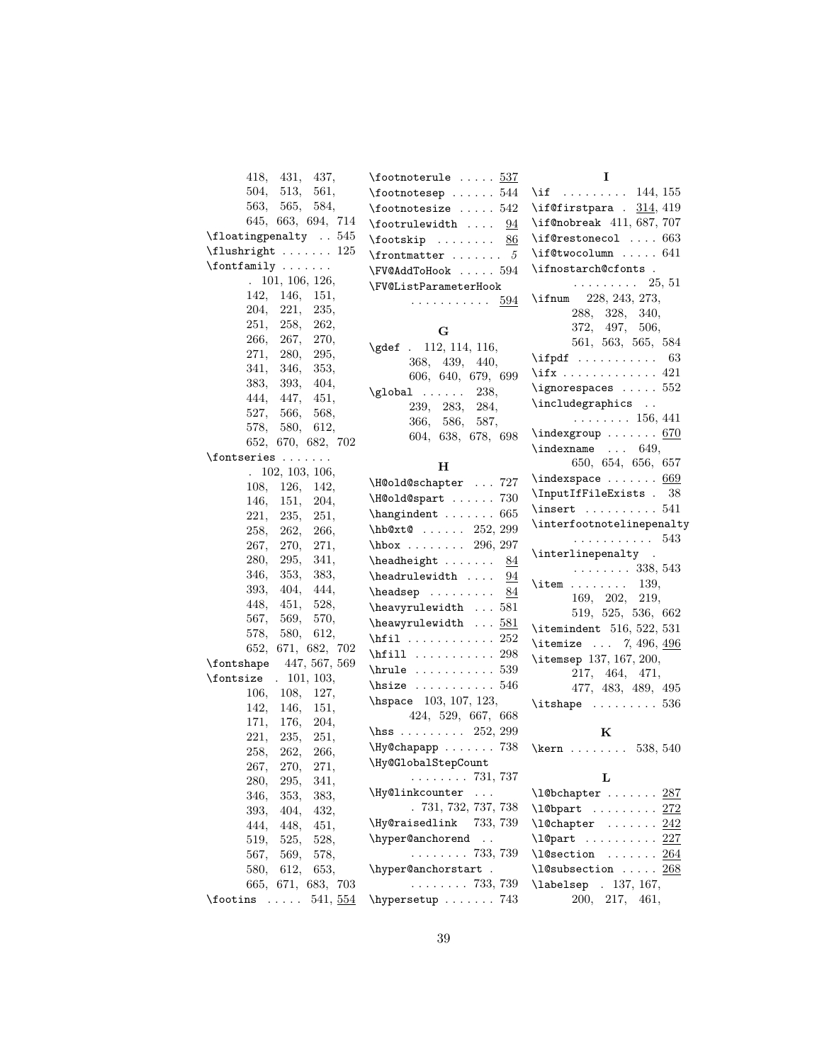418, 431, 437, 504, 513, 561, 563, 565, 584, 645, 663, 694, 714

\floatingpenalty . . 545

\flushright . . . . . . . 125

\fontfamily . . . . . . . . 101, 106, 126, 142, 146, 151, 204, 221, 235, 251, 258, 262, 266, 267, 270, 271, 280, 295, 341, 346, 353, 383, 393, 404, 444, 447, 451, 527, 566, 568, 578, 580, 612, 652, 670, 682, 702

\fontseries . . . . . . . . 102, 103, 106, 108, 126, 142, 146, 151, 204, 221, 235, 251, 258, 262, 266, 267, 270, 271, 280, 295, 341, 346, 353, 383, 393, 404, 444, 448, 451, 528, 567, 569, 570, 578, 580, 612, 652, 671, 682, 702

\fontshape 447, 567, 569

\fontsize . 101, 103, 106, 108, 127, 142, 146, 151, 171, 176, 204, 221, 235, 251, 258, 262, 266, 267, 270, 271, 280, 295, 341, 346, 353, 383, 393, 404, 432, 444, 448, 451, 519, 525, 528, 567, 569, 578, 580, 612, 653, 665, 671, 683, 703

\footins . . . . . 541, 554

\footnoterule . . . . . 537

\footnotesep . . . . . . 544

\footnotesize . . . . . 542

\footrulewidth . . . . 94

\footskip . . . . . . . . 86

\frontmatter . . . . . . . *5*

\FV@AddToHook . . . . . 594

\FV@ListParameterHook . . . . . . . . . . . 594

**G**

\gdef . 112, 114, 116, 368, 439, 440, 606, 640, 679, 699

\global . . . . . . 238, 239, 283, 284, 366, 586, 587, 604, 638, 678, 698

**H**

\H@old@schapter . . . 727

\H@old@spart . . . . . . 730

\hangindent . . . . . . . 665

\hb@xt@ . . . . . . 252, 299

\hbox . . . . . . . . 296, 297

\headheight . . . . . . . 84

\headrulewidth . . . . 94

\headsep . . . . . . . . . 84

\heavyrulewidth . . . 581

\heawyrulewidth . . . 581

\hfil . . . . . . . . . . . . 252

\hfill . . . . . . . . . . . 298

\hrule . . . . . . . . . . . 539

\hsize . . . . . . . . . . . 546

\hspace 103, 107, 123, 424, 529, 667, 668

\hss . . . . . . . . . 252, 299

\Hy@chapapp . . . . . . . 738

\Hy@GlobalStepCount . . . . . . . . 731, 737

\Hy@linkcounter . . . . 731, 732, 737, 738

\Hy@raisedlink 733, 739

\hyper@anchorend . . . . . . . . . . 733, 739

\hyper@anchorstart . . . . . . . . . 733, 739

\hypersetup . . . . . . . 743

**I**

\if . . . . . . . . . 144, 155

\if@firstpara . 314, 419

\if@nobreak 411, 687, 707

\if@restonecol . . . . 663

\if@twocolumn . . . . . 641

\ifnostarch@cfonts . . . . . . . . . . 25, 51

\ifnum 228, 243, 273, 288, 328, 340, 372, 497, 506, 561, 563, 565, 584

\ifpdf . . . . . . . . . . . 63

\ifx . . . . . . . . . . . . . 421

\ignorespaces . . . . . 552

\includegraphics . . . . . . . . . . 156, 441

\indexgroup . . . . . . . 670

\indexname . . . 649, 650, 654, 656, 657

\indexspace . . . . . . . 669

\InputIfFileExists . 38

\insert . . . . . . . . . . 541

\interfootnotelinepenalty . . . . . . . . . . . 543

\interlinepenalty . . . . . . . . . 338, 543

\item . . . . . . . . 139, 169, 202, 219, 519, 525, 536, 662

\itemindent 516, 522, 531

\itemize . . . *7*, 496, 496

\itemsep 137, 167, 200, 217, 464, 471, 477, 483, 489, 495

\itshape . . . . . . . . . 536

**K**

\kern . . . . . . . . 538, 540

**L**

\l@bchapter . . . . . . . 287

\l@bpart . . . . . . . . . 272

\l@chapter . . . . . . . 242

\l@part . . . . . . . . . . 227

\l@section . . . . . . . 264

\l@subsection . . . . . 268

\labelsep . 137, 167, 200, 217, 461,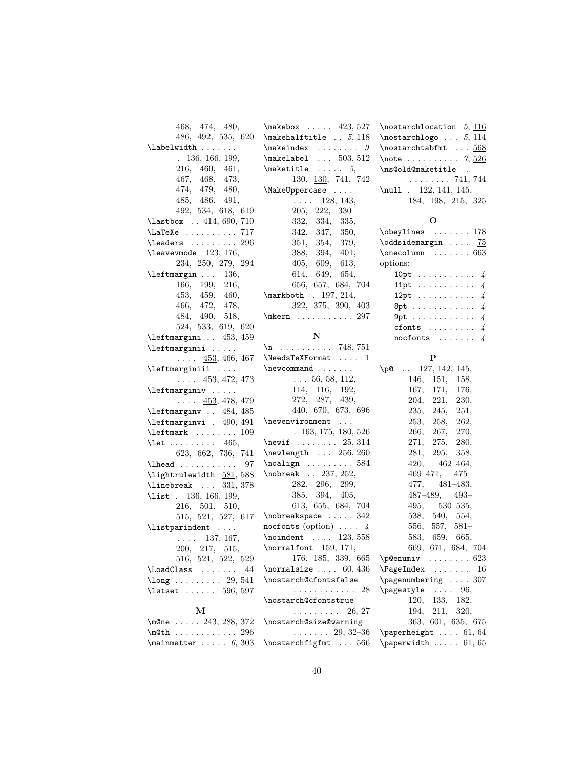468, 474, 480, 486, 492, 535, 620

`\labelwidth` . . . . . . . 136, 166, 199, 216, 460, 461, 467, 468, 473, 474, 479, 480, 485, 486, 491, 492, 534, 618, 619

`\lastbox` . . 414, 690, 710

`\LaTeXe` . . . . . . . . . . 717

`\leaders` . . . . . . . . . 296

`\leavevmode` 123, 176, 234, 250, 279, 294

`\leftmargin` . . . 136, 166, 199, 216, <u>453</u>, 459, 460, 466, 472, 478, 484, 490, 518, 524, 533, 619, 620

`\leftmargini` . . <u>453</u>, 459

`\leftmarginii` . . . . . . . . . <u>453</u>, 466, 467

`\leftmarginiii` . . . . . . . . <u>453</u>, 472, 473

`\leftmarginiv` . . . . . . . . . <u>453</u>, 478, 479

`\leftmarginv` . . 484, 485

`\leftmarginvi` . 490, 491

`\leftmark` . . . . . . . . 109

`\let` . . . . . . . . . 465, 623, 662, 736, 741

`\lhead` . . . . . . . . . . . 97

`\lightrulewidth` <u>581</u>, 588

`\linebreak` . . . 331, 378

`\list` . 136, 166, 199, 216, 501, 510, 515, 521, 527, 617

`\listparindent` . . . . . . . . 137, 167, 200, 217, 515, 516, 521, 522, 529

`\LoadClass` . . . . . . . 44

`\long` . . . . . . . . . 29, 541

`\lstset` . . . . . . 596, 597

**M**

`\m@ne` . . . . . 243, 288, 372

`\m@th` . . . . . . . . . . . 296

`\mainmatter` . . . . . *6*, <u>303</u>

`\makebox` . . . . . 423, 527

`\makehalftitle` . . *5*, <u>118</u>

`\makeindex` . . . . . . . . *9*

`\makelabel` . . . 503, 512

`\maketitle` . . . . . *5*, 130, <u>130</u>, 741, 742

`\MakeUppercase` . . . . . . . . 128, 143, 205, 222, 330–332, 334, 335, 342, 347, 350, 351, 354, 379, 388, 394, 401, 405, 609, 613, 614, 649, 654, 656, 657, 684, 704

`\markboth` . 197, 214, 322, 375, 390, 403

`\mkern` . . . . . . . . . . . 297

**N**

`\n` . . . . . . . . . . 748, 751

`\NeedsTeXFormat` . . . . 1

`\newcommand` . . . . . . . . . 56, 58, 112, 114, 116, 192, 272, 287, 439, 440, 670, 673, 696

`\newenvironment` . . . . 163, 175, 180, 526

`\newif` . . . . . . . . 25, 314

`\newlength` . . . 256, 260

`\noalign` . . . . . . . . . 584

`\nobreak` . . 237, 252, 282, 296, 299, 385, 394, 405, 613, 655, 684, 704

`\nobreakspace` . . . . . 342

`nocfonts` (option) . . . . *4*

`\noindent` . . . . 123, 558

`\normalfont` 159, 171, 176, 185, 339, 665

`\normalsize` . . . . 60, 436

`\nostarch@cfontsfalse` . . . . . . . . . . . . 28

`\nostarch@cfontstrue` . . . . . . . . . 26, 27

`\nostarch@size@warning` . . . . . . . 29, 32–36

`\nostarchfigfmt` . . . <u>566</u>

`\nostarchlocation` *5*, <u>116</u>

`\nostarchlogo` . . . *5*, <u>114</u>

`\nostarchtabfmt` . . . <u>568</u>

`\note` . . . . . . . . . . *7*, <u>526</u>

`\ns@old@maketitle` . . . . . . . . . 741, 744

`\null` . 122, 141, 145, 184, 198, 215, 325

**O**

`\obeylines` . . . . . . . 178

`\oddsidemargin` . . . . <u>75</u>

`\onecolumn` . . . . . . . 663

options:

- `10pt` . . . . . . . . . . . *4*
- `11pt` . . . . . . . . . . . *4*
- `12pt` . . . . . . . . . . . *4*
- `8pt` . . . . . . . . . . . . *4*
- `9pt` . . . . . . . . . . . . *4*
- `cfonts` . . . . . . . . . *4*
- `nocfonts` . . . . . . . *4*

**P**

`\p@` . . 127, 142, 145, 146, 151, 158, 167, 171, 176, 204, 221, 230, 235, 245, 251, 253, 258, 262, 266, 267, 270, 271, 275, 280, 281, 295, 358, 420, 462–464, 469–471, 475–477, 481–483, 487–489, 493–495, 530–535, 538, 540, 554, 556, 557, 581–583, 659, 665, 669, 671, 684, 704

`\p@enumiv` . . . . . . . . 623

`\PageIndex` . . . . . . . 16

`\pagenumbering` . . . . 307

`\pagestyle` . . . . 96, 120, 133, 182, 194, 211, 320, 363, 601, 635, 675

`\paperheight` . . . . <u>61</u>, 64

`\paperwidth` . . . . . <u>61</u>, 65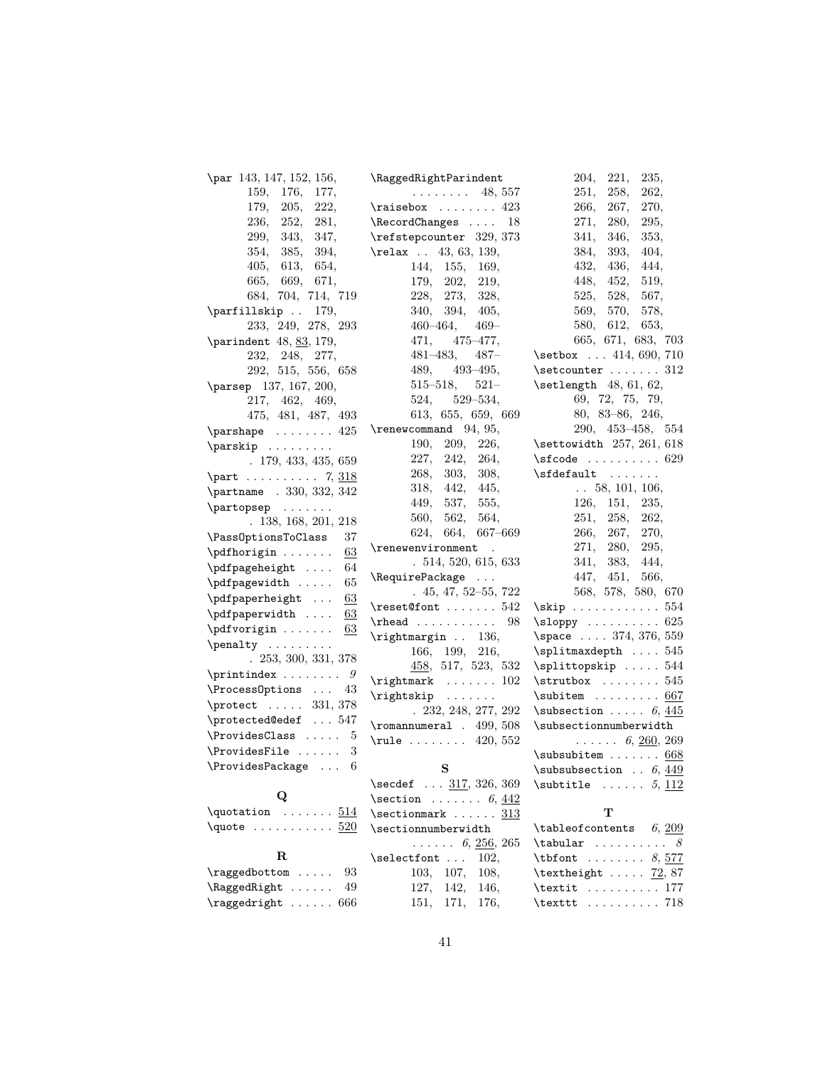\par 143, 147, 152, 156, 159, 176, 177, 179, 205, 222, 236, 252, 281, 299, 343, 347, 354, 385, 394, 405, 613, 654, 665, 669, 671, 684, 704, 714, 719

\parfillskip . . 179, 233, 249, 278, 293

\parindent 48, 83, 179, 232, 248, 277, 292, 515, 556, 658

\parsep 137, 167, 200, 217, 462, 469, 475, 481, 487, 493

\parshape . . . . . . . . 425

\parskip . . . . . . . . . 179, 433, 435, 659

\part . . . . . . . . . . *7*, 318

\partname . 330, 332, 342

\partopsep . . . . . . . 138, 168, 201, 218

\PassOptionsToClass 37

\pdfhorigin . . . . . . . 63

\pdfpageheight . . . . 64

\pdfpagewidth . . . . . 65

\pdfpaperheight . . . 63

\pdfpaperwidth . . . . 63

\pdfvorigin . . . . . . . 63

\penalty . . . . . . . . . 253, 300, 331, 378

\printindex . . . . . . . . *9*

\ProcessOptions . . . 43

\protect . . . . . 331, 378

\protected@edef . . . 547

\ProvidesClass . . . . . 5

\ProvidesFile . . . . . . 3

\ProvidesPackage . . . 6

**Q**

\quotation . . . . . . . 514

\quote . . . . . . . . . . . 520

**R**

\raggedbottom . . . . . 93

\RaggedRight . . . . . . 49

\raggedright . . . . . . 666

\RaggedRightParindent . . . . . . . . 48, 557

\raisebox . . . . . . . . 423

\RecordChanges . . . . 18

\refstepcounter 329, 373

\relax . . 43, 63, 139, 144, 155, 169, 179, 202, 219, 228, 273, 328, 340, 394, 405, 460–464, 469–471, 475–477, 481–483, 487–489, 493–495, 515–518, 521–524, 529–534, 613, 655, 659, 669

\renewcommand 94, 95, 190, 209, 226, 227, 242, 264, 268, 303, 308, 318, 442, 445, 449, 537, 555, 560, 562, 564, 624, 664, 667–669

\renewenvironment . 514, 520, 615, 633

\RequirePackage . . . 45, 47, 52–55, 722

\reset@font . . . . . . . 542

\rhead . . . . . . . . . . . 98

\rightmargin . . 136, 166, 199, 216, 458, 517, 523, 532

\rightmark . . . . . . . 102

\rightskip . . . . . . . 232, 248, 277, 292

\romannumeral . 499, 508

\rule . . . . . . . . 420, 552

**S**

\secdef . . . 317, 326, 369

\section . . . . . . . *6*, 442

\sectionmark . . . . . . 313

\sectionnumberwidth . . . . . . *6*, 256, 265

\selectfont . . . 102, 103, 107, 108, 127, 142, 146, 151, 171, 176, 204, 221, 235, 251, 258, 262, 266, 267, 270, 271, 280, 295, 341, 346, 353, 384, 393, 404, 432, 436, 444, 448, 452, 519, 525, 528, 567, 569, 570, 578, 580, 612, 653, 665, 671, 683, 703

\setbox . . . 414, 690, 710

\setcounter . . . . . . . 312

\setlength 48, 61, 62, 69, 72, 75, 79, 80, 83–86, 246, 290, 453–458, 554

\settowidth 257, 261, 618

\sfcode . . . . . . . . . . 629

\sfdefault . . . . . . . . 58, 101, 106, 126, 151, 235, 251, 258, 262, 266, 267, 270, 271, 280, 295, 341, 383, 444, 447, 451, 566, 568, 578, 580, 670

\skip . . . . . . . . . . . . 554

\sloppy . . . . . . . . . . 625

\space . . . . 374, 376, 559

\splitmaxdepth . . . . 545

\splittopskip . . . . . 544

\strutbox . . . . . . . . 545

\subitem . . . . . . . . . 667

\subsection . . . . . *6*, 445

\subsectionnumberwidth . . . . . . *6*, 260, 269

\subsubitem . . . . . . . 668

\subsubsection . . *6*, 449

\subtitle . . . . . . *5*, 112

**T**

\tableofcontents *6*, 209

\tabular . . . . . . . . . . *8*

\tbfont . . . . . . . . *8*, 577

\textheight . . . . . 72, 87

\textit . . . . . . . . . . 177

\texttt . . . . . . . . . . 718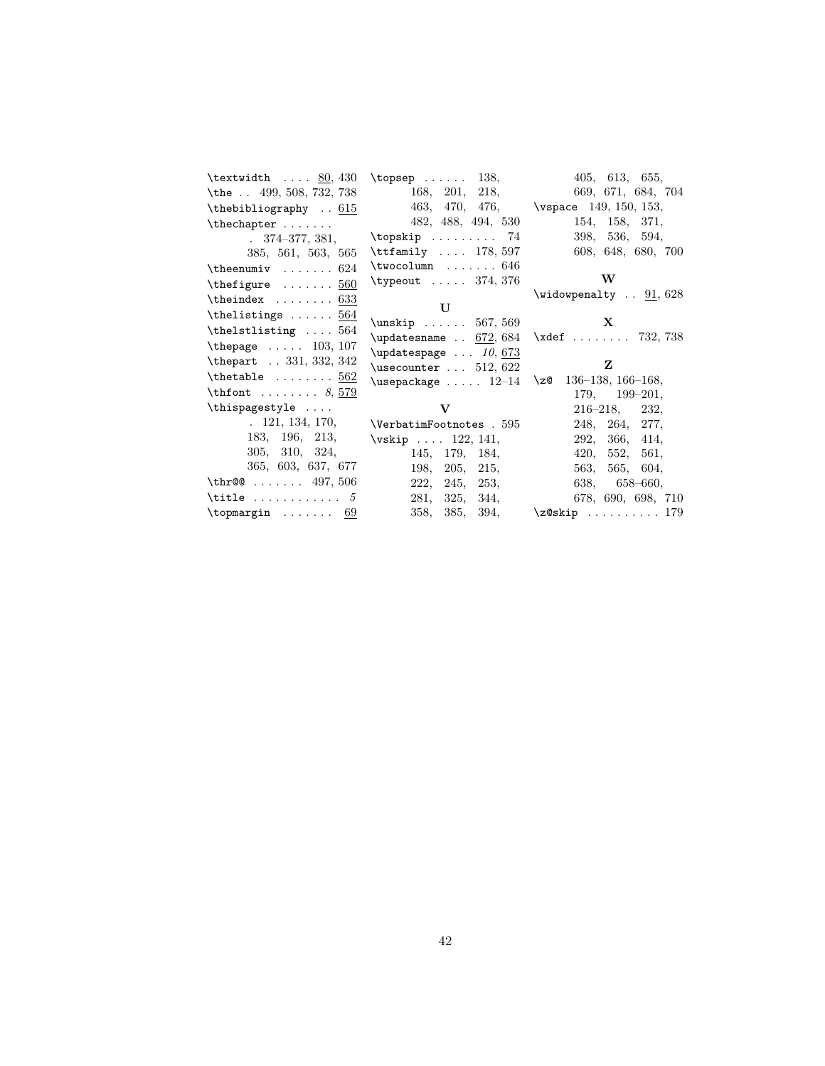\textwidth .... 80, 430
\the .. 499, 508, 732, 738
\thebibliography .. 615
\thechapter .......
. 374–377, 381,
385, 561, 563, 565
\theenumiv ....... 624
\thefigure ....... 560
\theindex ........ 633
\thelistings ...... 564
\thelstlisting .... 564
\thepage ..... 103, 107
\thepart .. 331, 332, 342
\thetable ........ 562
\thfont ........ *8*, 579
\thispagestyle ....
. 121, 134, 170,
183, 196, 213,
305, 310, 324,
365, 603, 637, 677
\thr@@ ....... 497, 506
\title ............ *5*
\topmargin ....... 69
\topsep ...... 138,
168, 201, 218,
463, 470, 476,
482, 488, 494, 530
\topskip ......... 74
\ttfamily .... 178, 597
\twocolumn ....... 646
\typeout ..... 374, 376

**U**

\unskip ...... 567, 569
\updatesname .. 672, 684
\updatespage ... *10*, 673
\usecounter ... 512, 622
\usepackage ..... 12–14

**V**

\VerbatimFootnotes . 595
\vskip .... 122, 141,
145, 179, 184,
198, 205, 215,
222, 245, 253,
281, 325, 344,
358, 385, 394,
405, 613, 655,
669, 671, 684, 704
\vspace 149, 150, 153,
154, 158, 371,
398, 536, 594,
608, 648, 680, 700

**W**

\widowpenalty .. 91, 628

**X**

\xdef ........ 732, 738

**Z**

\z@ 136–138, 166–168,
179, 199–201,
216–218, 232,
248, 264, 277,
292, 366, 414,
420, 552, 561,
563, 565, 604,
638, 658–660,
678, 690, 698, 710
\z@skip .......... 179